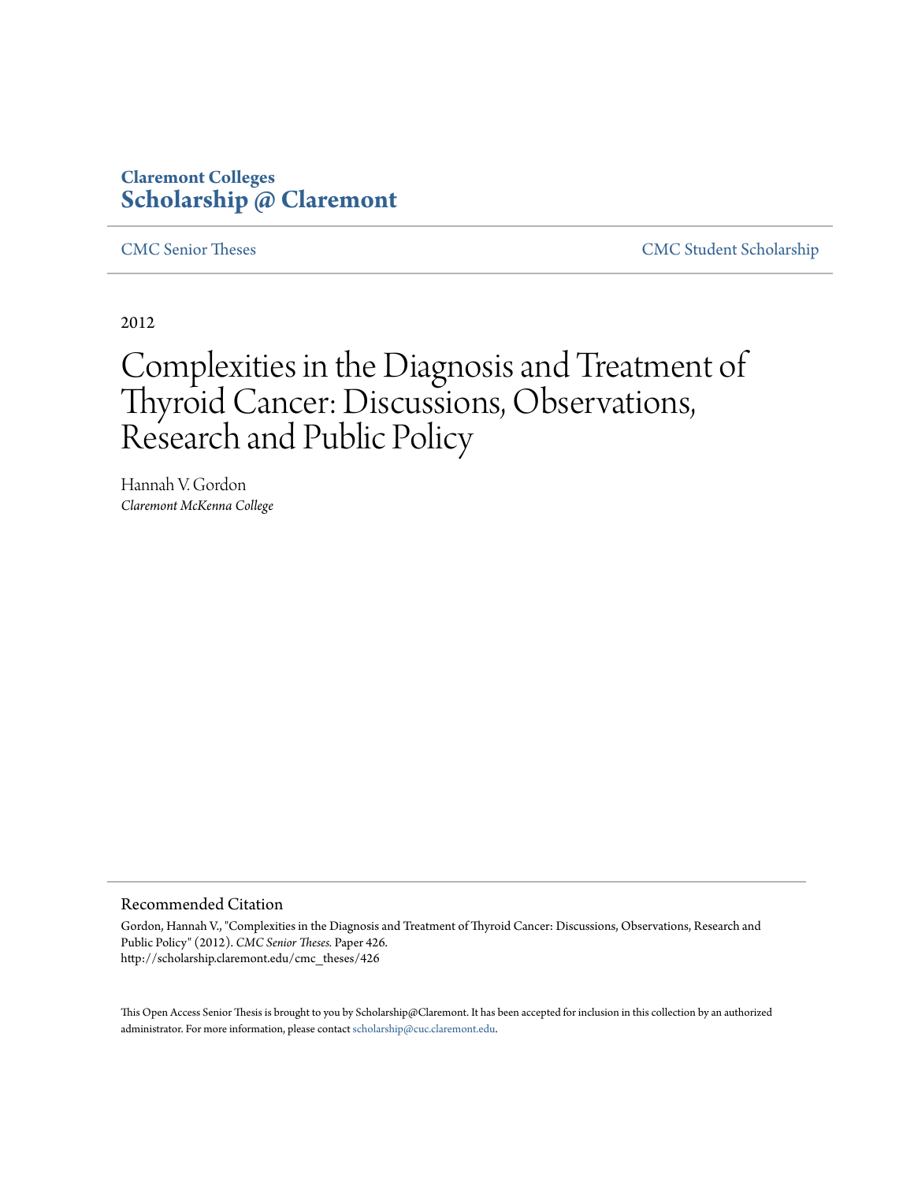**Claremont Colleges**
**Scholarship @ Claremont**

CMC Senior Theses | CMC Student Scholarship

2012

# Complexities in the Diagnosis and Treatment of Thyroid Cancer: Discussions, Observations, Research and Public Policy

Hannah V. Gordon
*Claremont McKenna College*

## Recommended Citation

Gordon, Hannah V., "Complexities in the Diagnosis and Treatment of Thyroid Cancer: Discussions, Observations, Research and Public Policy" (2012). *CMC Senior Theses.* Paper 426.
http://scholarship.claremont.edu/cmc_theses/426

This Open Access Senior Thesis is brought to you by Scholarship@Claremont. It has been accepted for inclusion in this collection by an authorized administrator. For more information, please contact scholarship@cuc.claremont.edu.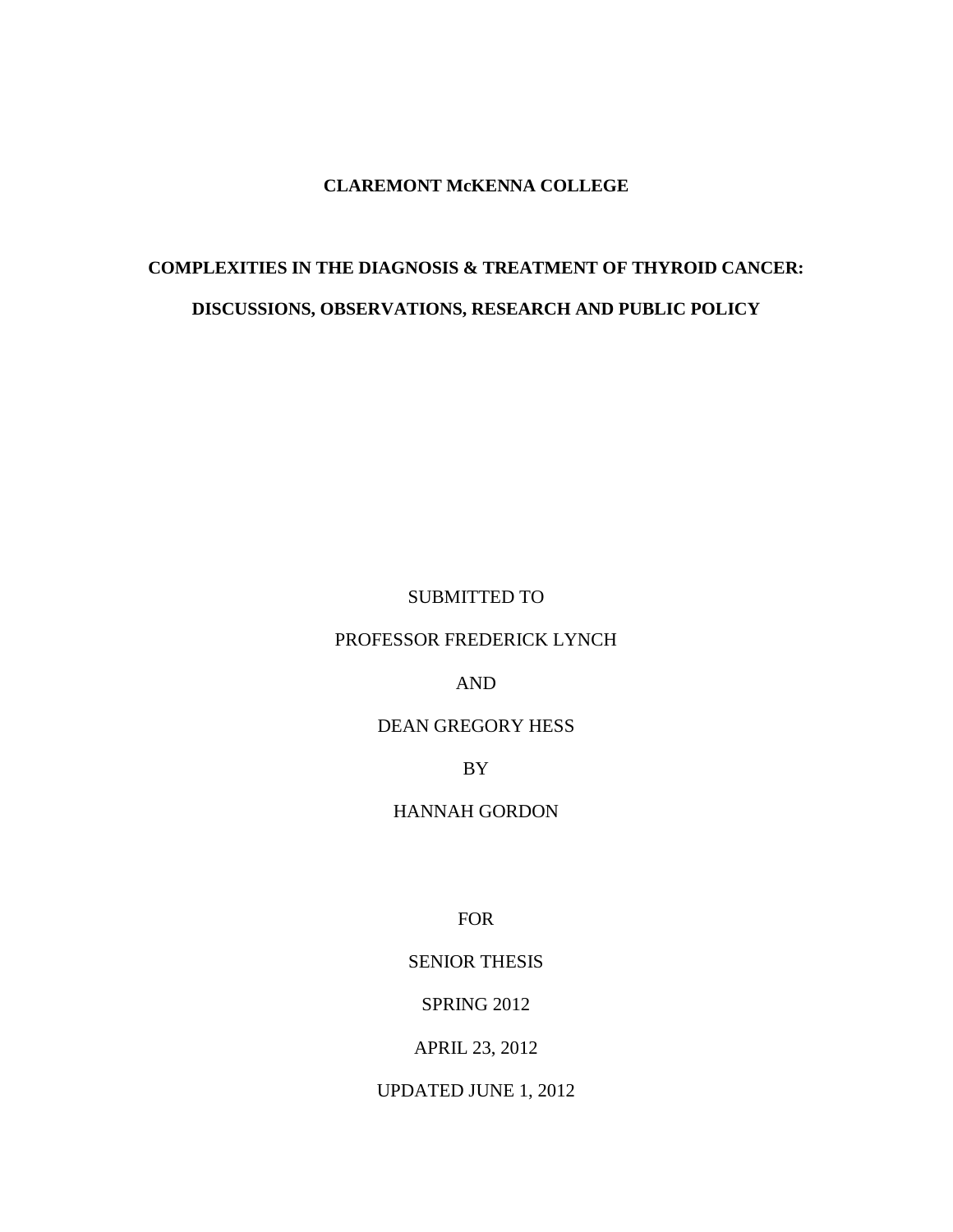**CLAREMONT McKENNA COLLEGE**

**COMPLEXITIES IN THE DIAGNOSIS & TREATMENT OF THYROID CANCER:**

**DISCUSSIONS, OBSERVATIONS, RESEARCH AND PUBLIC POLICY**

SUBMITTED TO

PROFESSOR FREDERICK LYNCH

AND

DEAN GREGORY HESS

BY

HANNAH GORDON

FOR

SENIOR THESIS

SPRING 2012

APRIL 23, 2012

UPDATED JUNE 1, 2012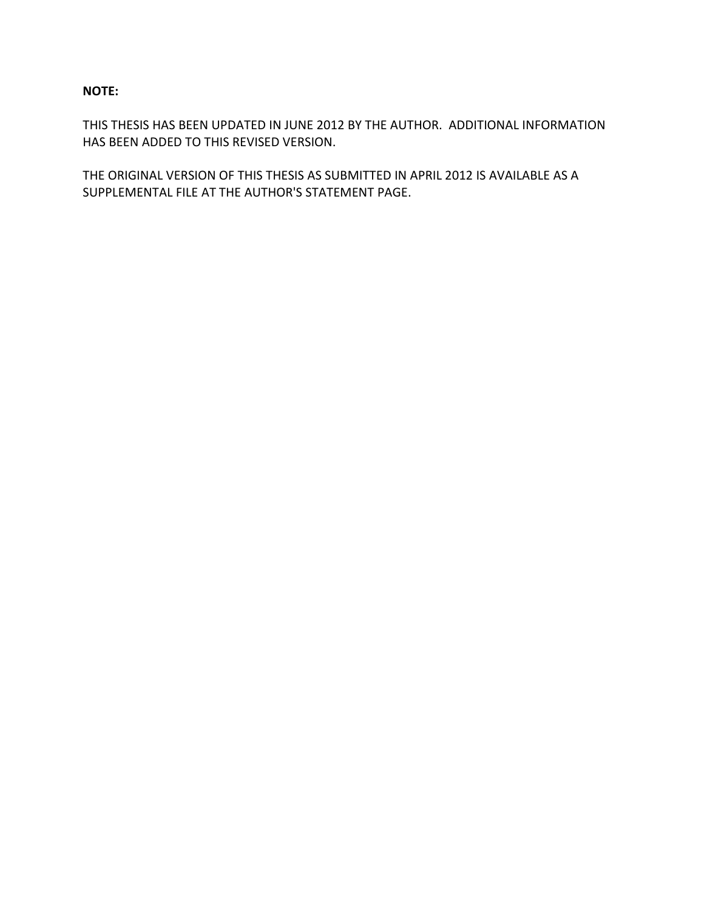**NOTE:**

THIS THESIS HAS BEEN UPDATED IN JUNE 2012 BY THE AUTHOR. ADDITIONAL INFORMATION HAS BEEN ADDED TO THIS REVISED VERSION.

THE ORIGINAL VERSION OF THIS THESIS AS SUBMITTED IN APRIL 2012 IS AVAILABLE AS A SUPPLEMENTAL FILE AT THE AUTHOR'S STATEMENT PAGE.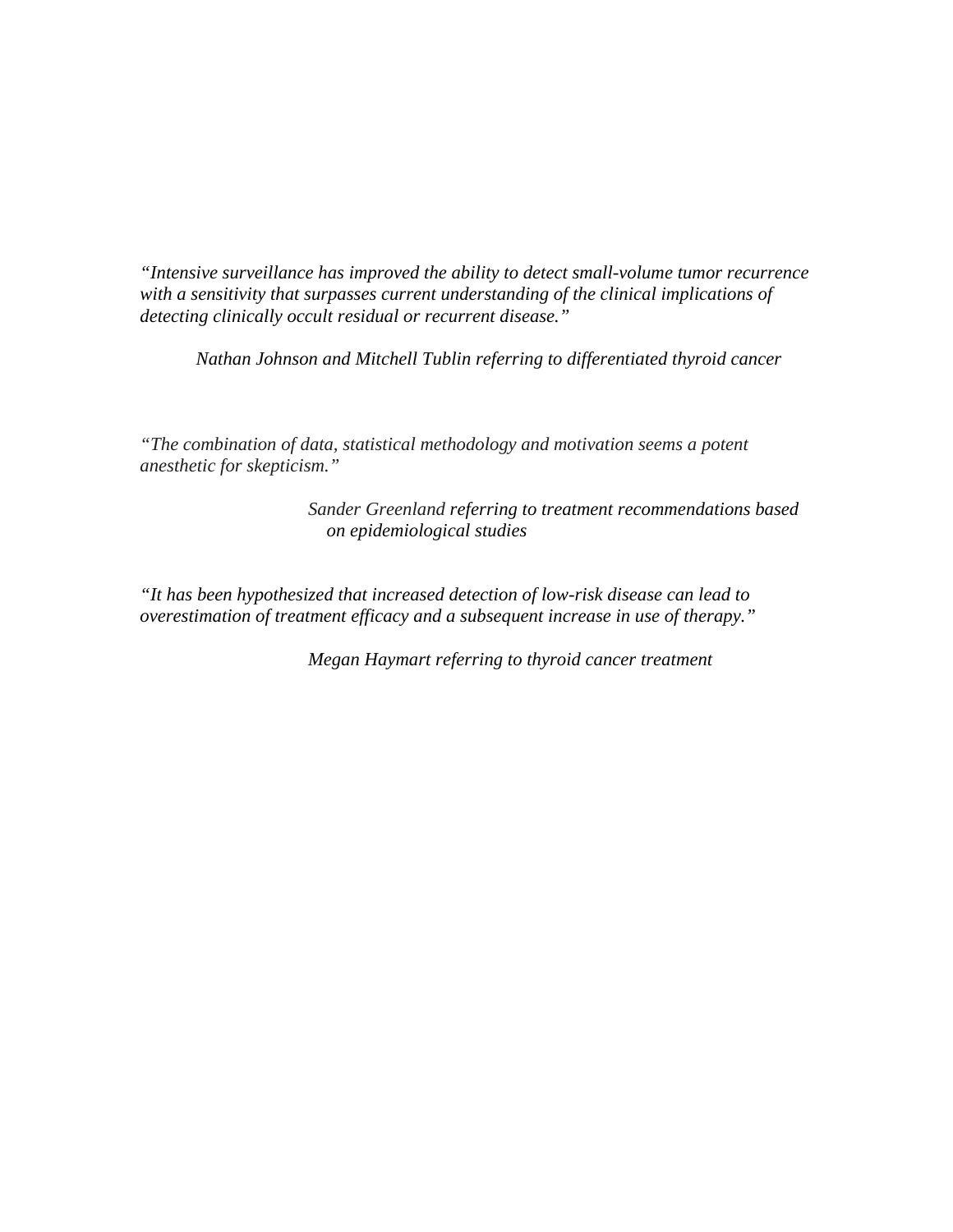*"Intensive surveillance has improved the ability to detect small-volume tumor recurrence with a sensitivity that surpasses current understanding of the clinical implications of detecting clinically occult residual or recurrent disease."*

*Nathan Johnson and Mitchell Tublin referring to differentiated thyroid cancer*

*"The combination of data, statistical methodology and motivation seems a potent anesthetic for skepticism."*

*Sander Greenland referring to treatment recommendations based on epidemiological studies*

*"It has been hypothesized that increased detection of low-risk disease can lead to overestimation of treatment efficacy and a subsequent increase in use of therapy."*

*Megan Haymart referring to thyroid cancer treatment*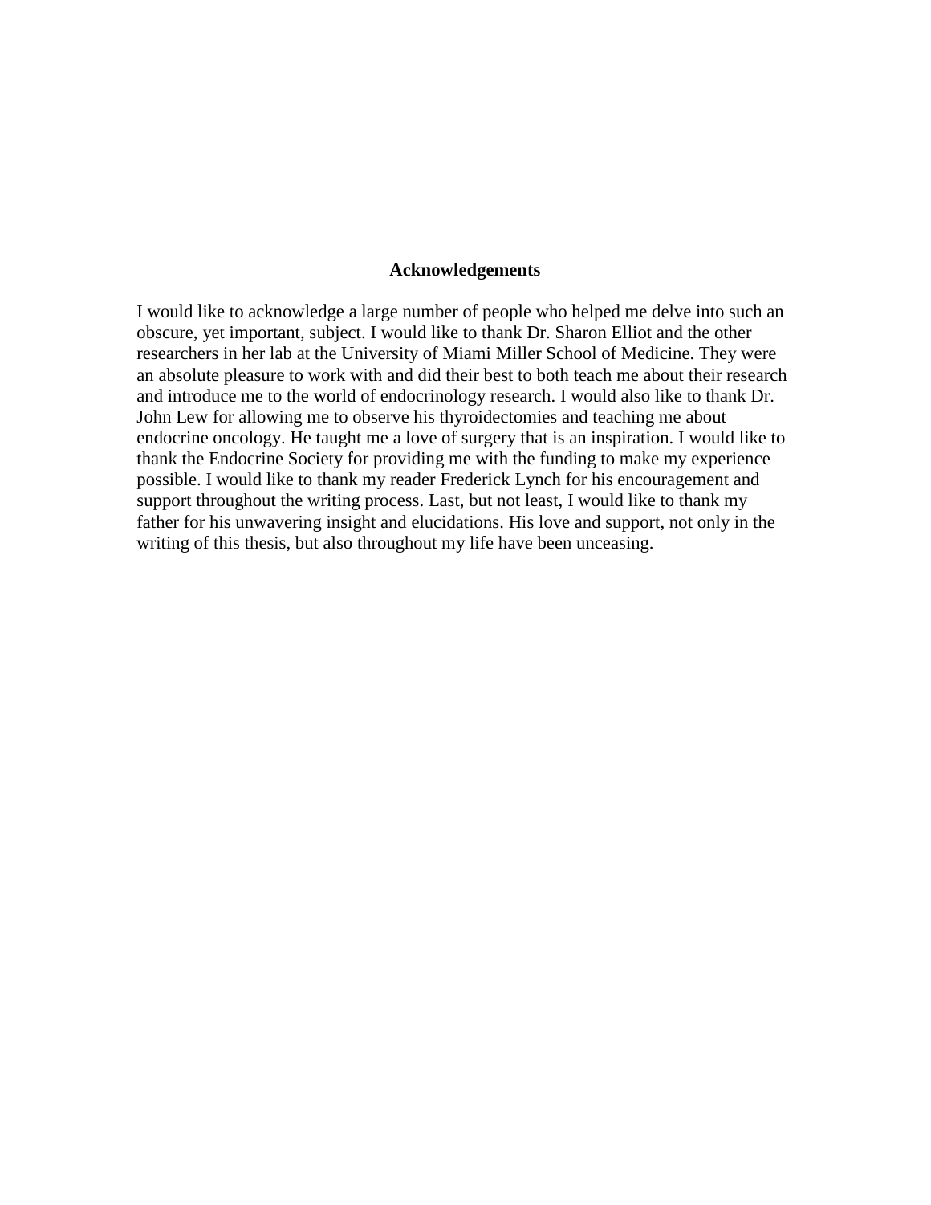# Acknowledgements

I would like to acknowledge a large number of people who helped me delve into such an obscure, yet important, subject. I would like to thank Dr. Sharon Elliot and the other researchers in her lab at the University of Miami Miller School of Medicine. They were an absolute pleasure to work with and did their best to both teach me about their research and introduce me to the world of endocrinology research. I would also like to thank Dr. John Lew for allowing me to observe his thyroidectomies and teaching me about endocrine oncology. He taught me a love of surgery that is an inspiration. I would like to thank the Endocrine Society for providing me with the funding to make my experience possible. I would like to thank my reader Frederick Lynch for his encouragement and support throughout the writing process. Last, but not least, I would like to thank my father for his unwavering insight and elucidations. His love and support, not only in the writing of this thesis, but also throughout my life have been unceasing.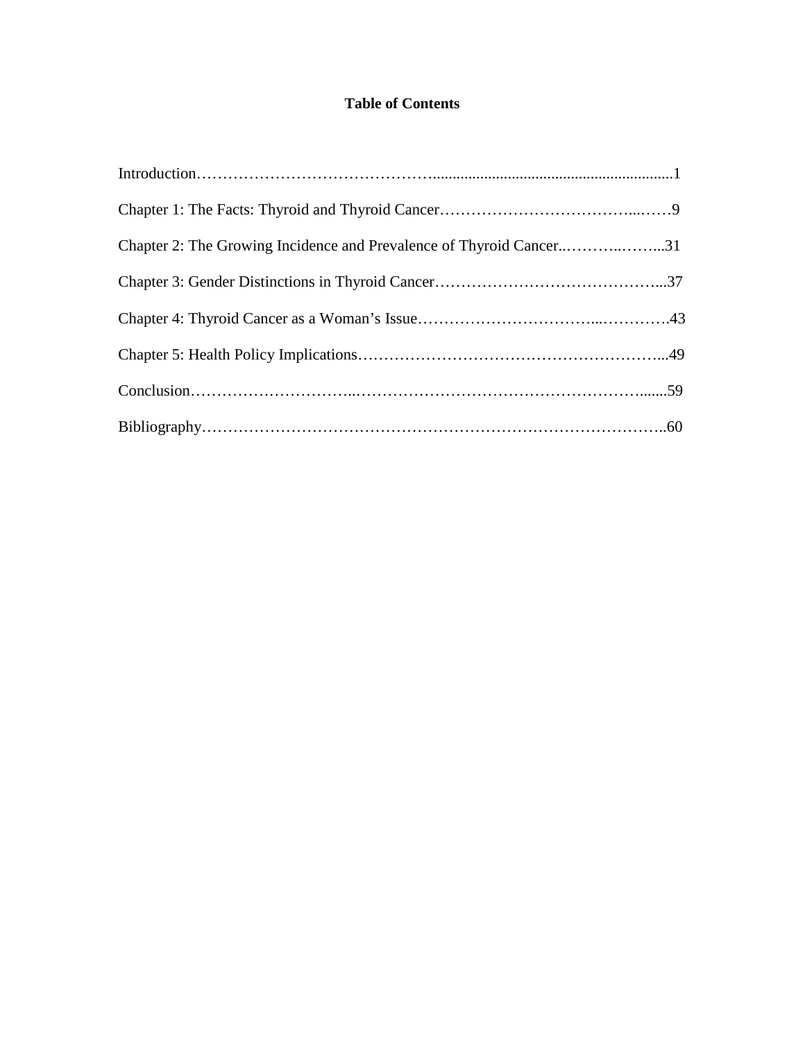# Table of Contents

Introduction……………………………………….........................................................1

Chapter 1: The Facts: Thyroid and Thyroid Cancer………………………………...……9

Chapter 2: The Growing Incidence and Prevalence of Thyroid Cancer..………..……...31

Chapter 3: Gender Distinctions in Thyroid Cancer……………………………………...37

Chapter 4: Thyroid Cancer as a Woman's Issue……………………………...………….43

Chapter 5: Health Policy Implications…………………………………………………...49

Conclusion…………………………...……………………………………………….......59

Bibliography……………………………………………………………………………..60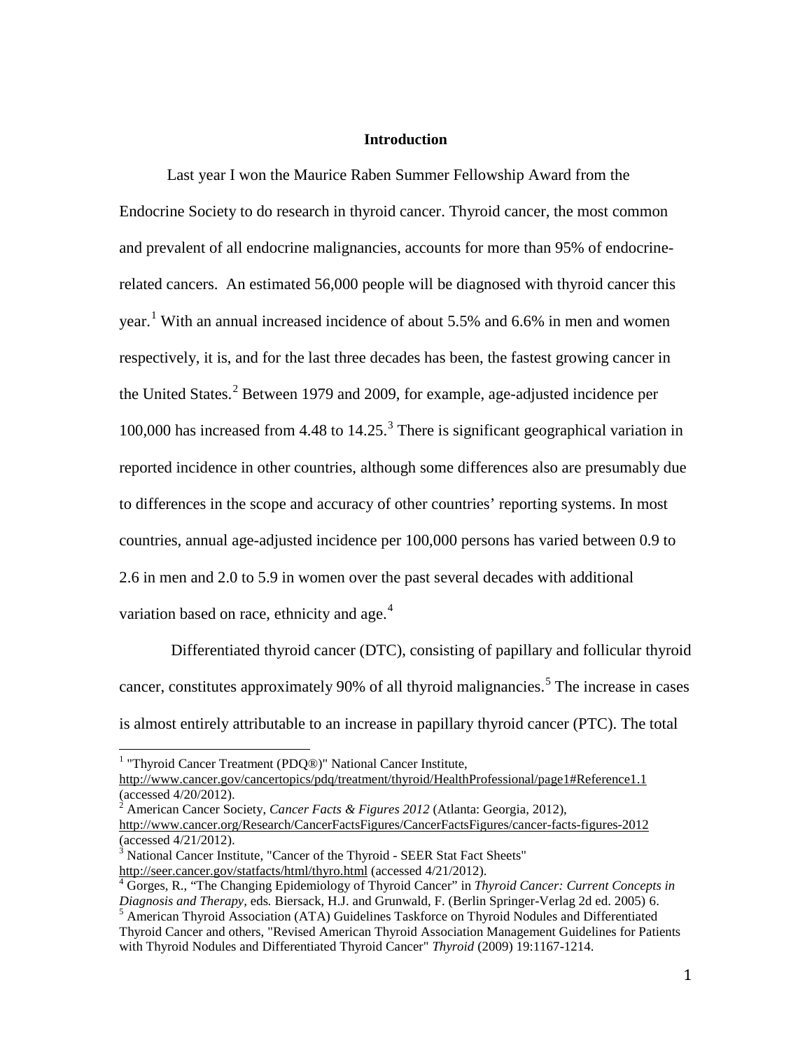## Introduction

Last year I won the Maurice Raben Summer Fellowship Award from the Endocrine Society to do research in thyroid cancer. Thyroid cancer, the most common and prevalent of all endocrine malignancies, accounts for more than 95% of endocrine-related cancers. An estimated 56,000 people will be diagnosed with thyroid cancer this year.[1] With an annual increased incidence of about 5.5% and 6.6% in men and women respectively, it is, and for the last three decades has been, the fastest growing cancer in the United States.[2] Between 1979 and 2009, for example, age-adjusted incidence per 100,000 has increased from 4.48 to 14.25.[3] There is significant geographical variation in reported incidence in other countries, although some differences also are presumably due to differences in the scope and accuracy of other countries' reporting systems. In most countries, annual age-adjusted incidence per 100,000 persons has varied between 0.9 to 2.6 in men and 2.0 to 5.9 in women over the past several decades with additional variation based on race, ethnicity and age.[4]

Differentiated thyroid cancer (DTC), consisting of papillary and follicular thyroid cancer, constitutes approximately 90% of all thyroid malignancies.[5] The increase in cases is almost entirely attributable to an increase in papillary thyroid cancer (PTC). The total

---

[1] "Thyroid Cancer Treatment (PDQ®)" National Cancer Institute, http://www.cancer.gov/cancertopics/pdq/treatment/thyroid/HealthProfessional/page1#Reference1.1 (accessed 4/20/2012).

[2] American Cancer Society, *Cancer Facts & Figures 2012* (Atlanta: Georgia, 2012), http://www.cancer.org/Research/CancerFactsFigures/CancerFactsFigures/cancer-facts-figures-2012 (accessed 4/21/2012).

[3] National Cancer Institute, "Cancer of the Thyroid - SEER Stat Fact Sheets" http://seer.cancer.gov/statfacts/html/thyro.html (accessed 4/21/2012).

[4] Gorges, R., "The Changing Epidemiology of Thyroid Cancer" in *Thyroid Cancer: Current Concepts in Diagnosis and Therapy*, eds. Biersack, H.J. and Grunwald, F. (Berlin Springer-Verlag 2d ed. 2005) 6.

[5] American Thyroid Association (ATA) Guidelines Taskforce on Thyroid Nodules and Differentiated Thyroid Cancer and others, "Revised American Thyroid Association Management Guidelines for Patients with Thyroid Nodules and Differentiated Thyroid Cancer" *Thyroid* (2009) 19:1167-1214.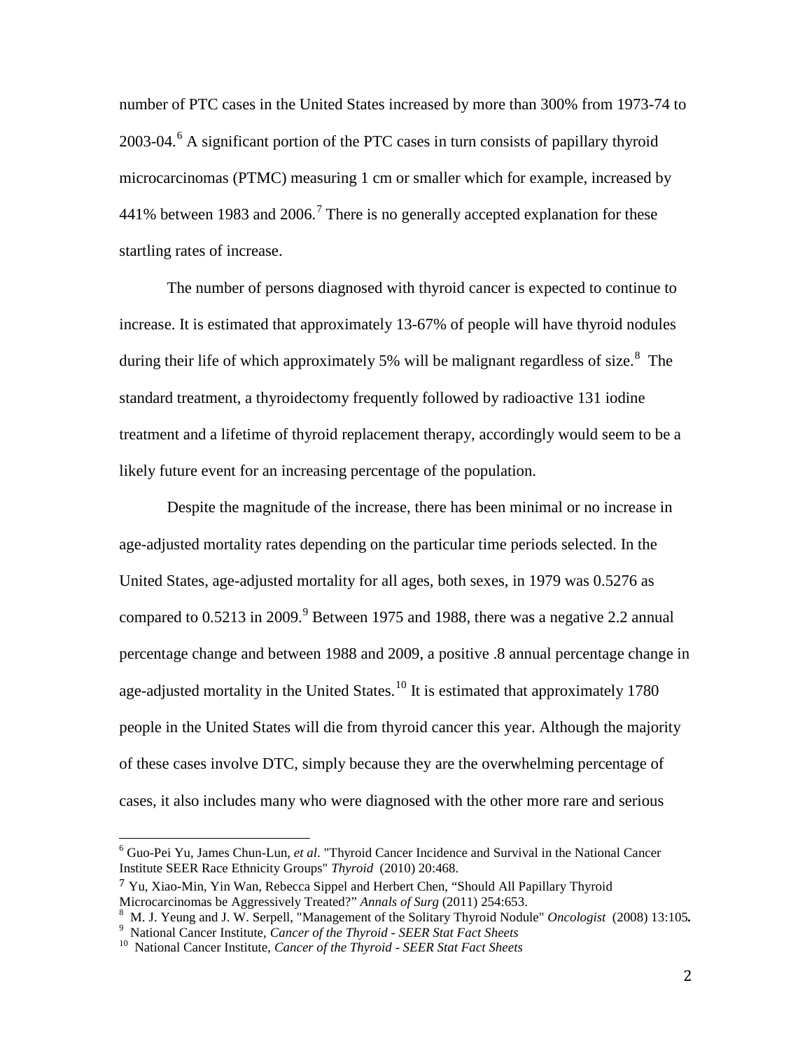number of PTC cases in the United States increased by more than 300% from 1973-74 to 2003-04.[6] A significant portion of the PTC cases in turn consists of papillary thyroid microcarcinomas (PTMC) measuring 1 cm or smaller which for example, increased by 441% between 1983 and 2006.[7] There is no generally accepted explanation for these startling rates of increase.

The number of persons diagnosed with thyroid cancer is expected to continue to increase. It is estimated that approximately 13-67% of people will have thyroid nodules during their life of which approximately 5% will be malignant regardless of size.[8] The standard treatment, a thyroidectomy frequently followed by radioactive 131 iodine treatment and a lifetime of thyroid replacement therapy, accordingly would seem to be a likely future event for an increasing percentage of the population.

Despite the magnitude of the increase, there has been minimal or no increase in age-adjusted mortality rates depending on the particular time periods selected. In the United States, age-adjusted mortality for all ages, both sexes, in 1979 was 0.5276 as compared to 0.5213 in 2009.[9] Between 1975 and 1988, there was a negative 2.2 annual percentage change and between 1988 and 2009, a positive .8 annual percentage change in age-adjusted mortality in the United States.[10] It is estimated that approximately 1780 people in the United States will die from thyroid cancer this year. Although the majority of these cases involve DTC, simply because they are the overwhelming percentage of cases, it also includes many who were diagnosed with the other more rare and serious

---

[6] Guo-Pei Yu, James Chun-Lun, *et al*. "Thyroid Cancer Incidence and Survival in the National Cancer Institute SEER Race Ethnicity Groups" *Thyroid* (2010) 20:468.

[7] Yu, Xiao-Min, Yin Wan, Rebecca Sippel and Herbert Chen, "Should All Papillary Thyroid Microcarcinomas be Aggressively Treated?" *Annals of Surg* (2011) 254:653.

[8] M. J. Yeung and J. W. Serpell, "Management of the Solitary Thyroid Nodule" *Oncologist* (2008) 13:105**.**

[9] National Cancer Institute, *Cancer of the Thyroid - SEER Stat Fact Sheets*

[10] National Cancer Institute, *Cancer of the Thyroid - SEER Stat Fact Sheets*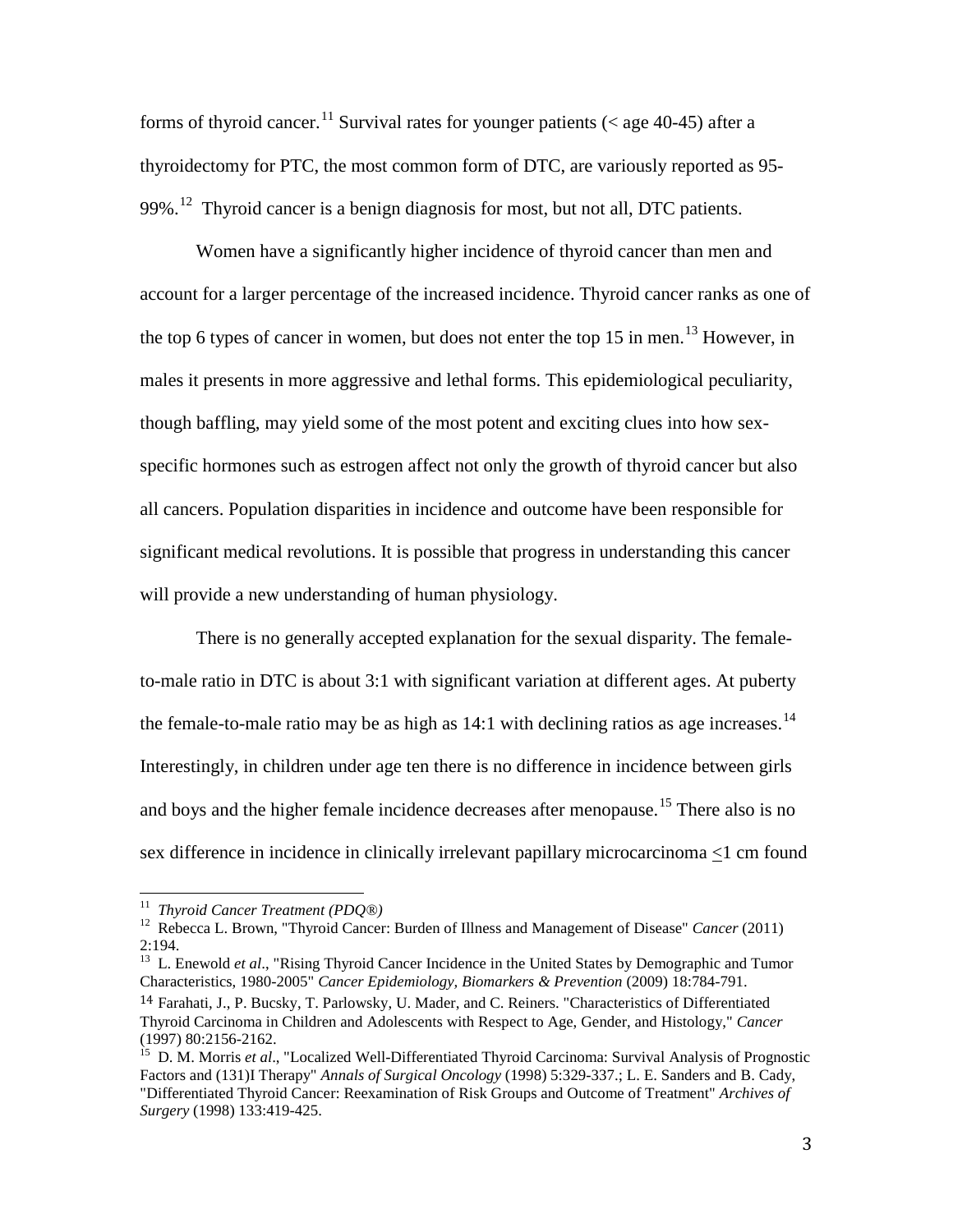forms of thyroid cancer.[11] Survival rates for younger patients (< age 40-45) after a thyroidectomy for PTC, the most common form of DTC, are variously reported as 95-99%.[12] Thyroid cancer is a benign diagnosis for most, but not all, DTC patients.

Women have a significantly higher incidence of thyroid cancer than men and account for a larger percentage of the increased incidence. Thyroid cancer ranks as one of the top 6 types of cancer in women, but does not enter the top 15 in men.[13] However, in males it presents in more aggressive and lethal forms. This epidemiological peculiarity, though baffling, may yield some of the most potent and exciting clues into how sex-specific hormones such as estrogen affect not only the growth of thyroid cancer but also all cancers. Population disparities in incidence and outcome have been responsible for significant medical revolutions. It is possible that progress in understanding this cancer will provide a new understanding of human physiology.

There is no generally accepted explanation for the sexual disparity. The female-to-male ratio in DTC is about 3:1 with significant variation at different ages. At puberty the female-to-male ratio may be as high as 14:1 with declining ratios as age increases.[14] Interestingly, in children under age ten there is no difference in incidence between girls and boys and the higher female incidence decreases after menopause.[15] There also is no sex difference in incidence in clinically irrelevant papillary microcarcinoma $\leq$1 cm found

---

[11] *Thyroid Cancer Treatment (PDQ®)*

[12] Rebecca L. Brown, "Thyroid Cancer: Burden of Illness and Management of Disease" *Cancer* (2011) 2:194.

[13] L. Enewold *et al*., "Rising Thyroid Cancer Incidence in the United States by Demographic and Tumor Characteristics, 1980-2005" *Cancer Epidemiology, Biomarkers & Prevention* (2009) 18:784-791.

[14] Farahati, J., P. Bucsky, T. Parlowsky, U. Mader, and C. Reiners. "Characteristics of Differentiated Thyroid Carcinoma in Children and Adolescents with Respect to Age, Gender, and Histology," *Cancer* (1997) 80:2156-2162.

[15] D. M. Morris *et al*., "Localized Well-Differentiated Thyroid Carcinoma: Survival Analysis of Prognostic Factors and (131)I Therapy" *Annals of Surgical Oncology* (1998) 5:329-337.; L. E. Sanders and B. Cady, "Differentiated Thyroid Cancer: Reexamination of Risk Groups and Outcome of Treatment" *Archives of Surgery* (1998) 133:419-425.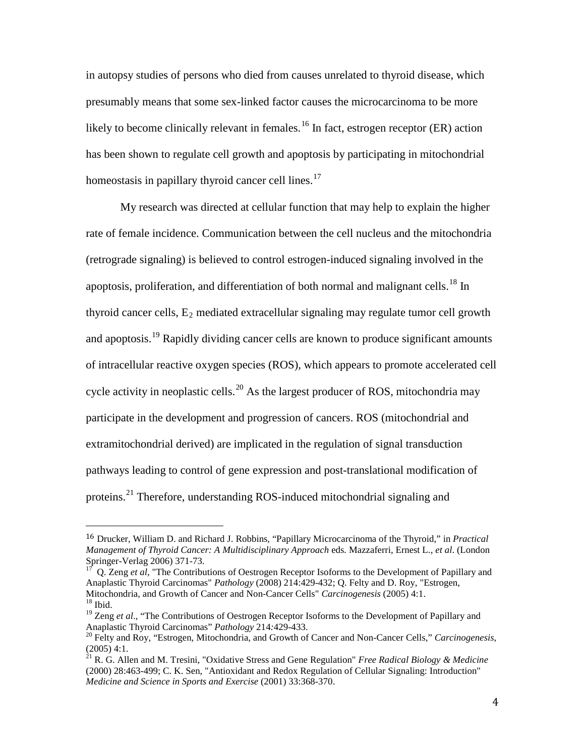in autopsy studies of persons who died from causes unrelated to thyroid disease, which presumably means that some sex-linked factor causes the microcarcinoma to be more likely to become clinically relevant in females.[16] In fact, estrogen receptor (ER) action has been shown to regulate cell growth and apoptosis by participating in mitochondrial homeostasis in papillary thyroid cancer cell lines.[17]

My research was directed at cellular function that may help to explain the higher rate of female incidence. Communication between the cell nucleus and the mitochondria (retrograde signaling) is believed to control estrogen-induced signaling involved in the apoptosis, proliferation, and differentiation of both normal and malignant cells.[18] In thyroid cancer cells, $E_2$ mediated extracellular signaling may regulate tumor cell growth and apoptosis.[19] Rapidly dividing cancer cells are known to produce significant amounts of intracellular reactive oxygen species (ROS), which appears to promote accelerated cell cycle activity in neoplastic cells.[20] As the largest producer of ROS, mitochondria may participate in the development and progression of cancers. ROS (mitochondrial and extramitochondrial derived) are implicated in the regulation of signal transduction pathways leading to control of gene expression and post-translational modification of proteins.[21] Therefore, understanding ROS-induced mitochondrial signaling and

---

[16] Drucker, William D. and Richard J. Robbins, "Papillary Microcarcinoma of the Thyroid," in *Practical Management of Thyroid Cancer: A Multidisciplinary Approach* eds. Mazzaferri, Ernest L., *et al*. (London Springer-Verlag 2006) 371-73.

[17] Q. Zeng *et al*, "The Contributions of Oestrogen Receptor Isoforms to the Development of Papillary and Anaplastic Thyroid Carcinomas" *Pathology* (2008) 214:429-432; Q. Felty and D. Roy, "Estrogen, Mitochondria, and Growth of Cancer and Non-Cancer Cells" *Carcinogenesis* (2005) 4:1.

[18] Ibid.

[19] Zeng *et al*., "The Contributions of Oestrogen Receptor Isoforms to the Development of Papillary and Anaplastic Thyroid Carcinomas" *Pathology* 214:429-433.

[20] Felty and Roy, "Estrogen, Mitochondria, and Growth of Cancer and Non-Cancer Cells," *Carcinogenesis*, (2005) 4:1.

[21] R. G. Allen and M. Tresini, "Oxidative Stress and Gene Regulation" *Free Radical Biology & Medicine* (2000) 28:463-499; C. K. Sen, "Antioxidant and Redox Regulation of Cellular Signaling: Introduction" *Medicine and Science in Sports and Exercise* (2001) 33:368-370.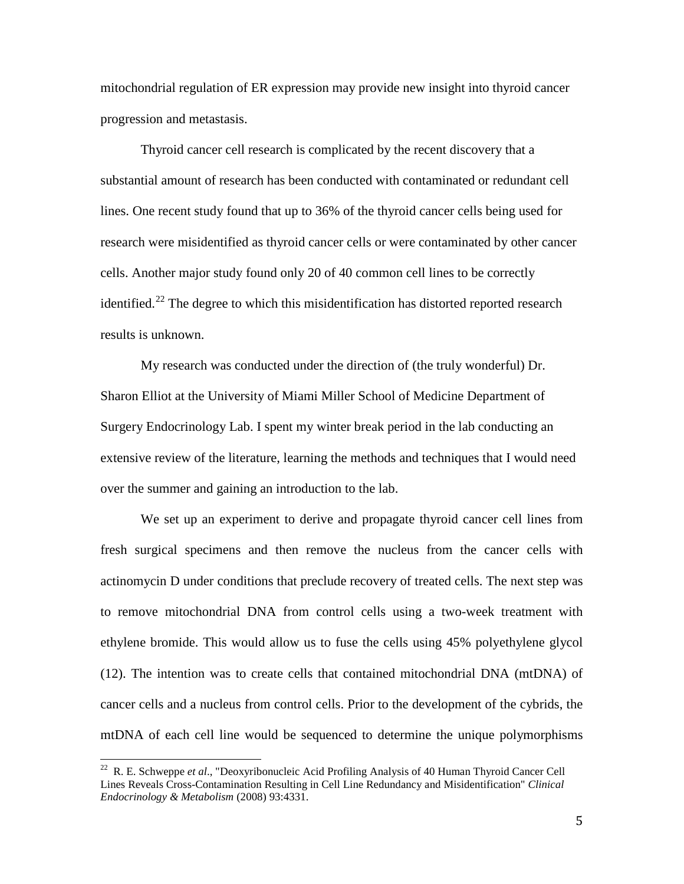mitochondrial regulation of ER expression may provide new insight into thyroid cancer progression and metastasis.

Thyroid cancer cell research is complicated by the recent discovery that a substantial amount of research has been conducted with contaminated or redundant cell lines. One recent study found that up to 36% of the thyroid cancer cells being used for research were misidentified as thyroid cancer cells or were contaminated by other cancer cells. Another major study found only 20 of 40 common cell lines to be correctly identified.[22] The degree to which this misidentification has distorted reported research results is unknown.

My research was conducted under the direction of (the truly wonderful) Dr. Sharon Elliot at the University of Miami Miller School of Medicine Department of Surgery Endocrinology Lab. I spent my winter break period in the lab conducting an extensive review of the literature, learning the methods and techniques that I would need over the summer and gaining an introduction to the lab.

We set up an experiment to derive and propagate thyroid cancer cell lines from fresh surgical specimens and then remove the nucleus from the cancer cells with actinomycin D under conditions that preclude recovery of treated cells. The next step was to remove mitochondrial DNA from control cells using a two-week treatment with ethylene bromide. This would allow us to fuse the cells using 45% polyethylene glycol (12). The intention was to create cells that contained mitochondrial DNA (mtDNA) of cancer cells and a nucleus from control cells. Prior to the development of the cybrids, the mtDNA of each cell line would be sequenced to determine the unique polymorphisms

---

[22] R. E. Schweppe *et al*., "Deoxyribonucleic Acid Profiling Analysis of 40 Human Thyroid Cancer Cell Lines Reveals Cross-Contamination Resulting in Cell Line Redundancy and Misidentification" *Clinical Endocrinology & Metabolism* (2008) 93:4331.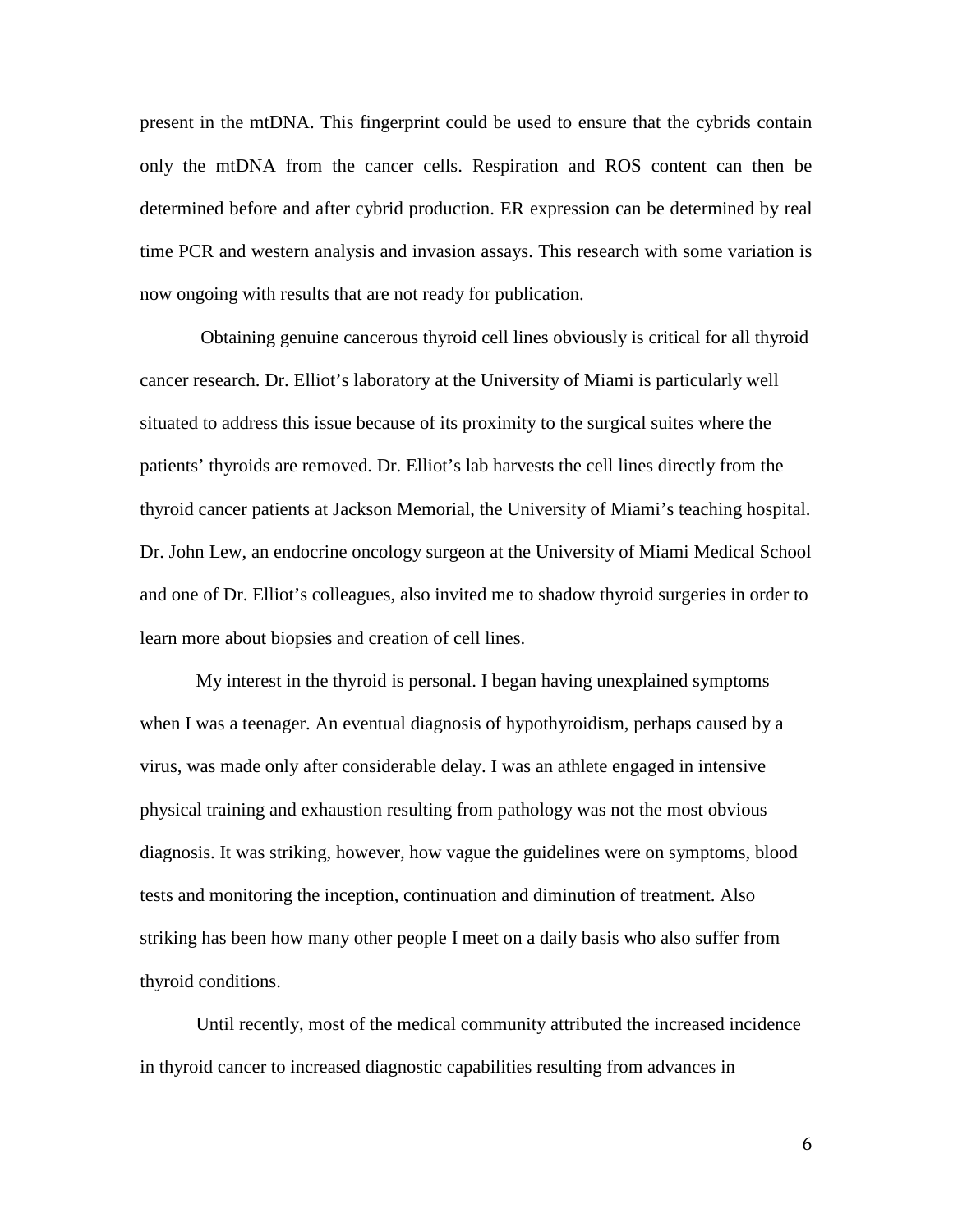present in the mtDNA. This fingerprint could be used to ensure that the cybrids contain only the mtDNA from the cancer cells. Respiration and ROS content can then be determined before and after cybrid production. ER expression can be determined by real time PCR and western analysis and invasion assays. This research with some variation is now ongoing with results that are not ready for publication.

Obtaining genuine cancerous thyroid cell lines obviously is critical for all thyroid cancer research. Dr. Elliot's laboratory at the University of Miami is particularly well situated to address this issue because of its proximity to the surgical suites where the patients' thyroids are removed. Dr. Elliot's lab harvests the cell lines directly from the thyroid cancer patients at Jackson Memorial, the University of Miami's teaching hospital. Dr. John Lew, an endocrine oncology surgeon at the University of Miami Medical School and one of Dr. Elliot's colleagues, also invited me to shadow thyroid surgeries in order to learn more about biopsies and creation of cell lines.

My interest in the thyroid is personal. I began having unexplained symptoms when I was a teenager. An eventual diagnosis of hypothyroidism, perhaps caused by a virus, was made only after considerable delay. I was an athlete engaged in intensive physical training and exhaustion resulting from pathology was not the most obvious diagnosis. It was striking, however, how vague the guidelines were on symptoms, blood tests and monitoring the inception, continuation and diminution of treatment. Also striking has been how many other people I meet on a daily basis who also suffer from thyroid conditions.

Until recently, most of the medical community attributed the increased incidence in thyroid cancer to increased diagnostic capabilities resulting from advances in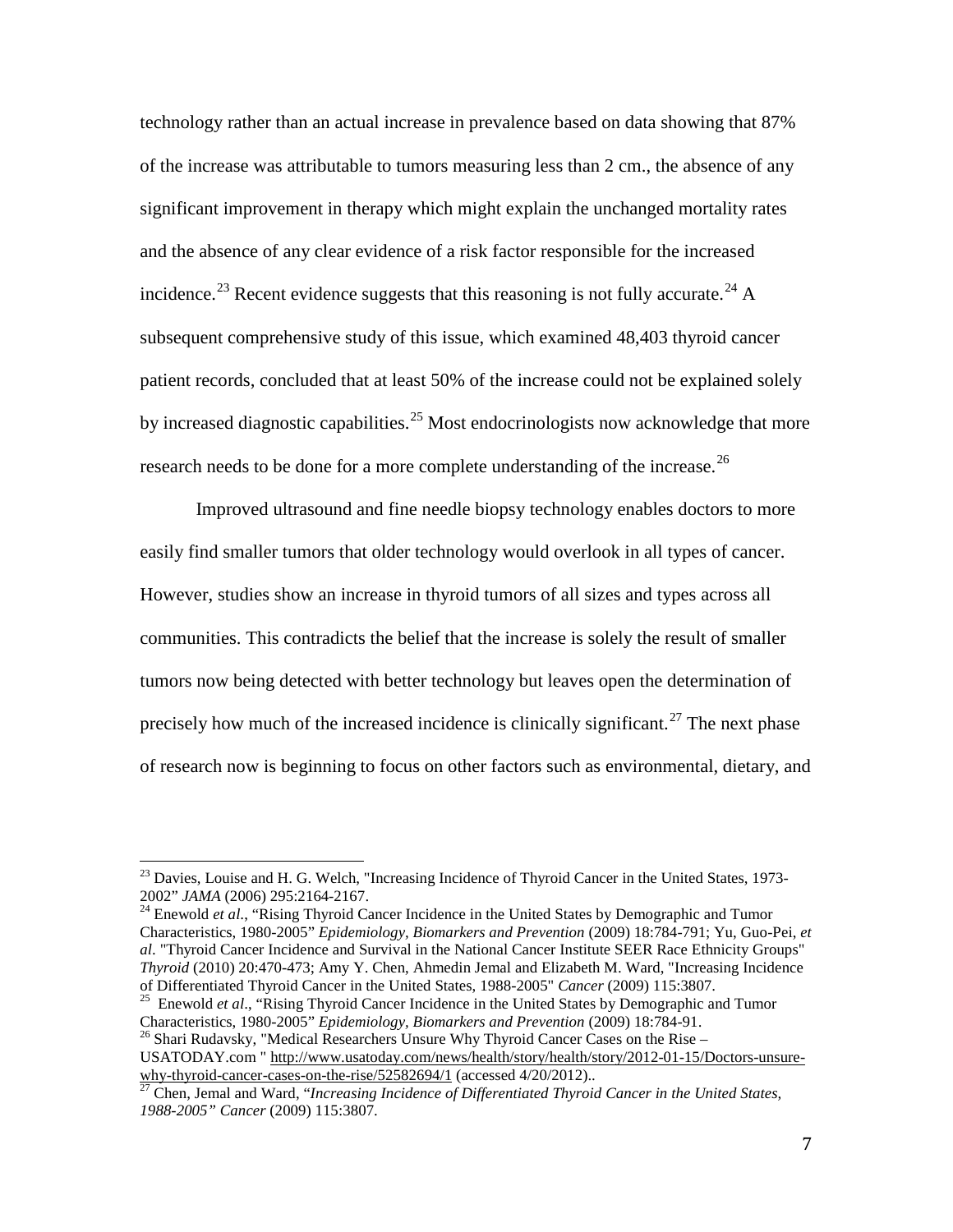technology rather than an actual increase in prevalence based on data showing that 87% of the increase was attributable to tumors measuring less than 2 cm., the absence of any significant improvement in therapy which might explain the unchanged mortality rates and the absence of any clear evidence of a risk factor responsible for the increased incidence.[23] Recent evidence suggests that this reasoning is not fully accurate.[24] A subsequent comprehensive study of this issue, which examined 48,403 thyroid cancer patient records, concluded that at least 50% of the increase could not be explained solely by increased diagnostic capabilities.[25] Most endocrinologists now acknowledge that more research needs to be done for a more complete understanding of the increase.[26]

Improved ultrasound and fine needle biopsy technology enables doctors to more easily find smaller tumors that older technology would overlook in all types of cancer. However, studies show an increase in thyroid tumors of all sizes and types across all communities. This contradicts the belief that the increase is solely the result of smaller tumors now being detected with better technology but leaves open the determination of precisely how much of the increased incidence is clinically significant.[27] The next phase of research now is beginning to focus on other factors such as environmental, dietary, and

---

[23] Davies, Louise and H. G. Welch, "Increasing Incidence of Thyroid Cancer in the United States, 1973-2002" *JAMA* (2006) 295:2164-2167.

[24] Enewold *et al*., "Rising Thyroid Cancer Incidence in the United States by Demographic and Tumor Characteristics, 1980-2005" *Epidemiology, Biomarkers and Prevention* (2009) 18:784-791; Yu, Guo-Pei, *et al*. "Thyroid Cancer Incidence and Survival in the National Cancer Institute SEER Race Ethnicity Groups" *Thyroid* (2010) 20:470-473; Amy Y. Chen, Ahmedin Jemal and Elizabeth M. Ward, "Increasing Incidence of Differentiated Thyroid Cancer in the United States, 1988-2005" *Cancer* (2009) 115:3807.

[25] Enewold *et al*., "Rising Thyroid Cancer Incidence in the United States by Demographic and Tumor Characteristics, 1980-2005" *Epidemiology, Biomarkers and Prevention* (2009) 18:784-91.

[26] Shari Rudavsky, "Medical Researchers Unsure Why Thyroid Cancer Cases on the Rise – USATODAY.com " http://www.usatoday.com/news/health/story/health/story/2012-01-15/Doctors-unsure-why-thyroid-cancer-cases-on-the-rise/52582694/1 (accessed 4/20/2012)..

[27] Chen, Jemal and Ward, "*Increasing Incidence of Differentiated Thyroid Cancer in the United States, 1988-2005" Cancer* (2009) 115:3807.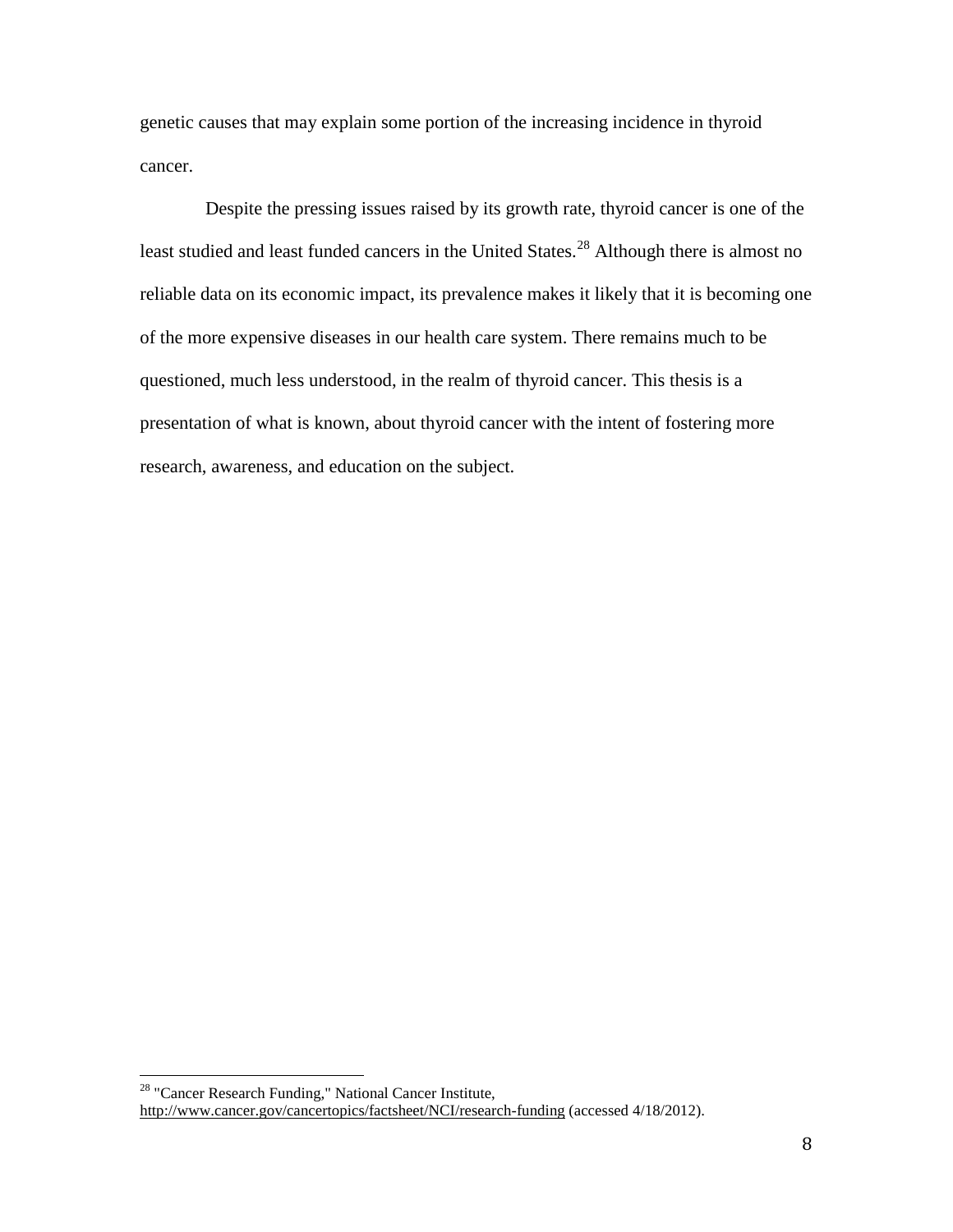genetic causes that may explain some portion of the increasing incidence in thyroid cancer.

Despite the pressing issues raised by its growth rate, thyroid cancer is one of the least studied and least funded cancers in the United States.[28] Although there is almost no reliable data on its economic impact, its prevalence makes it likely that it is becoming one of the more expensive diseases in our health care system. There remains much to be questioned, much less understood, in the realm of thyroid cancer. This thesis is a presentation of what is known, about thyroid cancer with the intent of fostering more research, awareness, and education on the subject.

---

[28] "Cancer Research Funding," National Cancer Institute, http://www.cancer.gov/cancertopics/factsheet/NCI/research-funding (accessed 4/18/2012).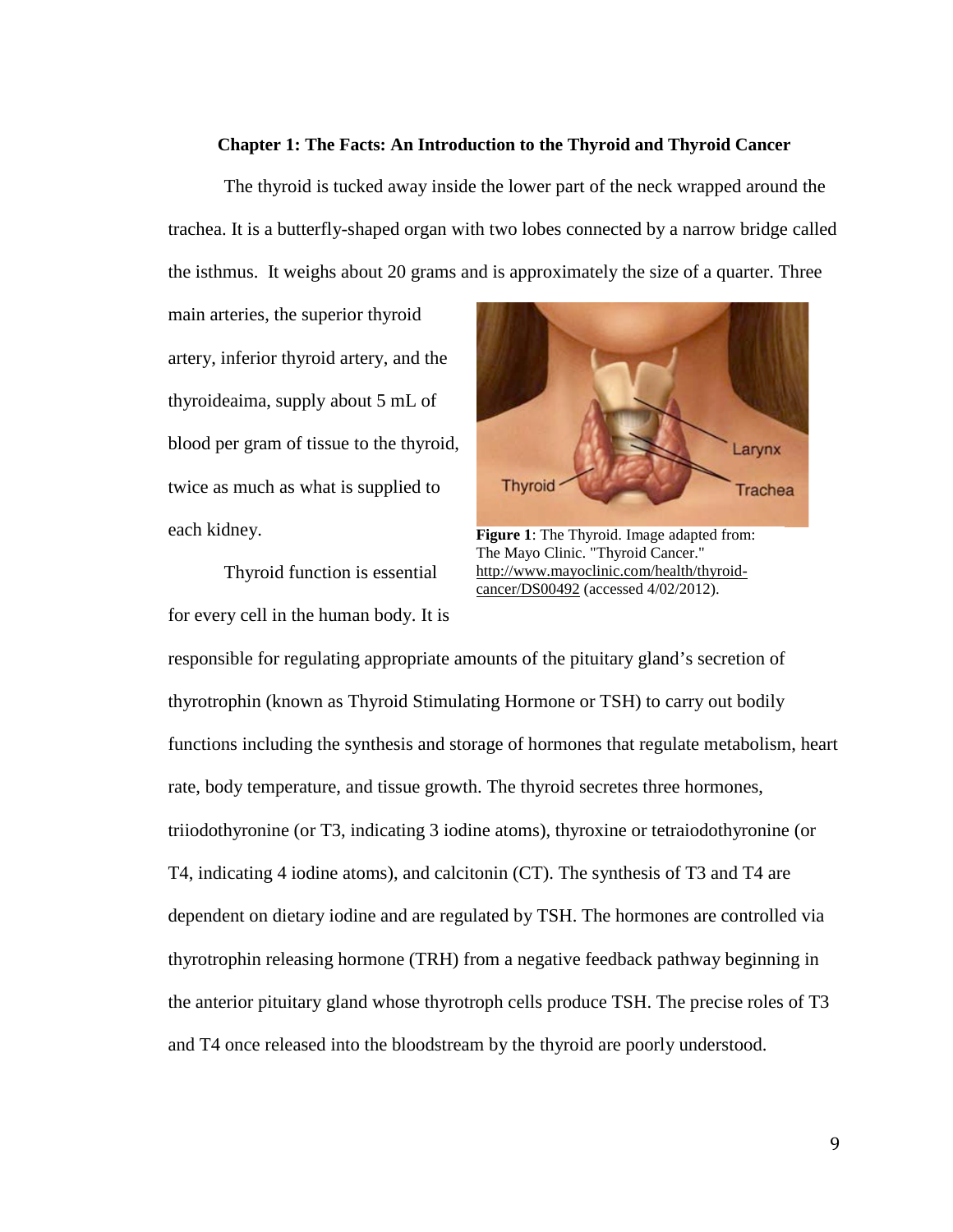**Chapter 1: The Facts: An Introduction to the Thyroid and Thyroid Cancer**

The thyroid is tucked away inside the lower part of the neck wrapped around the trachea. It is a butterfly-shaped organ with two lobes connected by a narrow bridge called the isthmus. It weighs about 20 grams and is approximately the size of a quarter. Three main arteries, the superior thyroid artery, inferior thyroid artery, and the thyroideaima, supply about 5 mL of blood per gram of tissue to the thyroid, twice as much as what is supplied to each kidney.

**Figure 1**: The Thyroid. Image adapted from: The Mayo Clinic. "Thyroid Cancer." http://www.mayoclinic.com/health/thyroid-cancer/DS00492 (accessed 4/02/2012).

Thyroid function is essential for every cell in the human body. It is responsible for regulating appropriate amounts of the pituitary gland's secretion of thyrotrophin (known as Thyroid Stimulating Hormone or TSH) to carry out bodily functions including the synthesis and storage of hormones that regulate metabolism, heart rate, body temperature, and tissue growth. The thyroid secretes three hormones, triiodothyronine (or T3, indicating 3 iodine atoms), thyroxine or tetraiodothyronine (or T4, indicating 4 iodine atoms), and calcitonin (CT). The synthesis of T3 and T4 are dependent on dietary iodine and are regulated by TSH. The hormones are controlled via thyrotrophin releasing hormone (TRH) from a negative feedback pathway beginning in the anterior pituitary gland whose thyrotroph cells produce TSH. The precise roles of T3 and T4 once released into the bloodstream by the thyroid are poorly understood.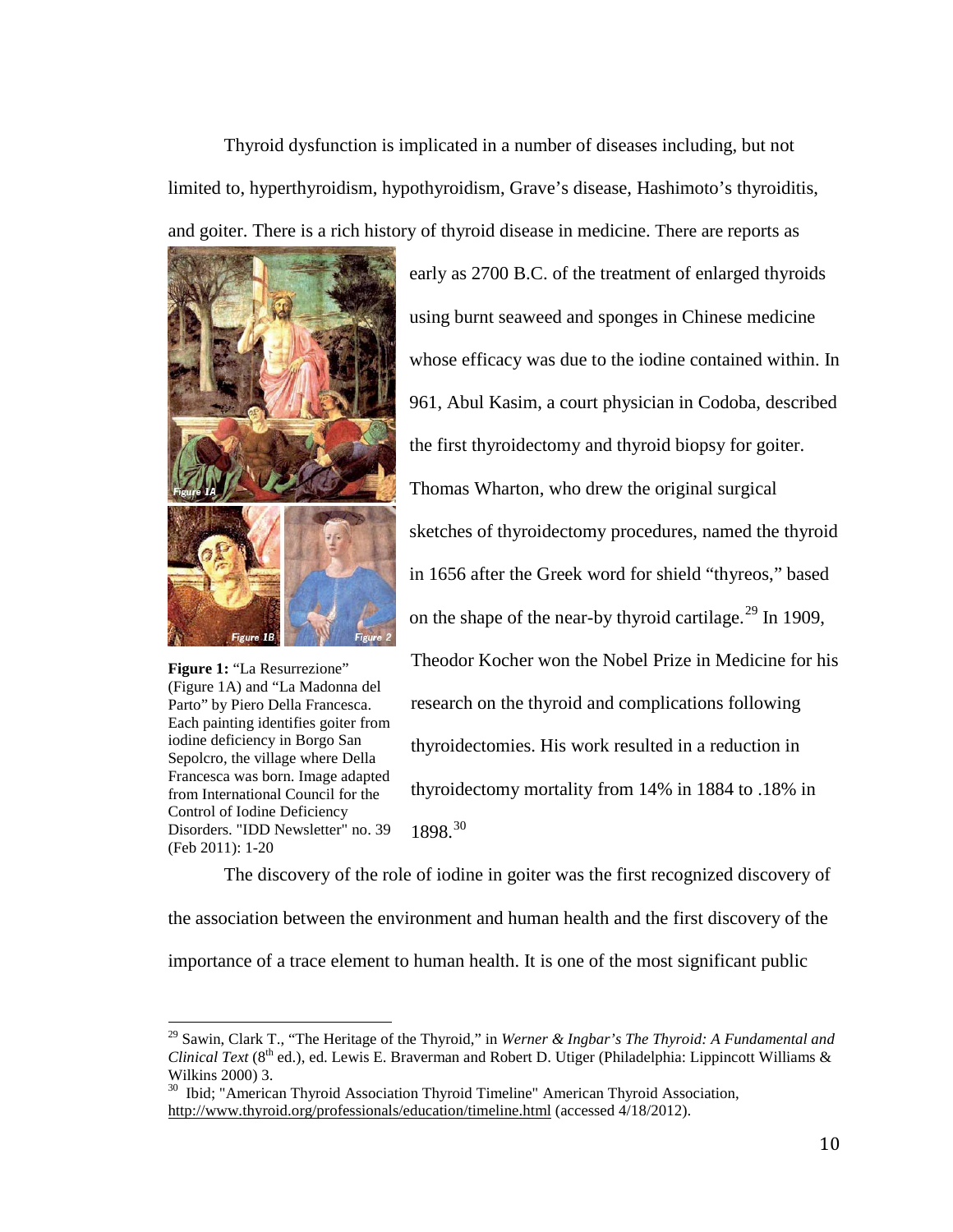Thyroid dysfunction is implicated in a number of diseases including, but not limited to, hyperthyroidism, hypothyroidism, Grave's disease, Hashimoto's thyroiditis, and goiter. There is a rich history of thyroid disease in medicine. There are reports as early as 2700 B.C. of the treatment of enlarged thyroids using burnt seaweed and sponges in Chinese medicine whose efficacy was due to the iodine contained within. In 961, Abul Kasim, a court physician in Codoba, described the first thyroidectomy and thyroid biopsy for goiter. Thomas Wharton, who drew the original surgical sketches of thyroidectomy procedures, named the thyroid in 1656 after the Greek word for shield "thyreos," based on the shape of the near-by thyroid cartilage.[29] In 1909, Theodor Kocher won the Nobel Prize in Medicine for his research on the thyroid and complications following thyroidectomies. His work resulted in a reduction in thyroidectomy mortality from 14% in 1884 to .18% in 1898.[30]

**Figure 1:** "La Resurrezione" (Figure 1A) and "La Madonna del Parto" by Piero Della Francesca. Each painting identifies goiter from iodine deficiency in Borgo San Sepolcro, the village where Della Francesca was born. Image adapted from International Council for the Control of Iodine Deficiency Disorders. "IDD Newsletter" no. 39 (Feb 2011): 1-20

The discovery of the role of iodine in goiter was the first recognized discovery of the association between the environment and human health and the first discovery of the importance of a trace element to human health. It is one of the most significant public

---

[29] Sawin, Clark T., "The Heritage of the Thyroid," in *Werner & Ingbar's The Thyroid: A Fundamental and Clinical Text* (8th ed.), ed. Lewis E. Braverman and Robert D. Utiger (Philadelphia: Lippincott Williams & Wilkins 2000) 3.

[30] Ibid; "American Thyroid Association Thyroid Timeline" American Thyroid Association, http://www.thyroid.org/professionals/education/timeline.html (accessed 4/18/2012).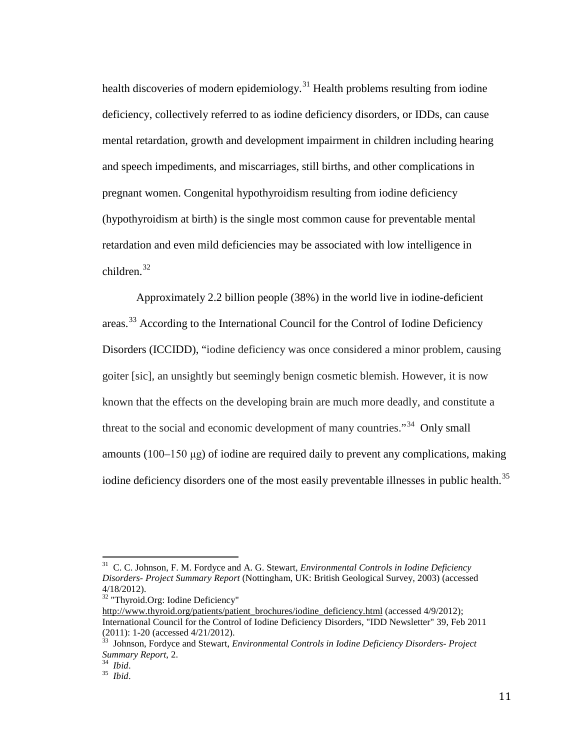health discoveries of modern epidemiology.[31] Health problems resulting from iodine deficiency, collectively referred to as iodine deficiency disorders, or IDDs, can cause mental retardation, growth and development impairment in children including hearing and speech impediments, and miscarriages, still births, and other complications in pregnant women. Congenital hypothyroidism resulting from iodine deficiency (hypothyroidism at birth) is the single most common cause for preventable mental retardation and even mild deficiencies may be associated with low intelligence in children.[32]

Approximately 2.2 billion people (38%) in the world live in iodine-deficient areas.[33] According to the International Council for the Control of Iodine Deficiency Disorders (ICCIDD), "iodine deficiency was once considered a minor problem, causing goiter [sic], an unsightly but seemingly benign cosmetic blemish. However, it is now known that the effects on the developing brain are much more deadly, and constitute a threat to the social and economic development of many countries."[34] Only small amounts (100–150 μg) of iodine are required daily to prevent any complications, making iodine deficiency disorders one of the most easily preventable illnesses in public health.[35]

---

[31] C. C. Johnson, F. M. Fordyce and A. G. Stewart, *Environmental Controls in Iodine Deficiency Disorders- Project Summary Report* (Nottingham, UK: British Geological Survey, 2003) (accessed 4/18/2012).

[32] "Thyroid.Org: Iodine Deficiency" http://www.thyroid.org/patients/patient_brochures/iodine_deficiency.html (accessed 4/9/2012); International Council for the Control of Iodine Deficiency Disorders, "IDD Newsletter" 39, Feb 2011 (2011): 1-20 (accessed 4/21/2012).

[33] Johnson, Fordyce and Stewart, *Environmental Controls in Iodine Deficiency Disorders- Project Summary Report*, 2.

[34] *Ibid*.

[35] *Ibid*.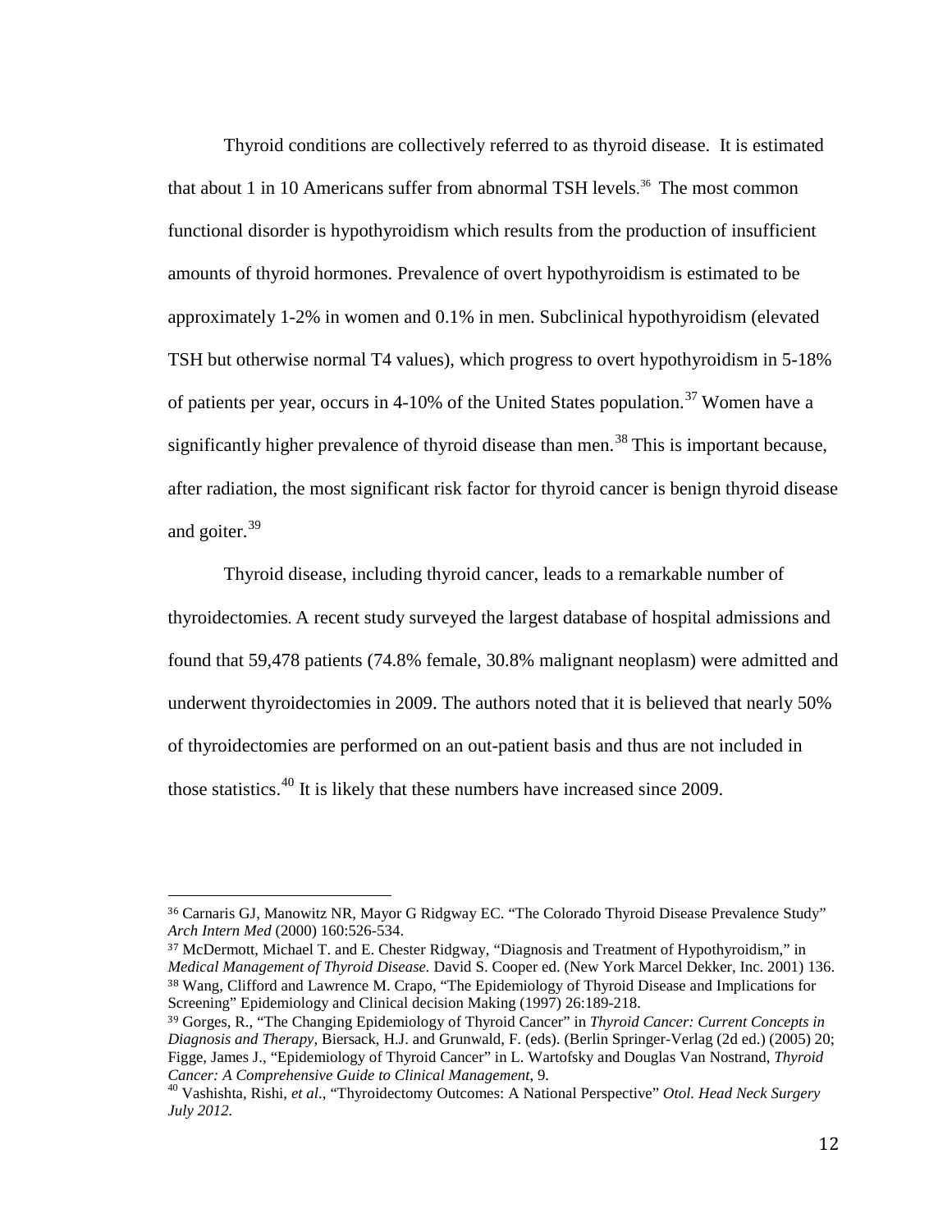Thyroid conditions are collectively referred to as thyroid disease. It is estimated that about 1 in 10 Americans suffer from abnormal TSH levels.[36] The most common functional disorder is hypothyroidism which results from the production of insufficient amounts of thyroid hormones. Prevalence of overt hypothyroidism is estimated to be approximately 1-2% in women and 0.1% in men. Subclinical hypothyroidism (elevated TSH but otherwise normal T4 values), which progress to overt hypothyroidism in 5-18% of patients per year, occurs in 4-10% of the United States population.[37] Women have a significantly higher prevalence of thyroid disease than men.[38] This is important because, after radiation, the most significant risk factor for thyroid cancer is benign thyroid disease and goiter.[39]

Thyroid disease, including thyroid cancer, leads to a remarkable number of thyroidectomies. A recent study surveyed the largest database of hospital admissions and found that 59,478 patients (74.8% female, 30.8% malignant neoplasm) were admitted and underwent thyroidectomies in 2009. The authors noted that it is believed that nearly 50% of thyroidectomies are performed on an out-patient basis and thus are not included in those statistics.[40] It is likely that these numbers have increased since 2009.

---

[36] Carnaris GJ, Manowitz NR, Mayor G Ridgway EC. "The Colorado Thyroid Disease Prevalence Study" *Arch Intern Med* (2000) 160:526-534.

[37] McDermott, Michael T. and E. Chester Ridgway, "Diagnosis and Treatment of Hypothyroidism," in *Medical Management of Thyroid Disease.* David S. Cooper ed. (New York Marcel Dekker, Inc. 2001) 136.

[38] Wang, Clifford and Lawrence M. Crapo, "The Epidemiology of Thyroid Disease and Implications for Screening" Epidemiology and Clinical decision Making (1997) 26:189-218.

[39] Gorges, R., "The Changing Epidemiology of Thyroid Cancer" in *Thyroid Cancer: Current Concepts in Diagnosis and Therapy*, Biersack, H.J. and Grunwald, F. (eds). (Berlin Springer-Verlag (2d ed.) (2005) 20; Figge, James J., "Epidemiology of Thyroid Cancer" in L. Wartofsky and Douglas Van Nostrand, *Thyroid Cancer: A Comprehensive Guide to Clinical Management*, 9.

[40] Vashishta, Rishi, *et al*., "Thyroidectomy Outcomes: A National Perspective" *Otol. Head Neck Surgery July 2012.*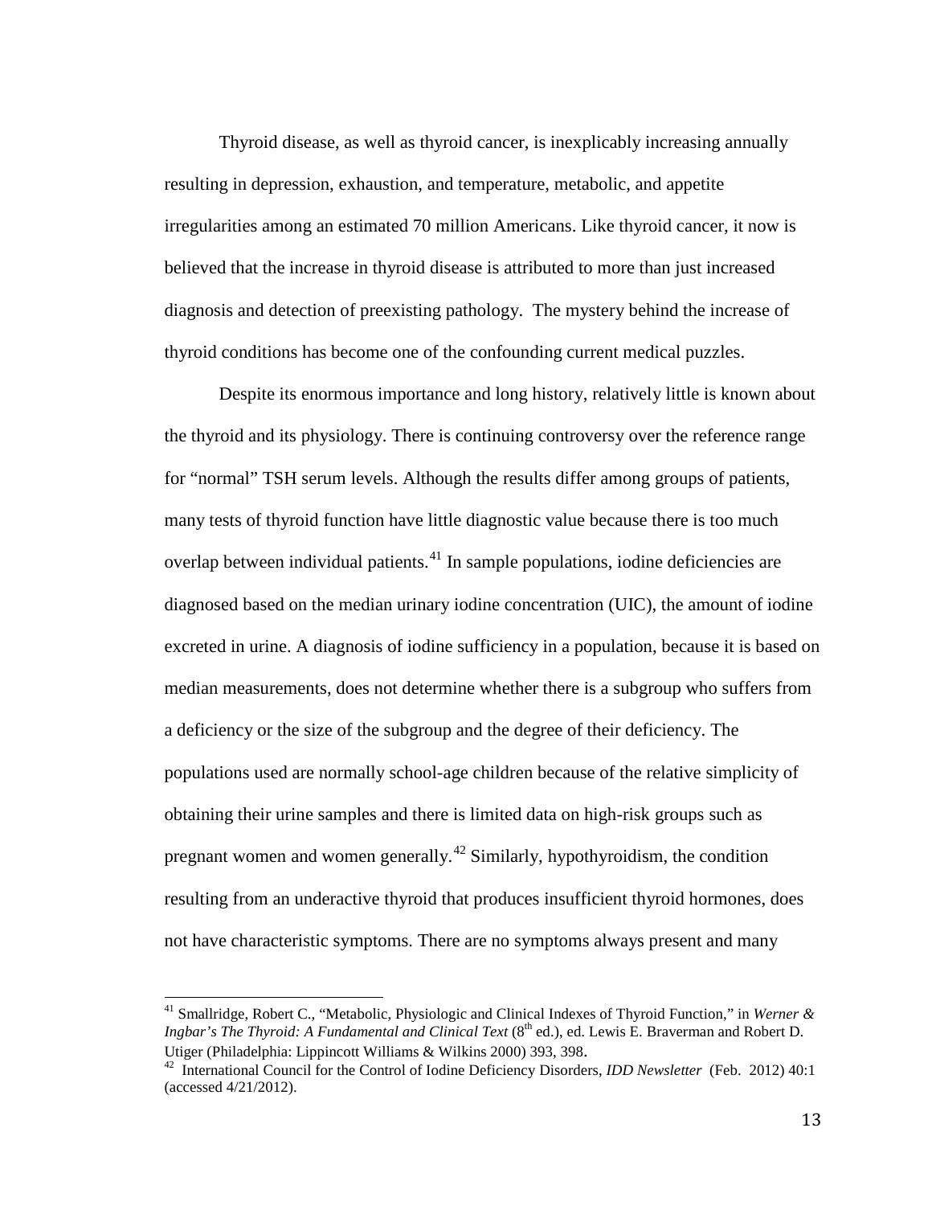Thyroid disease, as well as thyroid cancer, is inexplicably increasing annually resulting in depression, exhaustion, and temperature, metabolic, and appetite irregularities among an estimated 70 million Americans. Like thyroid cancer, it now is believed that the increase in thyroid disease is attributed to more than just increased diagnosis and detection of preexisting pathology. The mystery behind the increase of thyroid conditions has become one of the confounding current medical puzzles.

Despite its enormous importance and long history, relatively little is known about the thyroid and its physiology. There is continuing controversy over the reference range for "normal" TSH serum levels. Although the results differ among groups of patients, many tests of thyroid function have little diagnostic value because there is too much overlap between individual patients.[41] In sample populations, iodine deficiencies are diagnosed based on the median urinary iodine concentration (UIC), the amount of iodine excreted in urine. A diagnosis of iodine sufficiency in a population, because it is based on median measurements, does not determine whether there is a subgroup who suffers from a deficiency or the size of the subgroup and the degree of their deficiency. The populations used are normally school-age children because of the relative simplicity of obtaining their urine samples and there is limited data on high-risk groups such as pregnant women and women generally.[42] Similarly, hypothyroidism, the condition resulting from an underactive thyroid that produces insufficient thyroid hormones, does not have characteristic symptoms. There are no symptoms always present and many

---

[41] Smallridge, Robert C., "Metabolic, Physiologic and Clinical Indexes of Thyroid Function," in *Werner & Ingbar's The Thyroid: A Fundamental and Clinical Text* (8th ed.), ed. Lewis E. Braverman and Robert D. Utiger (Philadelphia: Lippincott Williams & Wilkins 2000) 393, 398.

[42] International Council for the Control of Iodine Deficiency Disorders, *IDD Newsletter* (Feb. 2012) 40:1 (accessed 4/21/2012).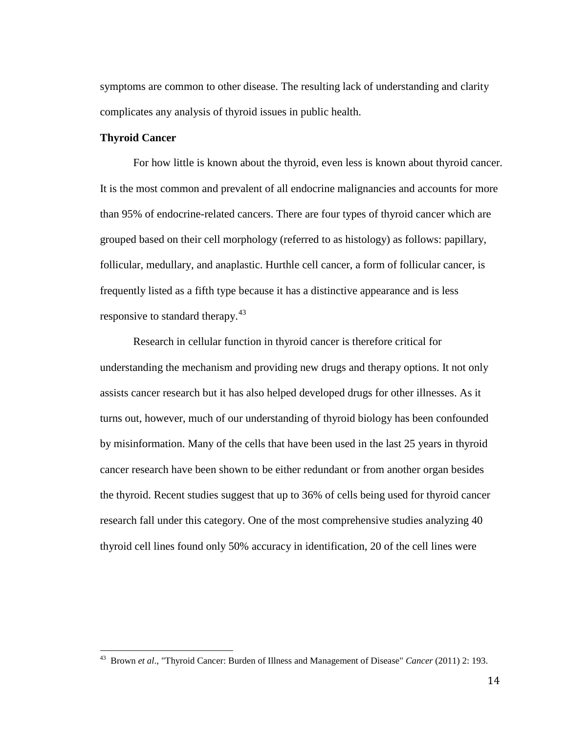symptoms are common to other disease. The resulting lack of understanding and clarity complicates any analysis of thyroid issues in public health.

**Thyroid Cancer**

For how little is known about the thyroid, even less is known about thyroid cancer. It is the most common and prevalent of all endocrine malignancies and accounts for more than 95% of endocrine-related cancers. There are four types of thyroid cancer which are grouped based on their cell morphology (referred to as histology) as follows: papillary, follicular, medullary, and anaplastic. Hurthle cell cancer, a form of follicular cancer, is frequently listed as a fifth type because it has a distinctive appearance and is less responsive to standard therapy.[43]

Research in cellular function in thyroid cancer is therefore critical for understanding the mechanism and providing new drugs and therapy options. It not only assists cancer research but it has also helped developed drugs for other illnesses. As it turns out, however, much of our understanding of thyroid biology has been confounded by misinformation. Many of the cells that have been used in the last 25 years in thyroid cancer research have been shown to be either redundant or from another organ besides the thyroid. Recent studies suggest that up to 36% of cells being used for thyroid cancer research fall under this category. One of the most comprehensive studies analyzing 40 thyroid cell lines found only 50% accuracy in identification, 20 of the cell lines were

---

[43] Brown *et al*., "Thyroid Cancer: Burden of Illness and Management of Disease" *Cancer* (2011) 2: 193.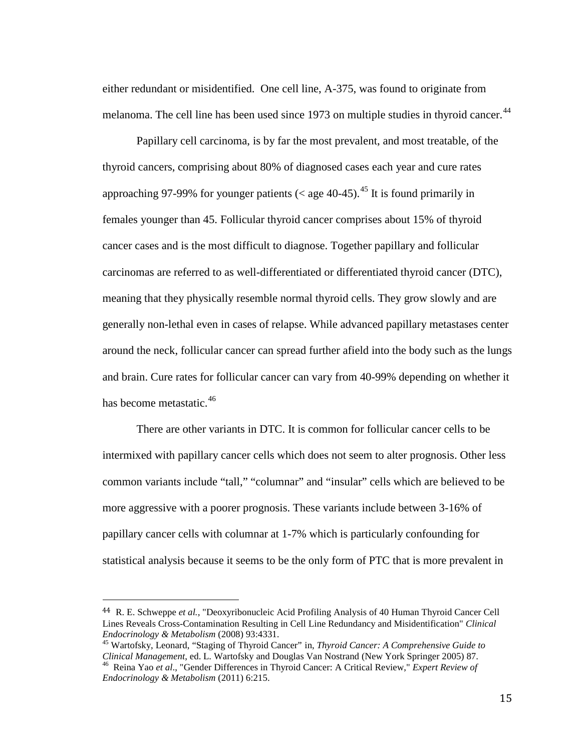either redundant or misidentified. One cell line, A-375, was found to originate from melanoma. The cell line has been used since 1973 on multiple studies in thyroid cancer.[44]

Papillary cell carcinoma, is by far the most prevalent, and most treatable, of the thyroid cancers, comprising about 80% of diagnosed cases each year and cure rates approaching 97-99% for younger patients (< age 40-45).[45] It is found primarily in females younger than 45. Follicular thyroid cancer comprises about 15% of thyroid cancer cases and is the most difficult to diagnose. Together papillary and follicular carcinomas are referred to as well-differentiated or differentiated thyroid cancer (DTC), meaning that they physically resemble normal thyroid cells. They grow slowly and are generally non-lethal even in cases of relapse. While advanced papillary metastases center around the neck, follicular cancer can spread further afield into the body such as the lungs and brain. Cure rates for follicular cancer can vary from 40-99% depending on whether it has become metastatic.[46]

There are other variants in DTC. It is common for follicular cancer cells to be intermixed with papillary cancer cells which does not seem to alter prognosis. Other less common variants include "tall," "columnar" and "insular" cells which are believed to be more aggressive with a poorer prognosis. These variants include between 3-16% of papillary cancer cells with columnar at 1-7% which is particularly confounding for statistical analysis because it seems to be the only form of PTC that is more prevalent in

---

[44] R. E. Schweppe *et al.,* "Deoxyribonucleic Acid Profiling Analysis of 40 Human Thyroid Cancer Cell Lines Reveals Cross-Contamination Resulting in Cell Line Redundancy and Misidentification" *Clinical Endocrinology & Metabolism* (2008) 93:4331.

[45] Wartofsky, Leonard, "Staging of Thyroid Cancer" in, *Thyroid Cancer: A Comprehensive Guide to Clinical Management*, ed. L. Wartofsky and Douglas Van Nostrand (New York Springer 2005) 87.

[46] Reina Yao *et al*., "Gender Differences in Thyroid Cancer: A Critical Review," *Expert Review of Endocrinology & Metabolism* (2011) 6:215.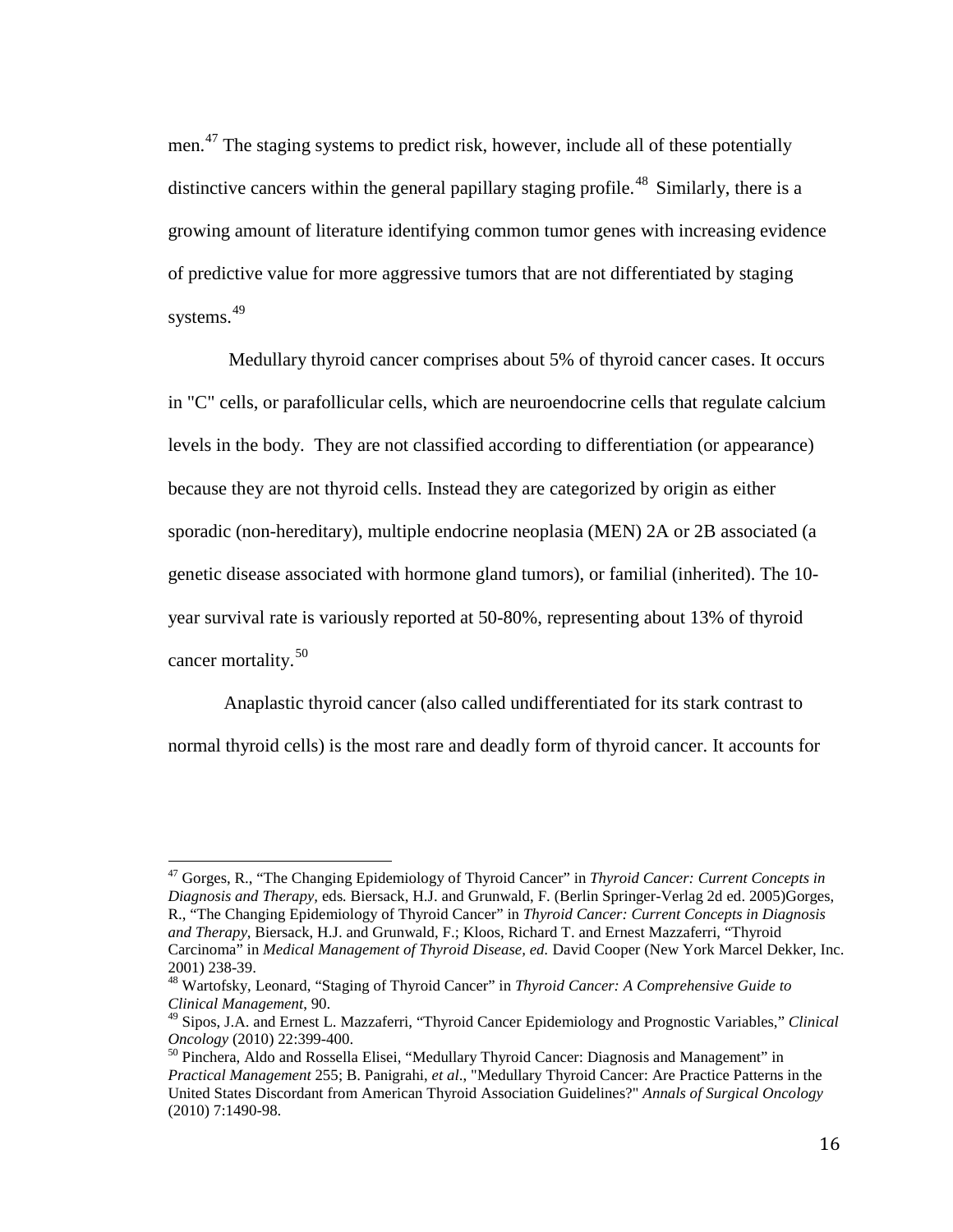men.[47] The staging systems to predict risk, however, include all of these potentially distinctive cancers within the general papillary staging profile.[48] Similarly, there is a growing amount of literature identifying common tumor genes with increasing evidence of predictive value for more aggressive tumors that are not differentiated by staging systems.[49]

Medullary thyroid cancer comprises about 5% of thyroid cancer cases. It occurs in "C" cells, or parafollicular cells, which are neuroendocrine cells that regulate calcium levels in the body. They are not classified according to differentiation (or appearance) because they are not thyroid cells. Instead they are categorized by origin as either sporadic (non-hereditary), multiple endocrine neoplasia (MEN) 2A or 2B associated (a genetic disease associated with hormone gland tumors), or familial (inherited). The 10-year survival rate is variously reported at 50-80%, representing about 13% of thyroid cancer mortality.[50]

Anaplastic thyroid cancer (also called undifferentiated for its stark contrast to normal thyroid cells) is the most rare and deadly form of thyroid cancer. It accounts for

---

[47] Gorges, R., "The Changing Epidemiology of Thyroid Cancer" in *Thyroid Cancer: Current Concepts in Diagnosis and Therapy*, eds. Biersack, H.J. and Grunwald, F. (Berlin Springer-Verlag 2d ed. 2005)Gorges, R., "The Changing Epidemiology of Thyroid Cancer" in *Thyroid Cancer: Current Concepts in Diagnosis and Therapy*, Biersack, H.J. and Grunwald, F.; Kloos, Richard T. and Ernest Mazzaferri, "Thyroid Carcinoma" in *Medical Management of Thyroid Disease, ed.* David Cooper (New York Marcel Dekker, Inc. 2001) 238-39.

[48] Wartofsky, Leonard, "Staging of Thyroid Cancer" in *Thyroid Cancer: A Comprehensive Guide to Clinical Management*, 90.

[49] Sipos, J.A. and Ernest L. Mazzaferri, "Thyroid Cancer Epidemiology and Prognostic Variables," *Clinical Oncology* (2010) 22:399-400.

[50] Pinchera, Aldo and Rossella Elisei, "Medullary Thyroid Cancer: Diagnosis and Management" in *Practical Management* 255; B. Panigrahi, *et al*., "Medullary Thyroid Cancer: Are Practice Patterns in the United States Discordant from American Thyroid Association Guidelines?" *Annals of Surgical Oncology* (2010) 7:1490-98.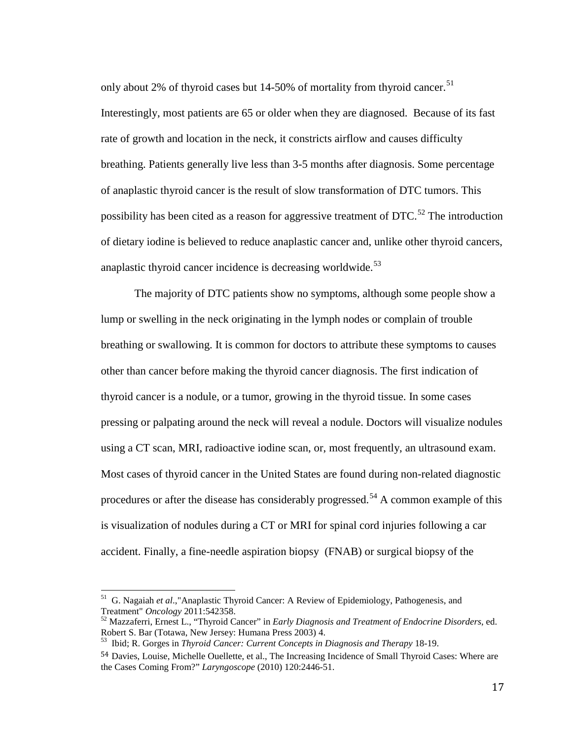only about 2% of thyroid cases but 14-50% of mortality from thyroid cancer.[51] Interestingly, most patients are 65 or older when they are diagnosed. Because of its fast rate of growth and location in the neck, it constricts airflow and causes difficulty breathing. Patients generally live less than 3-5 months after diagnosis. Some percentage of anaplastic thyroid cancer is the result of slow transformation of DTC tumors. This possibility has been cited as a reason for aggressive treatment of DTC.[52] The introduction of dietary iodine is believed to reduce anaplastic cancer and, unlike other thyroid cancers, anaplastic thyroid cancer incidence is decreasing worldwide.[53]

The majority of DTC patients show no symptoms, although some people show a lump or swelling in the neck originating in the lymph nodes or complain of trouble breathing or swallowing. It is common for doctors to attribute these symptoms to causes other than cancer before making the thyroid cancer diagnosis. The first indication of thyroid cancer is a nodule, or a tumor, growing in the thyroid tissue. In some cases pressing or palpating around the neck will reveal a nodule. Doctors will visualize nodules using a CT scan, MRI, radioactive iodine scan, or, most frequently, an ultrasound exam. Most cases of thyroid cancer in the United States are found during non-related diagnostic procedures or after the disease has considerably progressed.[54] A common example of this is visualization of nodules during a CT or MRI for spinal cord injuries following a car accident. Finally, a fine-needle aspiration biopsy (FNAB) or surgical biopsy of the

---

[51] G. Nagaiah *et al*.,"Anaplastic Thyroid Cancer: A Review of Epidemiology, Pathogenesis, and Treatment" *Oncology* 2011:542358.

[52] Mazzaferri, Ernest L., "Thyroid Cancer" in *Early Diagnosis and Treatment of Endocrine Disorders*, ed. Robert S. Bar (Totawa, New Jersey: Humana Press 2003) 4.

[53] Ibid; R. Gorges in *Thyroid Cancer: Current Concepts in Diagnosis and Therapy* 18-19.

[54] Davies, Louise, Michelle Ouellette, et al., The Increasing Incidence of Small Thyroid Cases: Where are the Cases Coming From?" *Laryngoscope* (2010) 120:2446-51.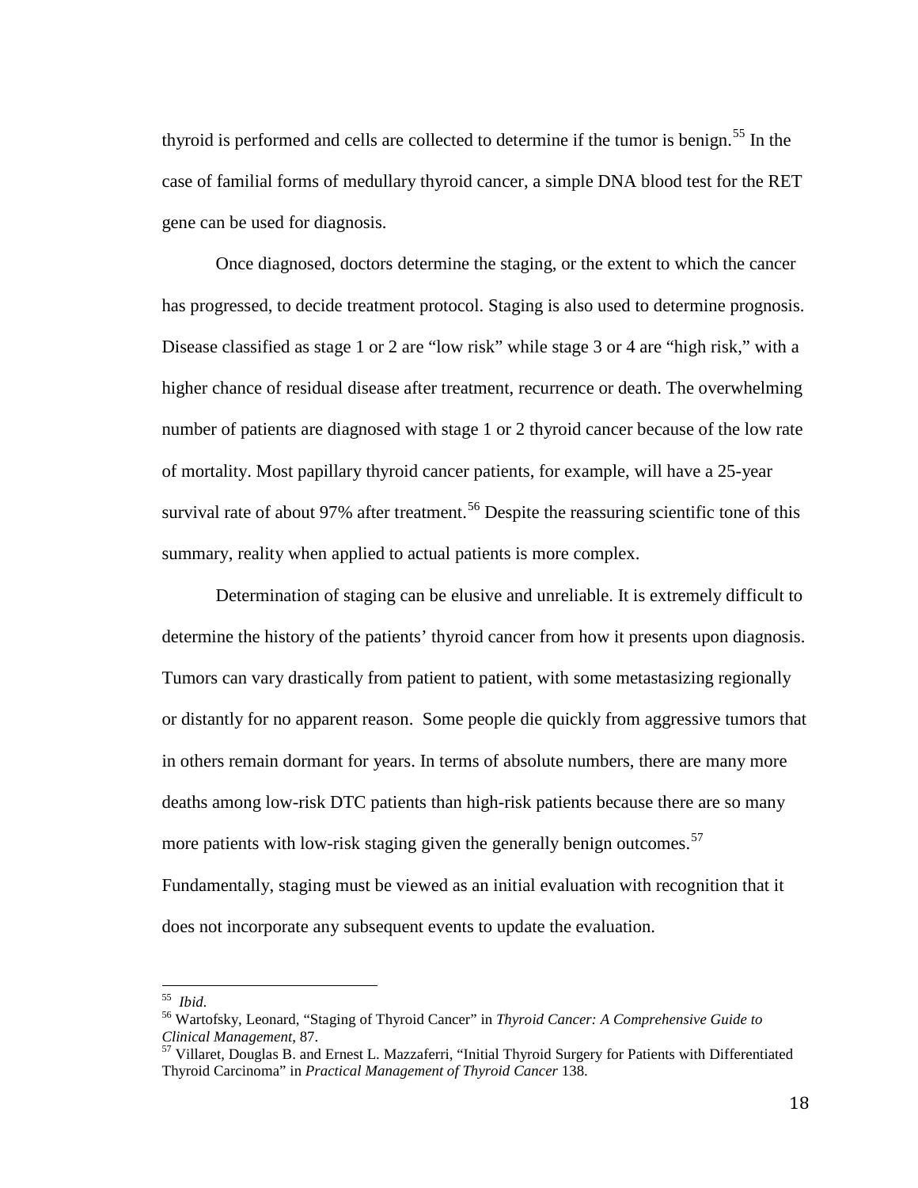thyroid is performed and cells are collected to determine if the tumor is benign.[55] In the case of familial forms of medullary thyroid cancer, a simple DNA blood test for the RET gene can be used for diagnosis.

Once diagnosed, doctors determine the staging, or the extent to which the cancer has progressed, to decide treatment protocol. Staging is also used to determine prognosis. Disease classified as stage 1 or 2 are "low risk" while stage 3 or 4 are "high risk," with a higher chance of residual disease after treatment, recurrence or death. The overwhelming number of patients are diagnosed with stage 1 or 2 thyroid cancer because of the low rate of mortality. Most papillary thyroid cancer patients, for example, will have a 25-year survival rate of about 97% after treatment.[56] Despite the reassuring scientific tone of this summary, reality when applied to actual patients is more complex.

Determination of staging can be elusive and unreliable. It is extremely difficult to determine the history of the patients' thyroid cancer from how it presents upon diagnosis. Tumors can vary drastically from patient to patient, with some metastasizing regionally or distantly for no apparent reason. Some people die quickly from aggressive tumors that in others remain dormant for years. In terms of absolute numbers, there are many more deaths among low-risk DTC patients than high-risk patients because there are so many more patients with low-risk staging given the generally benign outcomes.[57] Fundamentally, staging must be viewed as an initial evaluation with recognition that it does not incorporate any subsequent events to update the evaluation.

---

[55] *Ibid*.

[56] Wartofsky, Leonard, "Staging of Thyroid Cancer" in *Thyroid Cancer: A Comprehensive Guide to Clinical Management*, 87.

[57] Villaret, Douglas B. and Ernest L. Mazzaferri, "Initial Thyroid Surgery for Patients with Differentiated Thyroid Carcinoma" in *Practical Management of Thyroid Cancer* 138.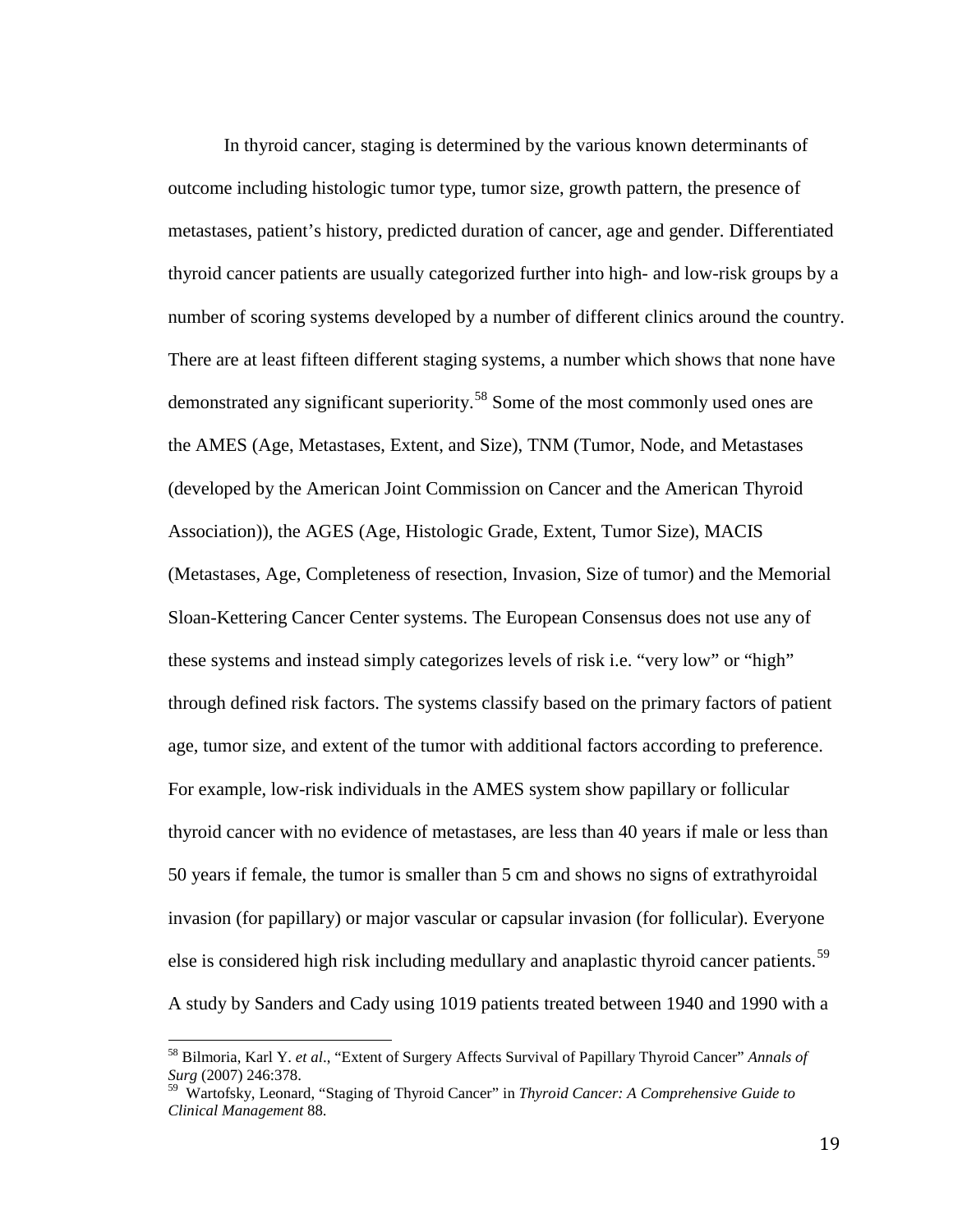In thyroid cancer, staging is determined by the various known determinants of outcome including histologic tumor type, tumor size, growth pattern, the presence of metastases, patient's history, predicted duration of cancer, age and gender. Differentiated thyroid cancer patients are usually categorized further into high- and low-risk groups by a number of scoring systems developed by a number of different clinics around the country. There are at least fifteen different staging systems, a number which shows that none have demonstrated any significant superiority.[58] Some of the most commonly used ones are the AMES (Age, Metastases, Extent, and Size), TNM (Tumor, Node, and Metastases (developed by the American Joint Commission on Cancer and the American Thyroid Association)), the AGES (Age, Histologic Grade, Extent, Tumor Size), MACIS (Metastases, Age, Completeness of resection, Invasion, Size of tumor) and the Memorial Sloan-Kettering Cancer Center systems. The European Consensus does not use any of these systems and instead simply categorizes levels of risk i.e. "very low" or "high" through defined risk factors. The systems classify based on the primary factors of patient age, tumor size, and extent of the tumor with additional factors according to preference. For example, low-risk individuals in the AMES system show papillary or follicular thyroid cancer with no evidence of metastases, are less than 40 years if male or less than 50 years if female, the tumor is smaller than 5 cm and shows no signs of extrathyroidal invasion (for papillary) or major vascular or capsular invasion (for follicular). Everyone else is considered high risk including medullary and anaplastic thyroid cancer patients.[59] A study by Sanders and Cady using 1019 patients treated between 1940 and 1990 with a

---

[58] Bilmoria, Karl Y. *et al*., "Extent of Surgery Affects Survival of Papillary Thyroid Cancer" *Annals of Surg* (2007) 246:378.

[59] Wartofsky, Leonard, "Staging of Thyroid Cancer" in *Thyroid Cancer: A Comprehensive Guide to Clinical Management* 88.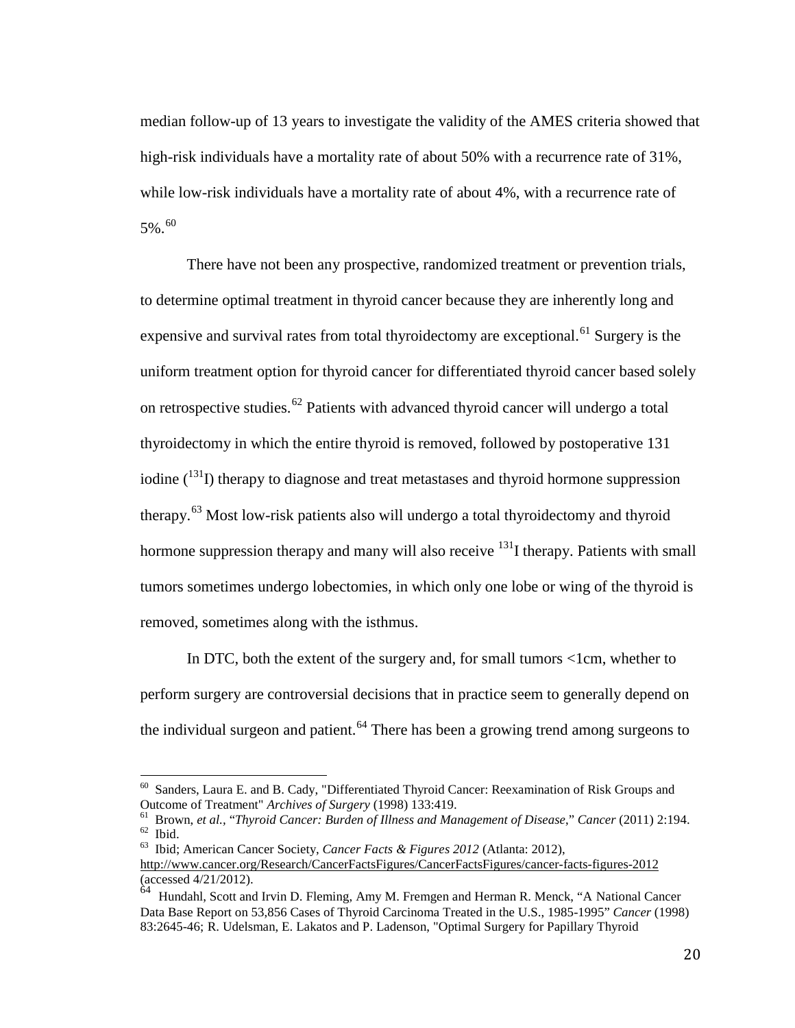median follow-up of 13 years to investigate the validity of the AMES criteria showed that high-risk individuals have a mortality rate of about 50% with a recurrence rate of 31%, while low-risk individuals have a mortality rate of about 4%, with a recurrence rate of 5%.[60]

There have not been any prospective, randomized treatment or prevention trials, to determine optimal treatment in thyroid cancer because they are inherently long and expensive and survival rates from total thyroidectomy are exceptional.[61] Surgery is the uniform treatment option for thyroid cancer for differentiated thyroid cancer based solely on retrospective studies.[62] Patients with advanced thyroid cancer will undergo a total thyroidectomy in which the entire thyroid is removed, followed by postoperative 131 iodine ($^{131}$I) therapy to diagnose and treat metastases and thyroid hormone suppression therapy.[63] Most low-risk patients also will undergo a total thyroidectomy and thyroid hormone suppression therapy and many will also receive $^{131}$I therapy. Patients with small tumors sometimes undergo lobectomies, in which only one lobe or wing of the thyroid is removed, sometimes along with the isthmus.

In DTC, both the extent of the surgery and, for small tumors <1cm, whether to perform surgery are controversial decisions that in practice seem to generally depend on the individual surgeon and patient.[64] There has been a growing trend among surgeons to

---

[60] Sanders, Laura E. and B. Cady, "Differentiated Thyroid Cancer: Reexamination of Risk Groups and Outcome of Treatment" *Archives of Surgery* (1998) 133:419.

[61] Brown, *et al.*, "*Thyroid Cancer: Burden of Illness and Management of Disease*," *Cancer* (2011) 2:194.

[62] Ibid.

[63] Ibid; American Cancer Society, *Cancer Facts & Figures 2012* (Atlanta: 2012), http://www.cancer.org/Research/CancerFactsFigures/CancerFactsFigures/cancer-facts-figures-2012 (accessed 4/21/2012).

[64] Hundahl, Scott and Irvin D. Fleming, Amy M. Fremgen and Herman R. Menck, "A National Cancer Data Base Report on 53,856 Cases of Thyroid Carcinoma Treated in the U.S., 1985-1995" *Cancer* (1998) 83:2645-46; R. Udelsman, E. Lakatos and P. Ladenson, "Optimal Surgery for Papillary Thyroid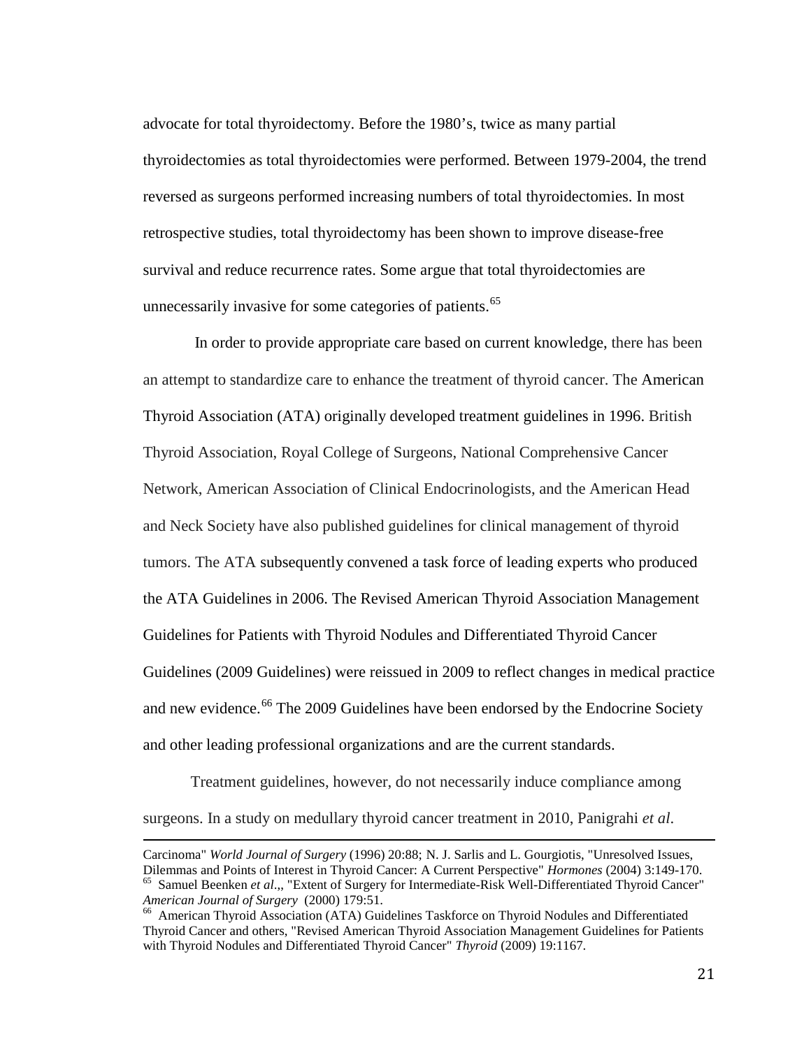advocate for total thyroidectomy. Before the 1980's, twice as many partial thyroidectomies as total thyroidectomies were performed. Between 1979-2004, the trend reversed as surgeons performed increasing numbers of total thyroidectomies. In most retrospective studies, total thyroidectomy has been shown to improve disease-free survival and reduce recurrence rates. Some argue that total thyroidectomies are unnecessarily invasive for some categories of patients.[65]

In order to provide appropriate care based on current knowledge, there has been an attempt to standardize care to enhance the treatment of thyroid cancer. The American Thyroid Association (ATA) originally developed treatment guidelines in 1996. British Thyroid Association, Royal College of Surgeons, National Comprehensive Cancer Network, American Association of Clinical Endocrinologists, and the American Head and Neck Society have also published guidelines for clinical management of thyroid tumors. The ATA subsequently convened a task force of leading experts who produced the ATA Guidelines in 2006. The Revised American Thyroid Association Management Guidelines for Patients with Thyroid Nodules and Differentiated Thyroid Cancer Guidelines (2009 Guidelines) were reissued in 2009 to reflect changes in medical practice and new evidence.[66] The 2009 Guidelines have been endorsed by the Endocrine Society and other leading professional organizations and are the current standards.

Treatment guidelines, however, do not necessarily induce compliance among surgeons. In a study on medullary thyroid cancer treatment in 2010, Panigrahi *et al*.

---

Carcinoma" *World Journal of Surgery* (1996) 20:88; N. J. Sarlis and L. Gourgiotis, "Unresolved Issues, Dilemmas and Points of Interest in Thyroid Cancer: A Current Perspective" *Hormones* (2004) 3:149-170.

[65] Samuel Beenken *et al*.,, "Extent of Surgery for Intermediate-Risk Well-Differentiated Thyroid Cancer" *American Journal of Surgery* (2000) 179:51.

[66] American Thyroid Association (ATA) Guidelines Taskforce on Thyroid Nodules and Differentiated Thyroid Cancer and others, "Revised American Thyroid Association Management Guidelines for Patients with Thyroid Nodules and Differentiated Thyroid Cancer" *Thyroid* (2009) 19:1167.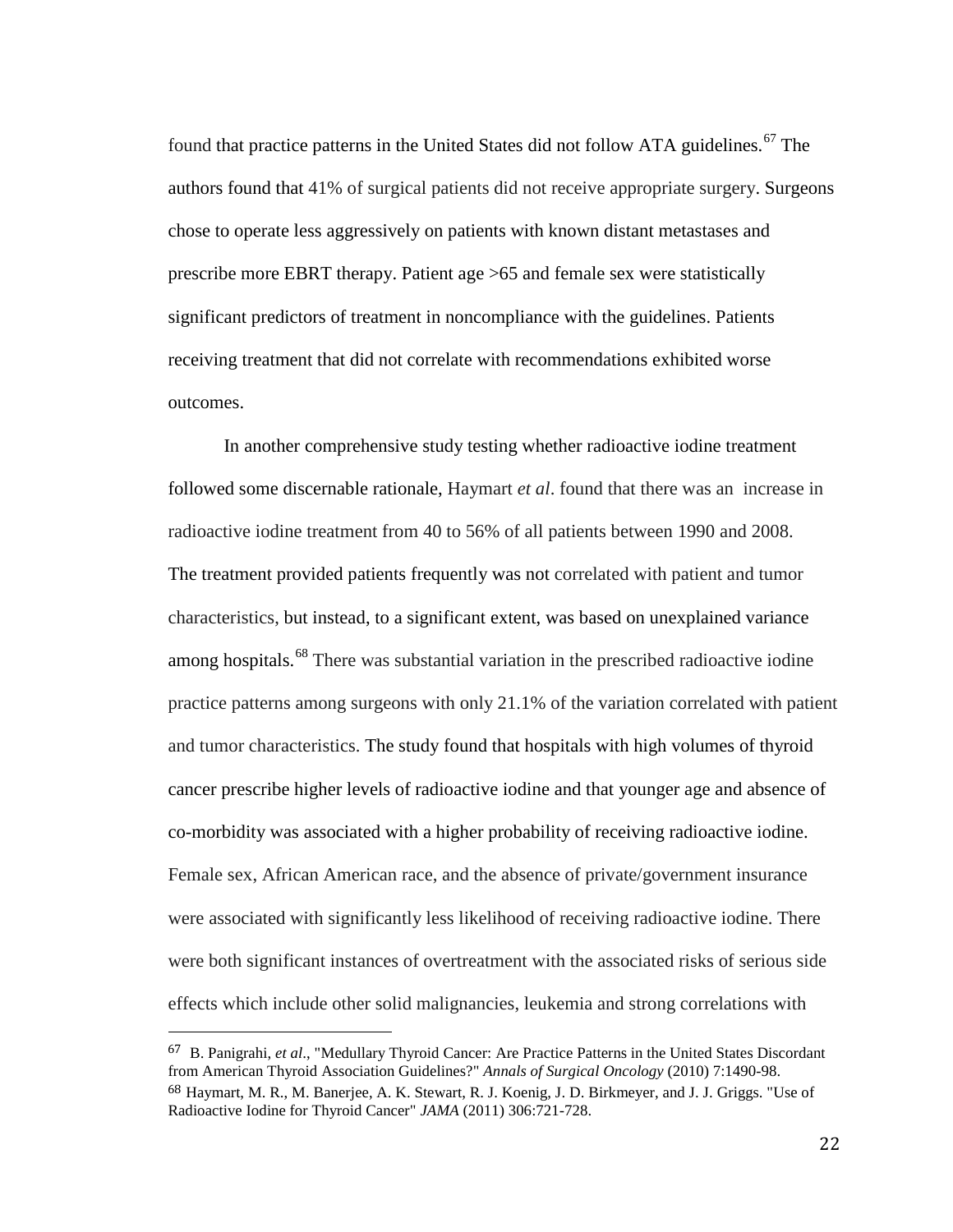found that practice patterns in the United States did not follow ATA guidelines.[67] The authors found that 41% of surgical patients did not receive appropriate surgery. Surgeons chose to operate less aggressively on patients with known distant metastases and prescribe more EBRT therapy. Patient age >65 and female sex were statistically significant predictors of treatment in noncompliance with the guidelines. Patients receiving treatment that did not correlate with recommendations exhibited worse outcomes.

In another comprehensive study testing whether radioactive iodine treatment followed some discernable rationale, Haymart *et al*. found that there was an increase in radioactive iodine treatment from 40 to 56% of all patients between 1990 and 2008. The treatment provided patients frequently was not correlated with patient and tumor characteristics, but instead, to a significant extent, was based on unexplained variance among hospitals.[68] There was substantial variation in the prescribed radioactive iodine practice patterns among surgeons with only 21.1% of the variation correlated with patient and tumor characteristics. The study found that hospitals with high volumes of thyroid cancer prescribe higher levels of radioactive iodine and that younger age and absence of co-morbidity was associated with a higher probability of receiving radioactive iodine. Female sex, African American race, and the absence of private/government insurance were associated with significantly less likelihood of receiving radioactive iodine. There were both significant instances of overtreatment with the associated risks of serious side effects which include other solid malignancies, leukemia and strong correlations with

---

[67] B. Panigrahi, *et al*., "Medullary Thyroid Cancer: Are Practice Patterns in the United States Discordant from American Thyroid Association Guidelines?" *Annals of Surgical Oncology* (2010) 7:1490-98.

[68] Haymart, M. R., M. Banerjee, A. K. Stewart, R. J. Koenig, J. D. Birkmeyer, and J. J. Griggs. "Use of Radioactive Iodine for Thyroid Cancer" *JAMA* (2011) 306:721-728.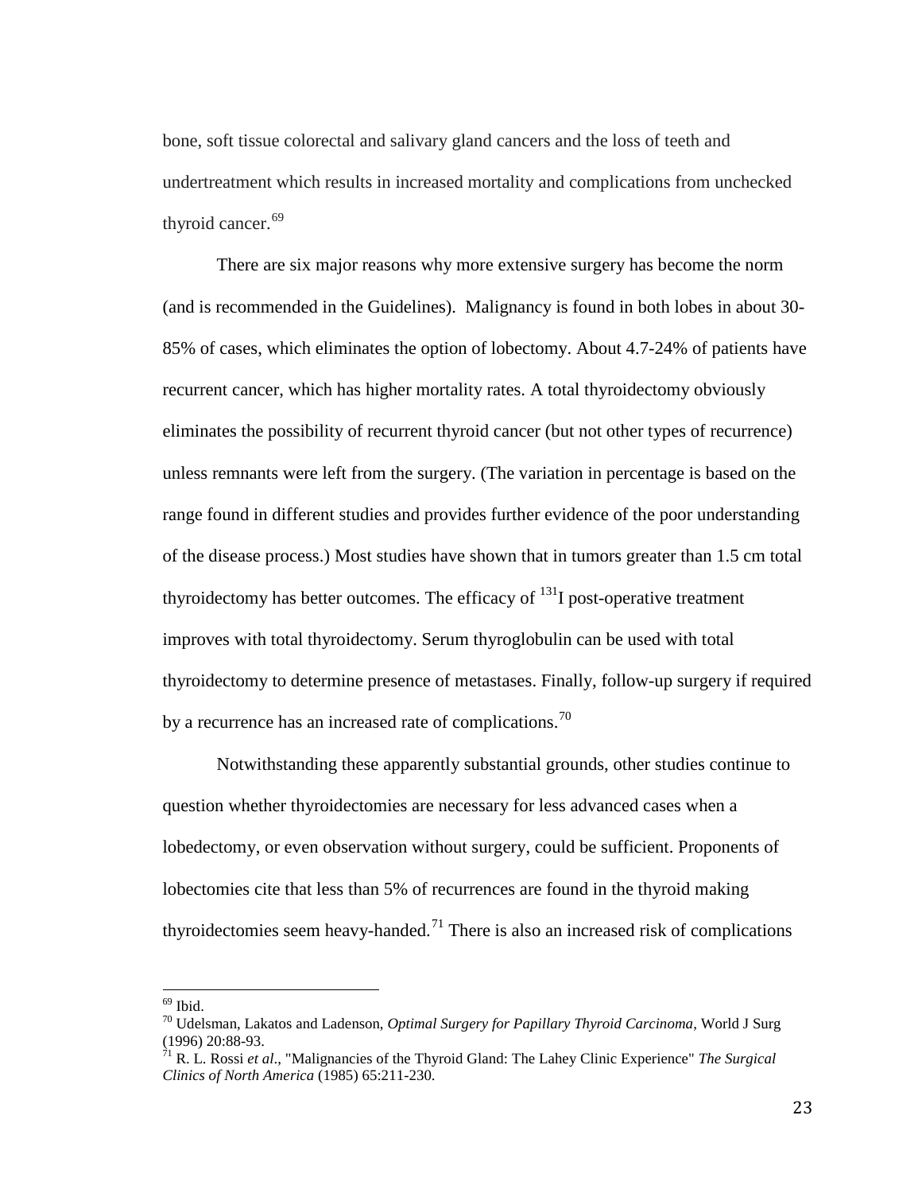bone, soft tissue colorectal and salivary gland cancers and the loss of teeth and undertreatment which results in increased mortality and complications from unchecked thyroid cancer.[69]

There are six major reasons why more extensive surgery has become the norm (and is recommended in the Guidelines). Malignancy is found in both lobes in about 30-85% of cases, which eliminates the option of lobectomy. About 4.7-24% of patients have recurrent cancer, which has higher mortality rates. A total thyroidectomy obviously eliminates the possibility of recurrent thyroid cancer (but not other types of recurrence) unless remnants were left from the surgery. (The variation in percentage is based on the range found in different studies and provides further evidence of the poor understanding of the disease process.) Most studies have shown that in tumors greater than 1.5 cm total thyroidectomy has better outcomes. The efficacy of $^{131}$I post-operative treatment improves with total thyroidectomy. Serum thyroglobulin can be used with total thyroidectomy to determine presence of metastases. Finally, follow-up surgery if required by a recurrence has an increased rate of complications.[70]

Notwithstanding these apparently substantial grounds, other studies continue to question whether thyroidectomies are necessary for less advanced cases when a lobedectomy, or even observation without surgery, could be sufficient. Proponents of lobectomies cite that less than 5% of recurrences are found in the thyroid making thyroidectomies seem heavy-handed.[71] There is also an increased risk of complications

---

[69] Ibid.

[70] Udelsman, Lakatos and Ladenson, *Optimal Surgery for Papillary Thyroid Carcinoma*, World J Surg (1996) 20:88-93.

[71] R. L. Rossi *et al*., "Malignancies of the Thyroid Gland: The Lahey Clinic Experience" *The Surgical Clinics of North America* (1985) 65:211-230.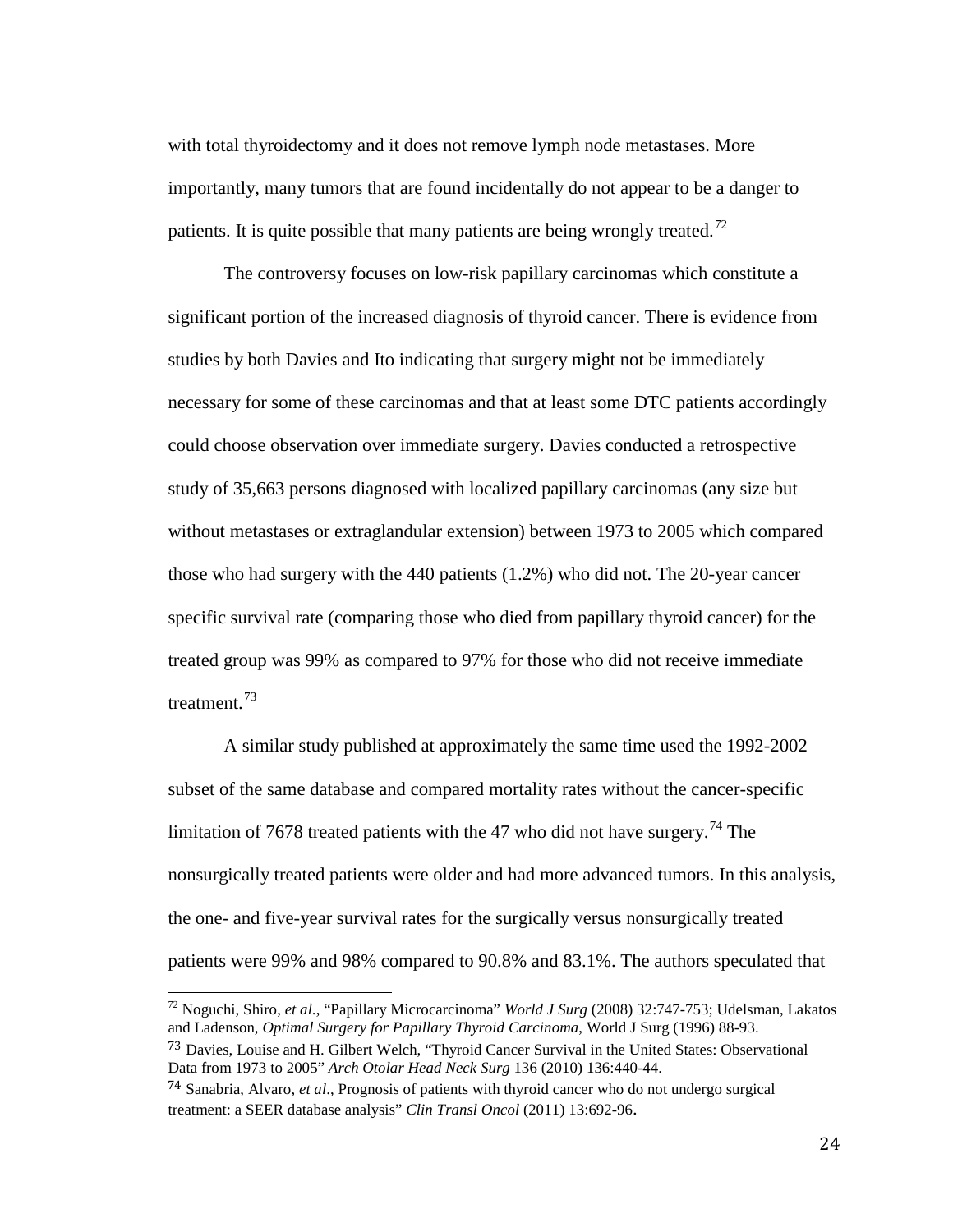with total thyroidectomy and it does not remove lymph node metastases. More importantly, many tumors that are found incidentally do not appear to be a danger to patients. It is quite possible that many patients are being wrongly treated.[72]

The controversy focuses on low-risk papillary carcinomas which constitute a significant portion of the increased diagnosis of thyroid cancer. There is evidence from studies by both Davies and Ito indicating that surgery might not be immediately necessary for some of these carcinomas and that at least some DTC patients accordingly could choose observation over immediate surgery. Davies conducted a retrospective study of 35,663 persons diagnosed with localized papillary carcinomas (any size but without metastases or extraglandular extension) between 1973 to 2005 which compared those who had surgery with the 440 patients (1.2%) who did not. The 20-year cancer specific survival rate (comparing those who died from papillary thyroid cancer) for the treated group was 99% as compared to 97% for those who did not receive immediate treatment.[73]

A similar study published at approximately the same time used the 1992-2002 subset of the same database and compared mortality rates without the cancer-specific limitation of 7678 treated patients with the 47 who did not have surgery.[74] The nonsurgically treated patients were older and had more advanced tumors. In this analysis, the one- and five-year survival rates for the surgically versus nonsurgically treated patients were 99% and 98% compared to 90.8% and 83.1%. The authors speculated that

---

[72] Noguchi, Shiro, *et al.*, "Papillary Microcarcinoma" *World J Surg* (2008) 32:747-753; Udelsman, Lakatos and Ladenson, *Optimal Surgery for Papillary Thyroid Carcinoma*, World J Surg (1996) 88-93.

[73] Davies, Louise and H. Gilbert Welch, "Thyroid Cancer Survival in the United States: Observational Data from 1973 to 2005" *Arch Otolar Head Neck Surg* 136 (2010) 136:440-44.

[74] Sanabria, Alvaro, *et al*., Prognosis of patients with thyroid cancer who do not undergo surgical treatment: a SEER database analysis" *Clin Transl Oncol* (2011) 13:692-96.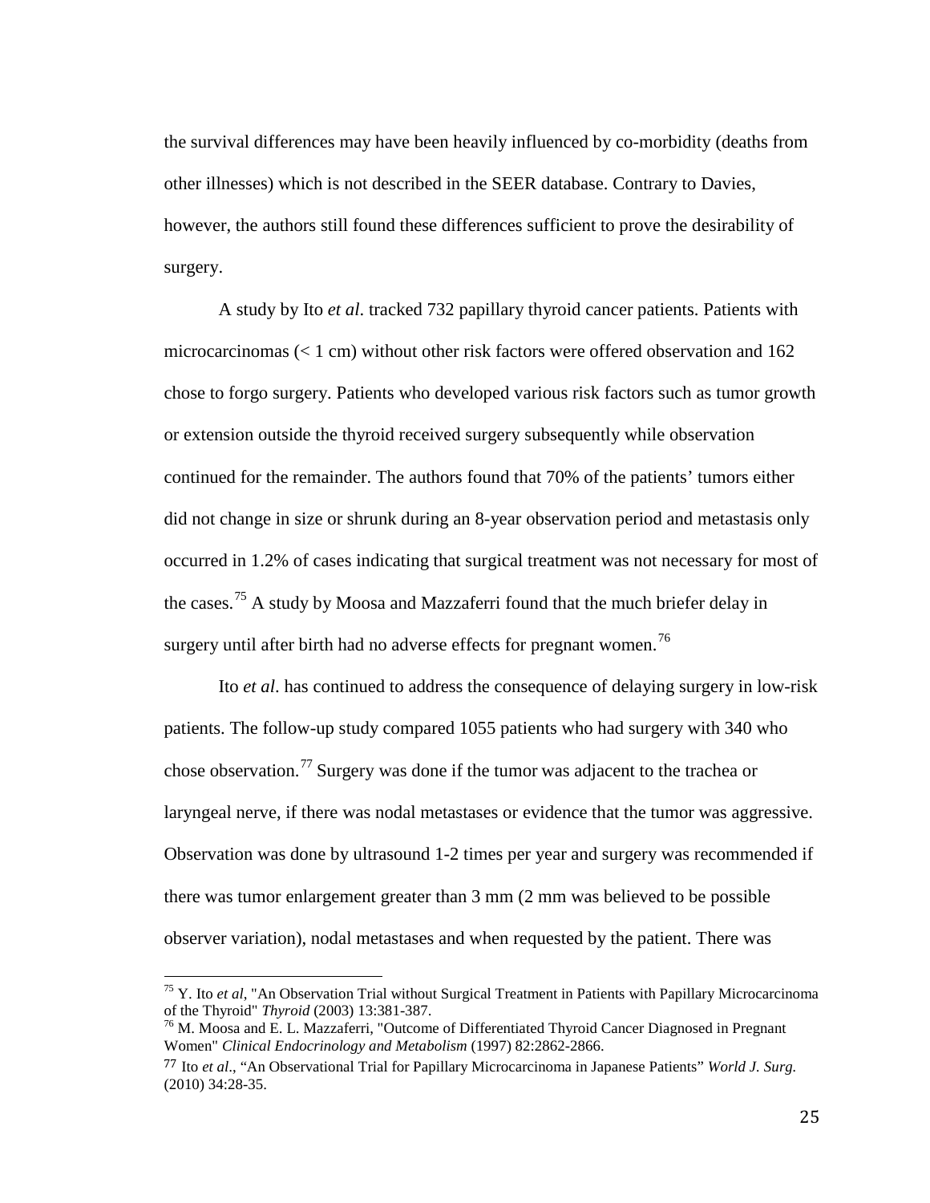the survival differences may have been heavily influenced by co-morbidity (deaths from other illnesses) which is not described in the SEER database. Contrary to Davies, however, the authors still found these differences sufficient to prove the desirability of surgery.

A study by Ito *et al*. tracked 732 papillary thyroid cancer patients. Patients with microcarcinomas (< 1 cm) without other risk factors were offered observation and 162 chose to forgo surgery. Patients who developed various risk factors such as tumor growth or extension outside the thyroid received surgery subsequently while observation continued for the remainder. The authors found that 70% of the patients' tumors either did not change in size or shrunk during an 8-year observation period and metastasis only occurred in 1.2% of cases indicating that surgical treatment was not necessary for most of the cases.[75] A study by Moosa and Mazzaferri found that the much briefer delay in surgery until after birth had no adverse effects for pregnant women.[76]

Ito *et al*. has continued to address the consequence of delaying surgery in low-risk patients. The follow-up study compared 1055 patients who had surgery with 340 who chose observation.[77] Surgery was done if the tumor was adjacent to the trachea or laryngeal nerve, if there was nodal metastases or evidence that the tumor was aggressive. Observation was done by ultrasound 1-2 times per year and surgery was recommended if there was tumor enlargement greater than 3 mm (2 mm was believed to be possible observer variation), nodal metastases and when requested by the patient. There was

---

[75] Y. Ito *et al*, "An Observation Trial without Surgical Treatment in Patients with Papillary Microcarcinoma of the Thyroid" *Thyroid* (2003) 13:381-387.

[76] M. Moosa and E. L. Mazzaferri, "Outcome of Differentiated Thyroid Cancer Diagnosed in Pregnant Women" *Clinical Endocrinology and Metabolism* (1997) 82:2862-2866.

[77] Ito *et al*., "An Observational Trial for Papillary Microcarcinoma in Japanese Patients" *World J. Surg.* (2010) 34:28-35.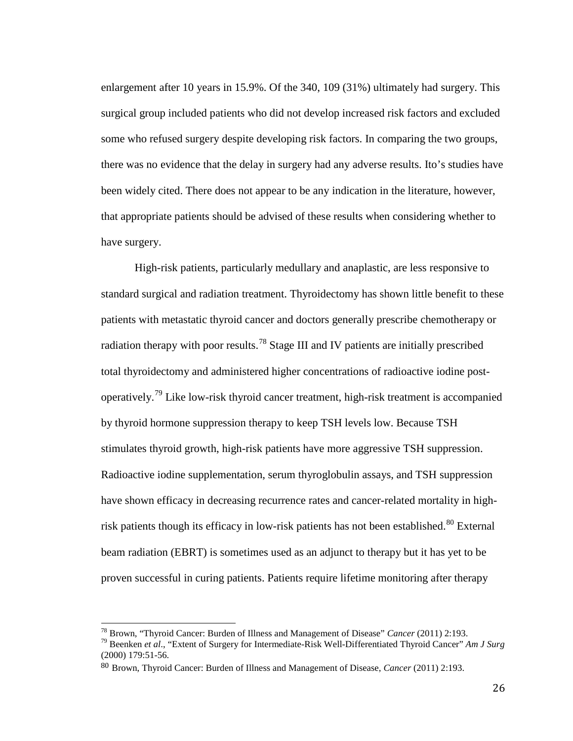enlargement after 10 years in 15.9%. Of the 340, 109 (31%) ultimately had surgery. This surgical group included patients who did not develop increased risk factors and excluded some who refused surgery despite developing risk factors. In comparing the two groups, there was no evidence that the delay in surgery had any adverse results. Ito's studies have been widely cited. There does not appear to be any indication in the literature, however, that appropriate patients should be advised of these results when considering whether to have surgery.

High-risk patients, particularly medullary and anaplastic, are less responsive to standard surgical and radiation treatment. Thyroidectomy has shown little benefit to these patients with metastatic thyroid cancer and doctors generally prescribe chemotherapy or radiation therapy with poor results.[78] Stage III and IV patients are initially prescribed total thyroidectomy and administered higher concentrations of radioactive iodine post-operatively.[79] Like low-risk thyroid cancer treatment, high-risk treatment is accompanied by thyroid hormone suppression therapy to keep TSH levels low. Because TSH stimulates thyroid growth, high-risk patients have more aggressive TSH suppression. Radioactive iodine supplementation, serum thyroglobulin assays, and TSH suppression have shown efficacy in decreasing recurrence rates and cancer-related mortality in high-risk patients though its efficacy in low-risk patients has not been established.[80] External beam radiation (EBRT) is sometimes used as an adjunct to therapy but it has yet to be proven successful in curing patients. Patients require lifetime monitoring after therapy

---

[78] Brown, "Thyroid Cancer: Burden of Illness and Management of Disease" *Cancer* (2011) 2:193.

[79] Beenken *et al*., "Extent of Surgery for Intermediate-Risk Well-Differentiated Thyroid Cancer" *Am J Surg* (2000) 179:51-56.

[80] Brown, Thyroid Cancer: Burden of Illness and Management of Disease, *Cancer* (2011) 2:193.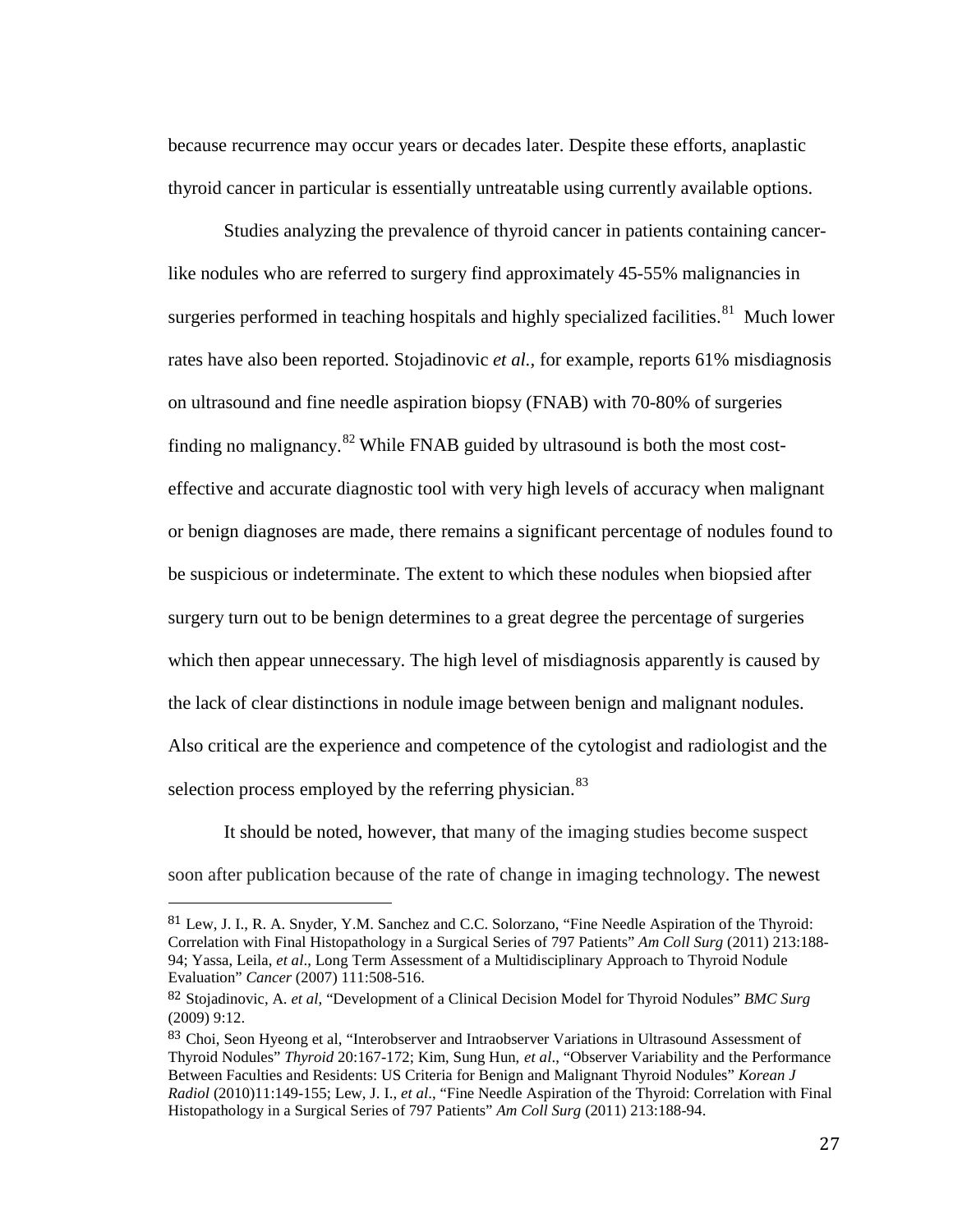because recurrence may occur years or decades later. Despite these efforts, anaplastic thyroid cancer in particular is essentially untreatable using currently available options.

Studies analyzing the prevalence of thyroid cancer in patients containing cancer-like nodules who are referred to surgery find approximately 45-55% malignancies in surgeries performed in teaching hospitals and highly specialized facilities.[81] Much lower rates have also been reported. Stojadinovic *et al.*, for example, reports 61% misdiagnosis on ultrasound and fine needle aspiration biopsy (FNAB) with 70-80% of surgeries finding no malignancy.[82] While FNAB guided by ultrasound is both the most cost-effective and accurate diagnostic tool with very high levels of accuracy when malignant or benign diagnoses are made, there remains a significant percentage of nodules found to be suspicious or indeterminate. The extent to which these nodules when biopsied after surgery turn out to be benign determines to a great degree the percentage of surgeries which then appear unnecessary. The high level of misdiagnosis apparently is caused by the lack of clear distinctions in nodule image between benign and malignant nodules. Also critical are the experience and competence of the cytologist and radiologist and the selection process employed by the referring physician.[83]

It should be noted, however, that many of the imaging studies become suspect soon after publication because of the rate of change in imaging technology. The newest

---

[81] Lew, J. I., R. A. Snyder, Y.M. Sanchez and C.C. Solorzano, "Fine Needle Aspiration of the Thyroid: Correlation with Final Histopathology in a Surgical Series of 797 Patients" *Am Coll Surg* (2011) 213:188-94; Yassa, Leila, *et al*., Long Term Assessment of a Multidisciplinary Approach to Thyroid Nodule Evaluation" *Cancer* (2007) 111:508-516.

[82] Stojadinovic, A. *et al*, "Development of a Clinical Decision Model for Thyroid Nodules" *BMC Surg* (2009) 9:12.

[83] Choi, Seon Hyeong et al, "Interobserver and Intraobserver Variations in Ultrasound Assessment of Thyroid Nodules" *Thyroid* 20:167-172; Kim, Sung Hun, *et al*., "Observer Variability and the Performance Between Faculties and Residents: US Criteria for Benign and Malignant Thyroid Nodules" *Korean J Radiol* (2010)11:149-155; Lew, J. I., *et al*., "Fine Needle Aspiration of the Thyroid: Correlation with Final Histopathology in a Surgical Series of 797 Patients" *Am Coll Surg* (2011) 213:188-94.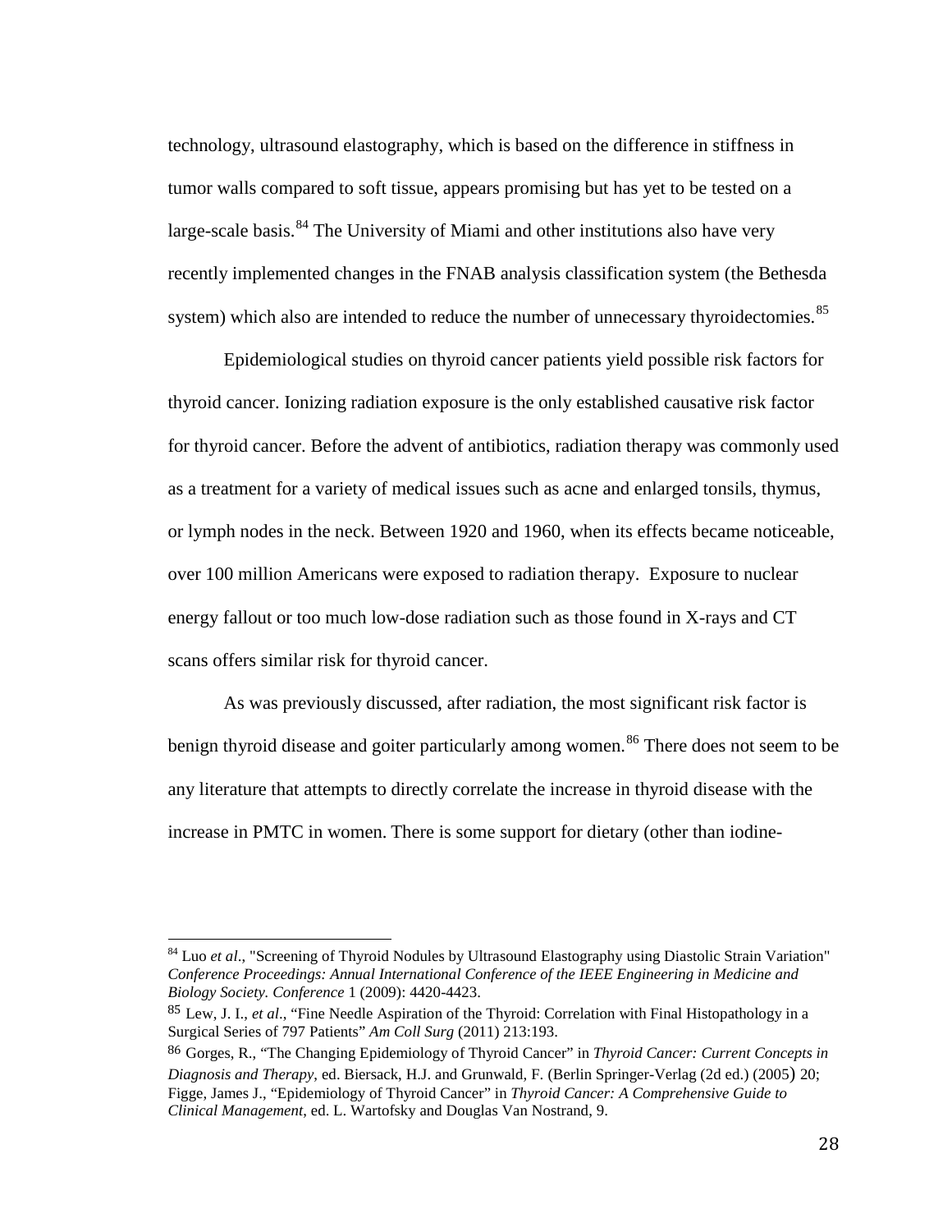technology, ultrasound elastography, which is based on the difference in stiffness in tumor walls compared to soft tissue, appears promising but has yet to be tested on a large-scale basis.[84] The University of Miami and other institutions also have very recently implemented changes in the FNAB analysis classification system (the Bethesda system) which also are intended to reduce the number of unnecessary thyroidectomies.[85]

Epidemiological studies on thyroid cancer patients yield possible risk factors for thyroid cancer. Ionizing radiation exposure is the only established causative risk factor for thyroid cancer. Before the advent of antibiotics, radiation therapy was commonly used as a treatment for a variety of medical issues such as acne and enlarged tonsils, thymus, or lymph nodes in the neck. Between 1920 and 1960, when its effects became noticeable, over 100 million Americans were exposed to radiation therapy. Exposure to nuclear energy fallout or too much low-dose radiation such as those found in X-rays and CT scans offers similar risk for thyroid cancer.

As was previously discussed, after radiation, the most significant risk factor is benign thyroid disease and goiter particularly among women.[86] There does not seem to be any literature that attempts to directly correlate the increase in thyroid disease with the increase in PMTC in women. There is some support for dietary (other than iodine-

---

[84] Luo *et al*., "Screening of Thyroid Nodules by Ultrasound Elastography using Diastolic Strain Variation" *Conference Proceedings: Annual International Conference of the IEEE Engineering in Medicine and Biology Society. Conference* 1 (2009): 4420-4423.

[85] Lew, J. I., *et al*., "Fine Needle Aspiration of the Thyroid: Correlation with Final Histopathology in a Surgical Series of 797 Patients" *Am Coll Surg* (2011) 213:193.

[86] Gorges, R., "The Changing Epidemiology of Thyroid Cancer" in *Thyroid Cancer: Current Concepts in Diagnosis and Therapy*, ed. Biersack, H.J. and Grunwald, F. (Berlin Springer-Verlag (2d ed.) (2005) 20; Figge, James J., "Epidemiology of Thyroid Cancer" in *Thyroid Cancer: A Comprehensive Guide to Clinical Management*, ed. L. Wartofsky and Douglas Van Nostrand, 9.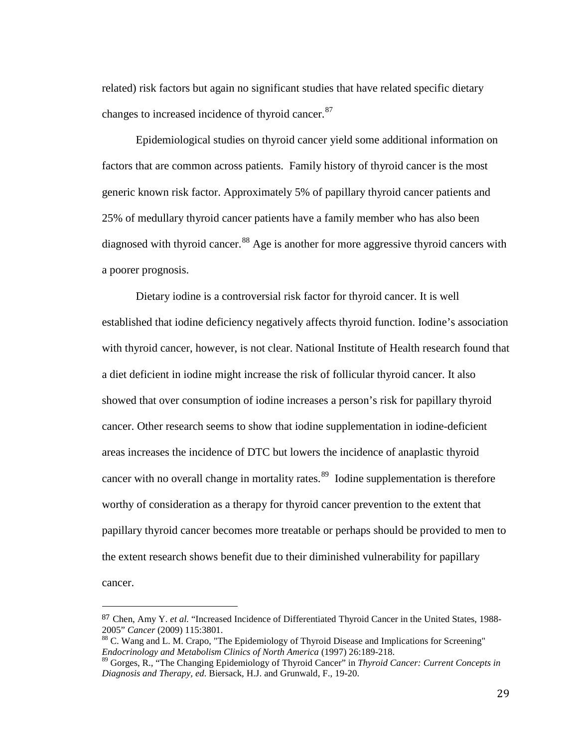related) risk factors but again no significant studies that have related specific dietary changes to increased incidence of thyroid cancer.[87]

Epidemiological studies on thyroid cancer yield some additional information on factors that are common across patients. Family history of thyroid cancer is the most generic known risk factor. Approximately 5% of papillary thyroid cancer patients and 25% of medullary thyroid cancer patients have a family member who has also been diagnosed with thyroid cancer.[88] Age is another for more aggressive thyroid cancers with a poorer prognosis.

Dietary iodine is a controversial risk factor for thyroid cancer. It is well established that iodine deficiency negatively affects thyroid function. Iodine's association with thyroid cancer, however, is not clear. National Institute of Health research found that a diet deficient in iodine might increase the risk of follicular thyroid cancer. It also showed that over consumption of iodine increases a person's risk for papillary thyroid cancer. Other research seems to show that iodine supplementation in iodine-deficient areas increases the incidence of DTC but lowers the incidence of anaplastic thyroid cancer with no overall change in mortality rates.[89] Iodine supplementation is therefore worthy of consideration as a therapy for thyroid cancer prevention to the extent that papillary thyroid cancer becomes more treatable or perhaps should be provided to men to the extent research shows benefit due to their diminished vulnerability for papillary cancer.

---

[87] Chen, Amy Y. *et al.* "Increased Incidence of Differentiated Thyroid Cancer in the United States, 1988-2005" *Cancer* (2009) 115:3801.

[88] C. Wang and L. M. Crapo, "The Epidemiology of Thyroid Disease and Implications for Screening" *Endocrinology and Metabolism Clinics of North America* (1997) 26:189-218.

[89] Gorges, R., "The Changing Epidemiology of Thyroid Cancer" in *Thyroid Cancer: Current Concepts in Diagnosis and Therapy, ed.* Biersack, H.J. and Grunwald, F., 19-20.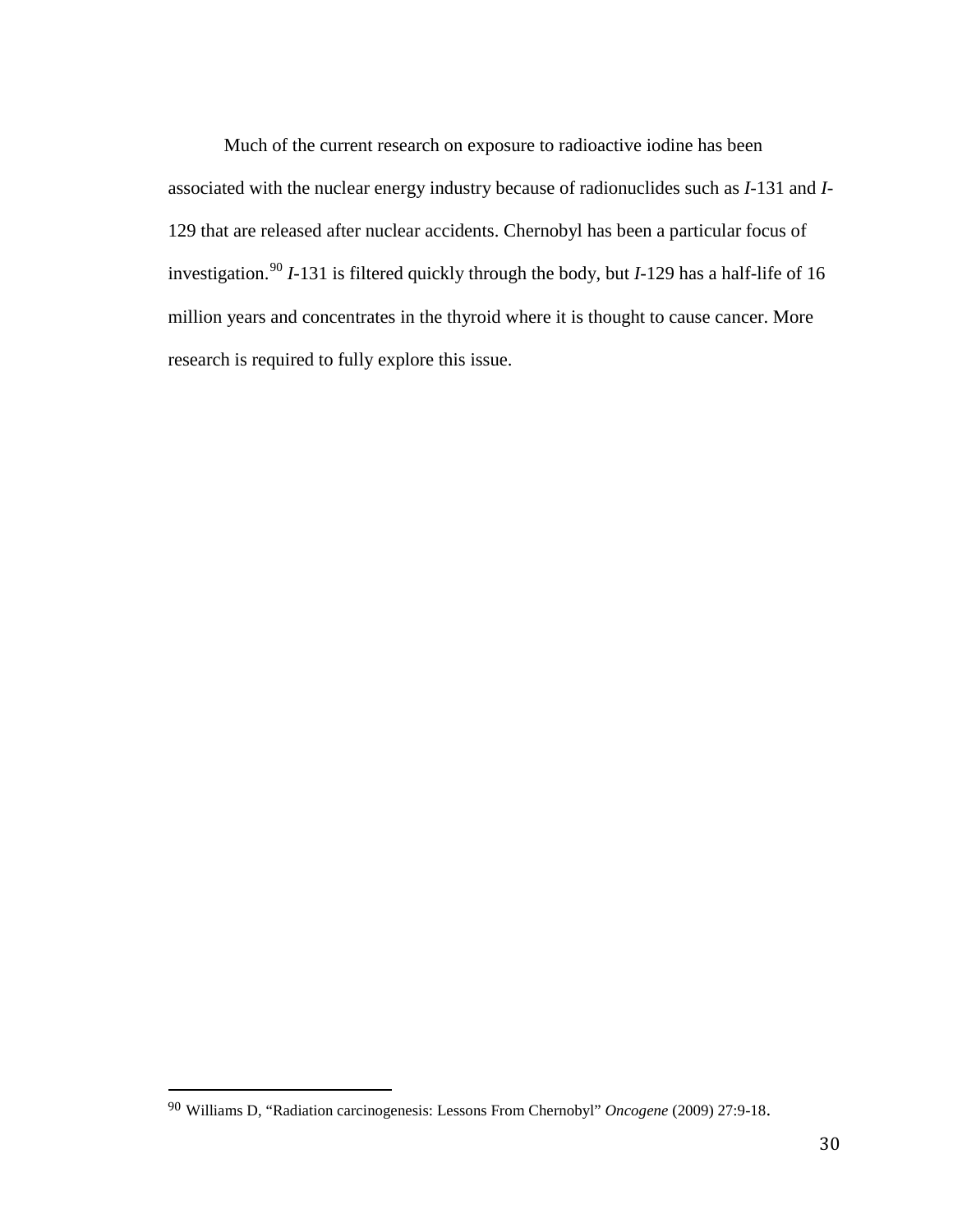Much of the current research on exposure to radioactive iodine has been associated with the nuclear energy industry because of radionuclides such as *I*-131 and *I*-129 that are released after nuclear accidents. Chernobyl has been a particular focus of investigation.[90] *I*-131 is filtered quickly through the body, but *I*-129 has a half-life of 16 million years and concentrates in the thyroid where it is thought to cause cancer. More research is required to fully explore this issue.

---

[90] Williams D, "Radiation carcinogenesis: Lessons From Chernobyl" *Oncogene* (2009) 27:9-18.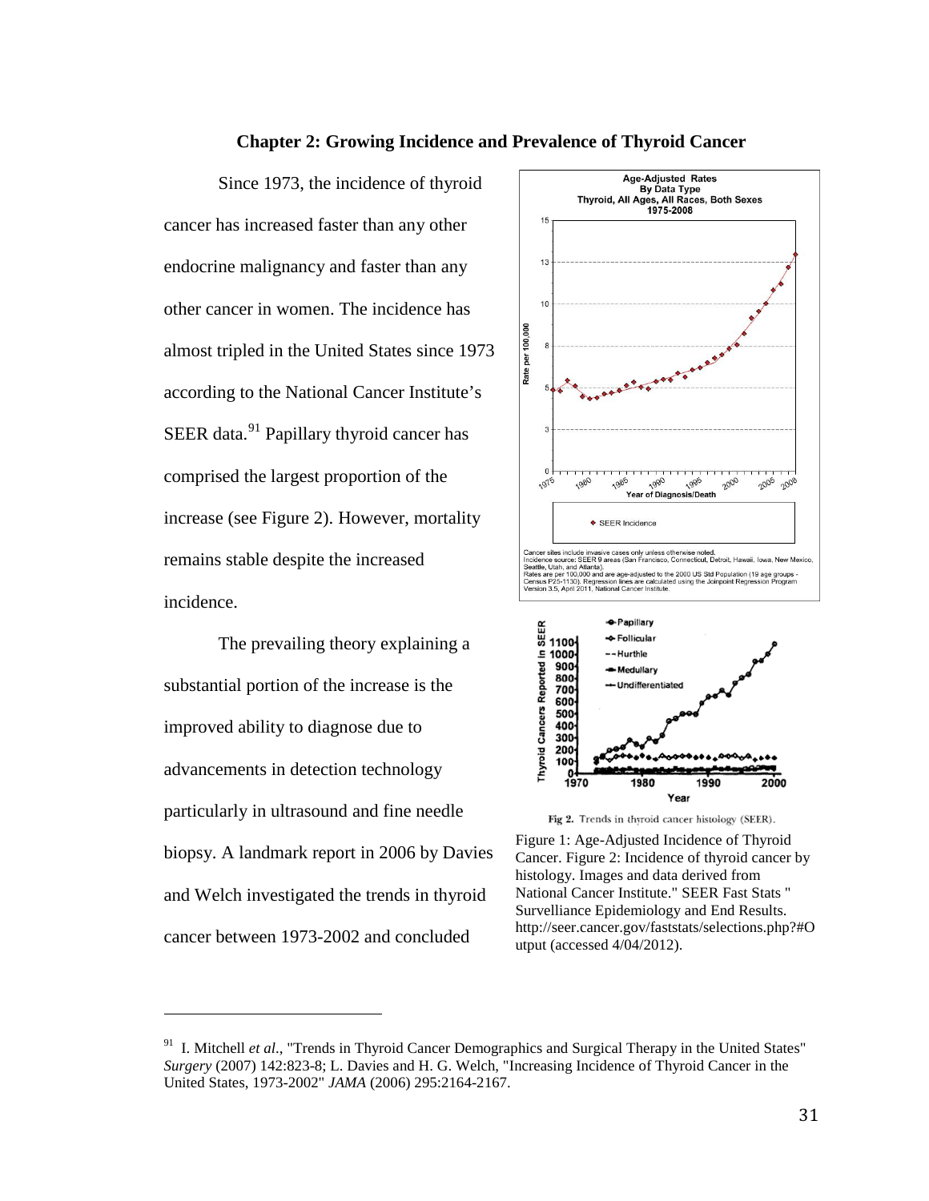## Chapter 2: Growing Incidence and Prevalence of Thyroid Cancer

Since 1973, the incidence of thyroid cancer has increased faster than any other endocrine malignancy and faster than any other cancer in women. The incidence has almost tripled in the United States since 1973 according to the National Cancer Institute's SEER data.[91] Papillary thyroid cancer has comprised the largest proportion of the increase (see Figure 2). However, mortality remains stable despite the increased incidence.

Figure 1: Age-Adjusted Incidence of Thyroid Cancer. Figure 2: Incidence of thyroid cancer by histology. Images and data derived from National Cancer Institute." SEER Fast Stats " Survelliance Epidemiology and End Results. http://seer.cancer.gov/faststats/selections.php?#Output (accessed 4/04/2012).

The prevailing theory explaining a substantial portion of the increase is the improved ability to diagnose due to advancements in detection technology particularly in ultrasound and fine needle biopsy. A landmark report in 2006 by Davies and Welch investigated the trends in thyroid cancer between 1973-2002 and concluded

---

[91] I. Mitchell *et al*., "Trends in Thyroid Cancer Demographics and Surgical Therapy in the United States" *Surgery* (2007) 142:823-8; L. Davies and H. G. Welch, "Increasing Incidence of Thyroid Cancer in the United States, 1973-2002" *JAMA* (2006) 295:2164-2167.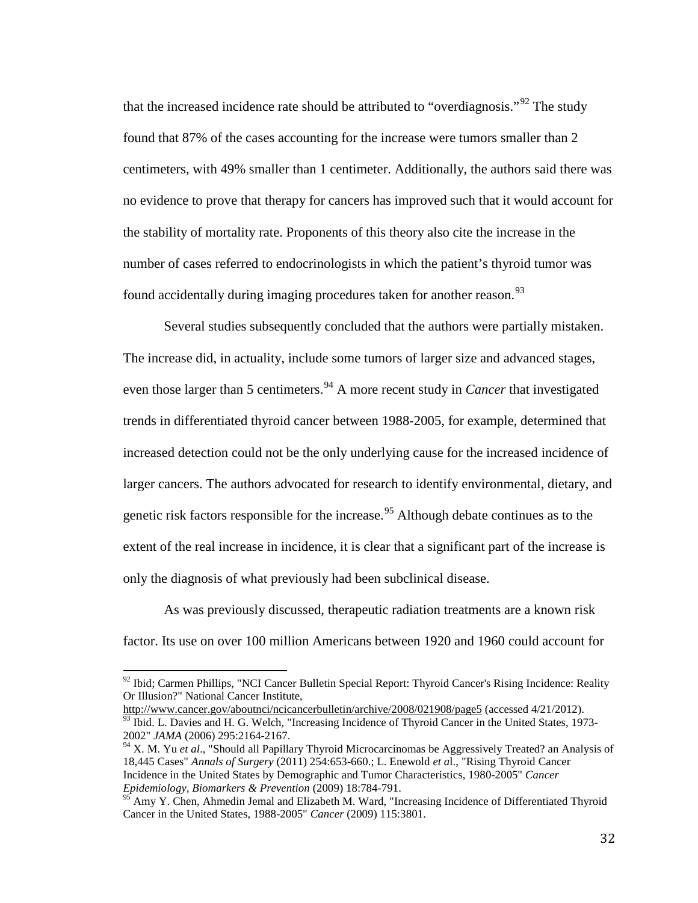that the increased incidence rate should be attributed to "overdiagnosis."[92] The study found that 87% of the cases accounting for the increase were tumors smaller than 2 centimeters, with 49% smaller than 1 centimeter. Additionally, the authors said there was no evidence to prove that therapy for cancers has improved such that it would account for the stability of mortality rate. Proponents of this theory also cite the increase in the number of cases referred to endocrinologists in which the patient's thyroid tumor was found accidentally during imaging procedures taken for another reason.[93]

Several studies subsequently concluded that the authors were partially mistaken. The increase did, in actuality, include some tumors of larger size and advanced stages, even those larger than 5 centimeters.[94] A more recent study in *Cancer* that investigated trends in differentiated thyroid cancer between 1988-2005, for example, determined that increased detection could not be the only underlying cause for the increased incidence of larger cancers. The authors advocated for research to identify environmental, dietary, and genetic risk factors responsible for the increase.[95] Although debate continues as to the extent of the real increase in incidence, it is clear that a significant part of the increase is only the diagnosis of what previously had been subclinical disease.

As was previously discussed, therapeutic radiation treatments are a known risk factor. Its use on over 100 million Americans between 1920 and 1960 could account for

---

[92] Ibid; Carmen Phillips, "NCI Cancer Bulletin Special Report: Thyroid Cancer's Rising Incidence: Reality Or Illusion?" National Cancer Institute, http://www.cancer.gov/aboutnci/ncicancerbulletin/archive/2008/021908/page5 (accessed 4/21/2012).

[93] Ibid. L. Davies and H. G. Welch, "Increasing Incidence of Thyroid Cancer in the United States, 1973-2002" *JAMA* (2006) 295:2164-2167.

[94] X. M. Yu *et al*., "Should all Papillary Thyroid Microcarcinomas be Aggressively Treated? an Analysis of 18,445 Cases" *Annals of Surgery* (2011) 254:653-660.; L. Enewold *et a*l., "Rising Thyroid Cancer Incidence in the United States by Demographic and Tumor Characteristics, 1980-2005" *Cancer Epidemiology, Biomarkers & Prevention* (2009) 18:784-791.

[95] Amy Y. Chen, Ahmedin Jemal and Elizabeth M. Ward, "Increasing Incidence of Differentiated Thyroid Cancer in the United States, 1988-2005" *Cancer* (2009) 115:3801.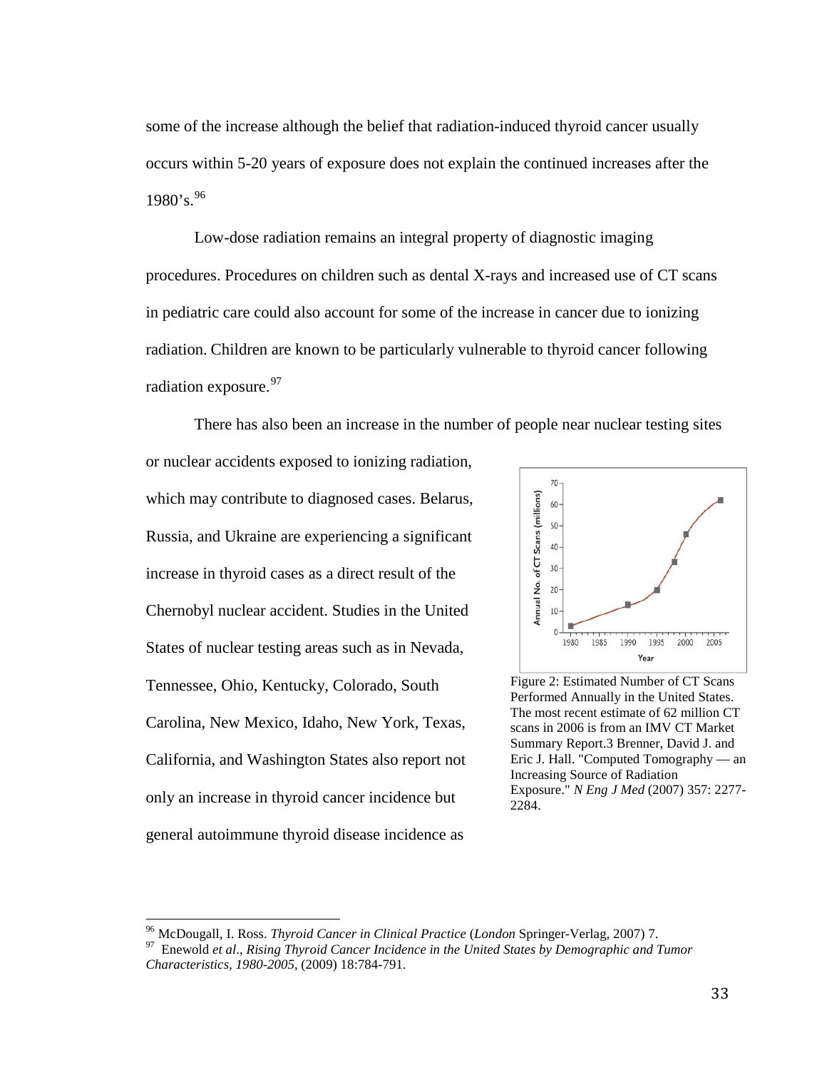some of the increase although the belief that radiation-induced thyroid cancer usually occurs within 5-20 years of exposure does not explain the continued increases after the 1980's.[96]

Low-dose radiation remains an integral property of diagnostic imaging procedures. Procedures on children such as dental X-rays and increased use of CT scans in pediatric care could also account for some of the increase in cancer due to ionizing radiation. Children are known to be particularly vulnerable to thyroid cancer following radiation exposure.[97]

There has also been an increase in the number of people near nuclear testing sites or nuclear accidents exposed to ionizing radiation, which may contribute to diagnosed cases. Belarus, Russia, and Ukraine are experiencing a significant increase in thyroid cases as a direct result of the Chernobyl nuclear accident. Studies in the United States of nuclear testing areas such as in Nevada, Tennessee, Ohio, Kentucky, Colorado, South Carolina, New Mexico, Idaho, New York, Texas, California, and Washington States also report not only an increase in thyroid cancer incidence but general autoimmune thyroid disease incidence as

Figure 2: Estimated Number of CT Scans Performed Annually in the United States. The most recent estimate of 62 million CT scans in 2006 is from an IMV CT Market Summary Report.3 Brenner, David J. and Eric J. Hall. "Computed Tomography — an Increasing Source of Radiation Exposure." *N Eng J Med* (2007) 357: 2277-2284.

---

[96] McDougall, I. Ross. *Thyroid Cancer in Clinical Practice* (*London* Springer-Verlag, 2007) 7.

[97] Enewold *et al*., *Rising Thyroid Cancer Incidence in the United States by Demographic and Tumor Characteristics, 1980-2005*, (2009) 18:784-791.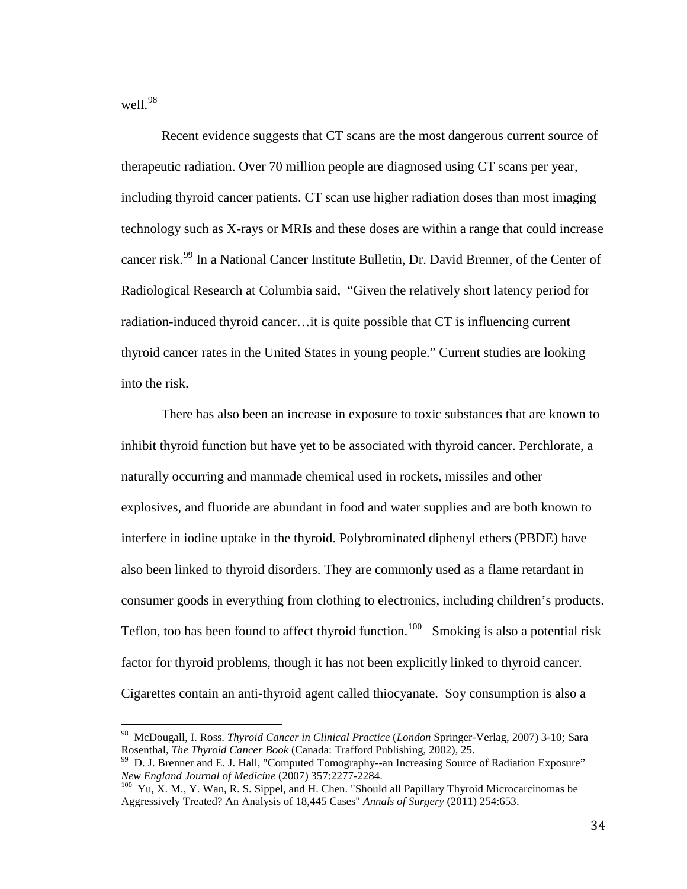well.[98]

Recent evidence suggests that CT scans are the most dangerous current source of therapeutic radiation. Over 70 million people are diagnosed using CT scans per year, including thyroid cancer patients. CT scan use higher radiation doses than most imaging technology such as X-rays or MRIs and these doses are within a range that could increase cancer risk.[99] In a National Cancer Institute Bulletin, Dr. David Brenner, of the Center of Radiological Research at Columbia said, "Given the relatively short latency period for radiation-induced thyroid cancer…it is quite possible that CT is influencing current thyroid cancer rates in the United States in young people." Current studies are looking into the risk.

There has also been an increase in exposure to toxic substances that are known to inhibit thyroid function but have yet to be associated with thyroid cancer. Perchlorate, a naturally occurring and manmade chemical used in rockets, missiles and other explosives, and fluoride are abundant in food and water supplies and are both known to interfere in iodine uptake in the thyroid. Polybrominated diphenyl ethers (PBDE) have also been linked to thyroid disorders. They are commonly used as a flame retardant in consumer goods in everything from clothing to electronics, including children's products. Teflon, too has been found to affect thyroid function.[100] Smoking is also a potential risk factor for thyroid problems, though it has not been explicitly linked to thyroid cancer. Cigarettes contain an anti-thyroid agent called thiocyanate. Soy consumption is also a

---

[98] McDougall, I. Ross. *Thyroid Cancer in Clinical Practice* (*London* Springer-Verlag, 2007) 3-10; Sara Rosenthal, *The Thyroid Cancer Book* (Canada: Trafford Publishing, 2002), 25.

[99] D. J. Brenner and E. J. Hall, "Computed Tomography--an Increasing Source of Radiation Exposure" *New England Journal of Medicine* (2007) 357:2277-2284.

[100] Yu, X. M., Y. Wan, R. S. Sippel, and H. Chen. "Should all Papillary Thyroid Microcarcinomas be Aggressively Treated? An Analysis of 18,445 Cases" *Annals of Surgery* (2011) 254:653.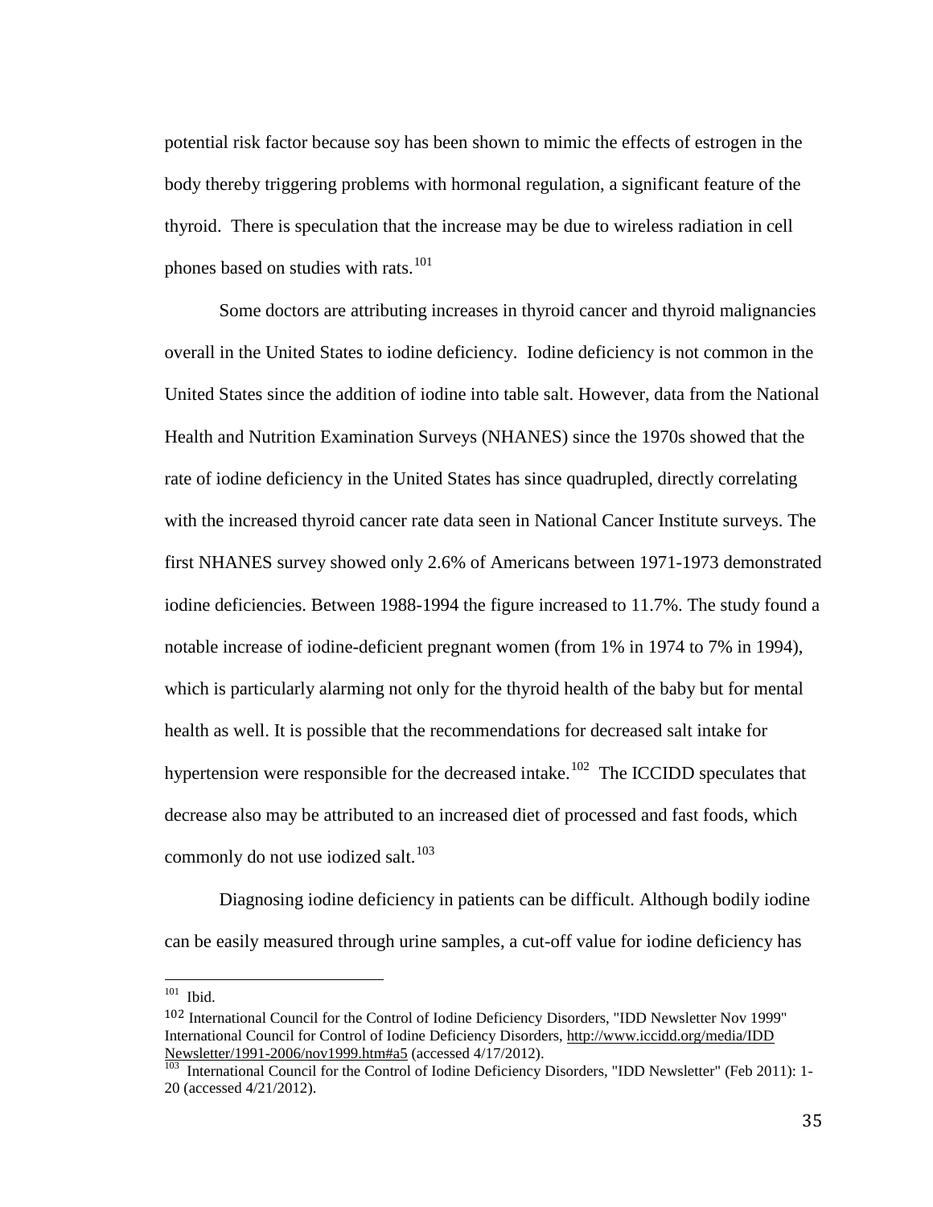potential risk factor because soy has been shown to mimic the effects of estrogen in the body thereby triggering problems with hormonal regulation, a significant feature of the thyroid. There is speculation that the increase may be due to wireless radiation in cell phones based on studies with rats.[101]

Some doctors are attributing increases in thyroid cancer and thyroid malignancies overall in the United States to iodine deficiency. Iodine deficiency is not common in the United States since the addition of iodine into table salt. However, data from the National Health and Nutrition Examination Surveys (NHANES) since the 1970s showed that the rate of iodine deficiency in the United States has since quadrupled, directly correlating with the increased thyroid cancer rate data seen in National Cancer Institute surveys. The first NHANES survey showed only 2.6% of Americans between 1971-1973 demonstrated iodine deficiencies. Between 1988-1994 the figure increased to 11.7%. The study found a notable increase of iodine-deficient pregnant women (from 1% in 1974 to 7% in 1994), which is particularly alarming not only for the thyroid health of the baby but for mental health as well. It is possible that the recommendations for decreased salt intake for hypertension were responsible for the decreased intake.[102] The ICCIDD speculates that decrease also may be attributed to an increased diet of processed and fast foods, which commonly do not use iodized salt.[103]

Diagnosing iodine deficiency in patients can be difficult. Although bodily iodine can be easily measured through urine samples, a cut-off value for iodine deficiency has

---

[101] Ibid.

[102] International Council for the Control of Iodine Deficiency Disorders, "IDD Newsletter Nov 1999" International Council for Control of Iodine Deficiency Disorders, http://www.iccidd.org/media/IDD Newsletter/1991-2006/nov1999.htm#a5 (accessed 4/17/2012).

[103] International Council for the Control of Iodine Deficiency Disorders, "IDD Newsletter" (Feb 2011): 1-20 (accessed 4/21/2012).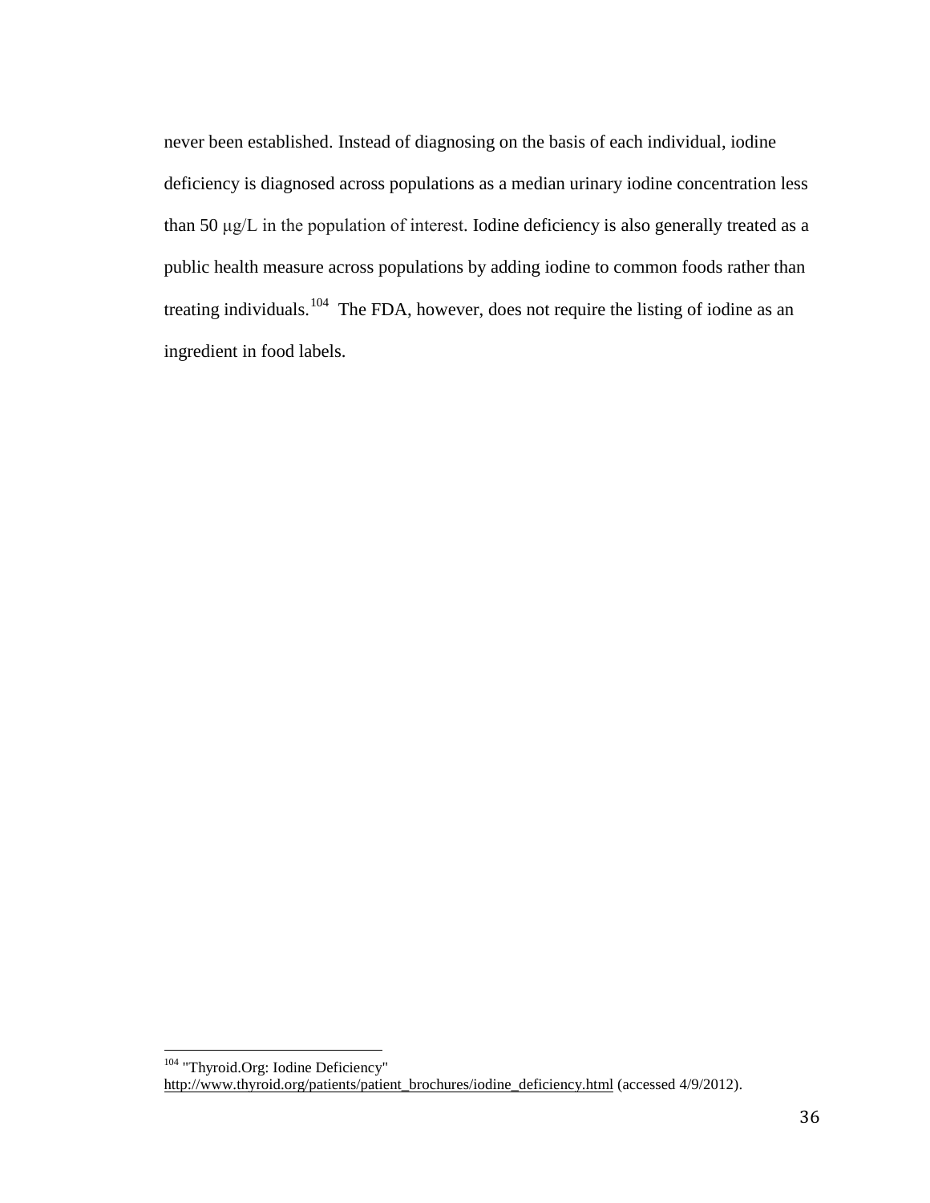never been established. Instead of diagnosing on the basis of each individual, iodine deficiency is diagnosed across populations as a median urinary iodine concentration less than 50 μg/L in the population of interest. Iodine deficiency is also generally treated as a public health measure across populations by adding iodine to common foods rather than treating individuals.[104] The FDA, however, does not require the listing of iodine as an ingredient in food labels.

---

[104] "Thyroid.Org: Iodine Deficiency" http://www.thyroid.org/patients/patient_brochures/iodine_deficiency.html (accessed 4/9/2012).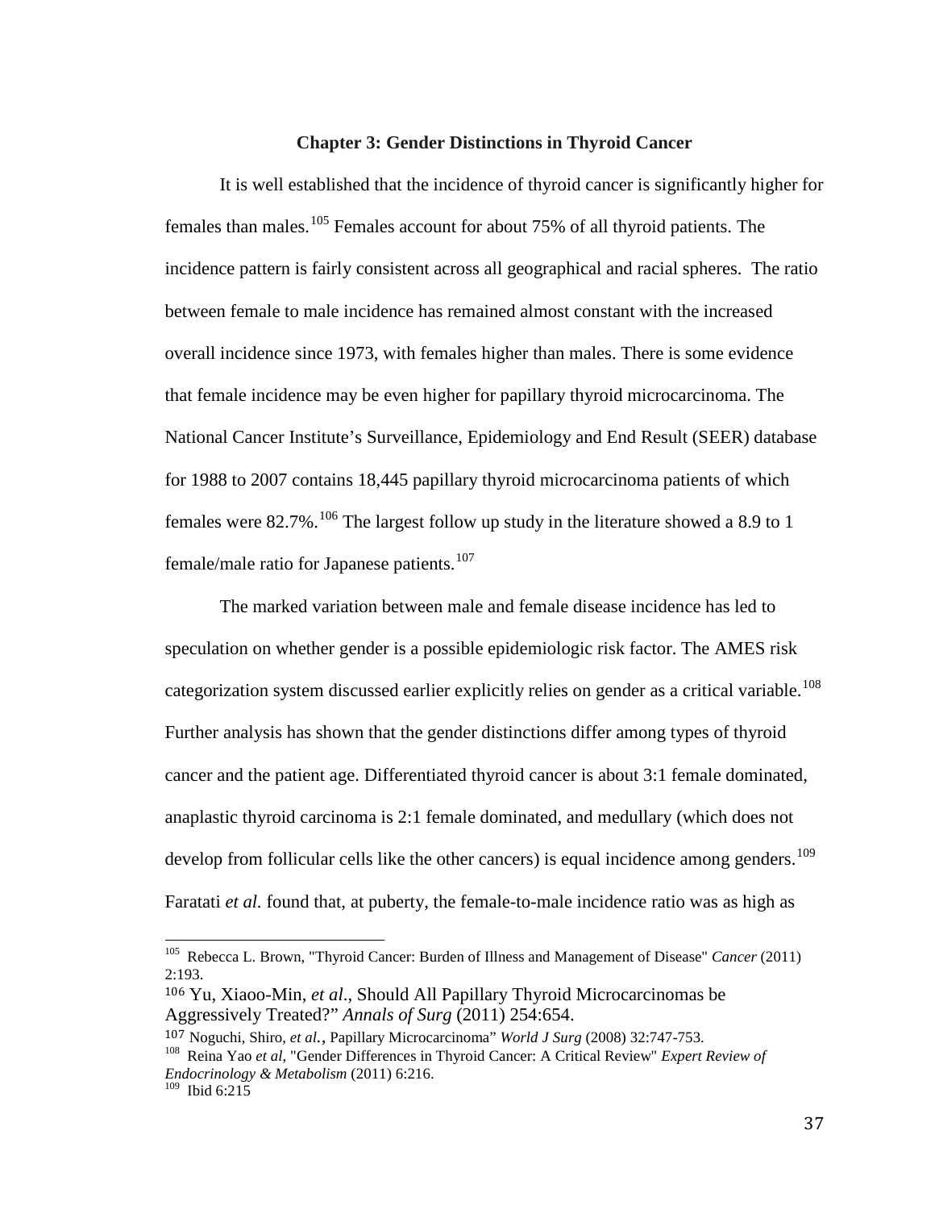### Chapter 3: Gender Distinctions in Thyroid Cancer

It is well established that the incidence of thyroid cancer is significantly higher for females than males.[105] Females account for about 75% of all thyroid patients. The incidence pattern is fairly consistent across all geographical and racial spheres. The ratio between female to male incidence has remained almost constant with the increased overall incidence since 1973, with females higher than males. There is some evidence that female incidence may be even higher for papillary thyroid microcarcinoma. The National Cancer Institute's Surveillance, Epidemiology and End Result (SEER) database for 1988 to 2007 contains 18,445 papillary thyroid microcarcinoma patients of which females were 82.7%.[106] The largest follow up study in the literature showed a 8.9 to 1 female/male ratio for Japanese patients.[107]

The marked variation between male and female disease incidence has led to speculation on whether gender is a possible epidemiologic risk factor. The AMES risk categorization system discussed earlier explicitly relies on gender as a critical variable.[108] Further analysis has shown that the gender distinctions differ among types of thyroid cancer and the patient age. Differentiated thyroid cancer is about 3:1 female dominated, anaplastic thyroid carcinoma is 2:1 female dominated, and medullary (which does not develop from follicular cells like the other cancers) is equal incidence among genders.[109] Faratati *et al.* found that, at puberty, the female-to-male incidence ratio was as high as

---

[105] Rebecca L. Brown, "Thyroid Cancer: Burden of Illness and Management of Disease" *Cancer* (2011) 2:193.

[106] Yu, Xiaoo-Min, *et al*., Should All Papillary Thyroid Microcarcinomas be Aggressively Treated?" *Annals of Surg* (2011) 254:654.

[107] Noguchi, Shiro, *et al.*, Papillary Microcarcinoma" *World J Surg* (2008) 32:747-753.

[108] Reina Yao *et al*, "Gender Differences in Thyroid Cancer: A Critical Review" *Expert Review of Endocrinology & Metabolism* (2011) 6:216.

[109] Ibid 6:215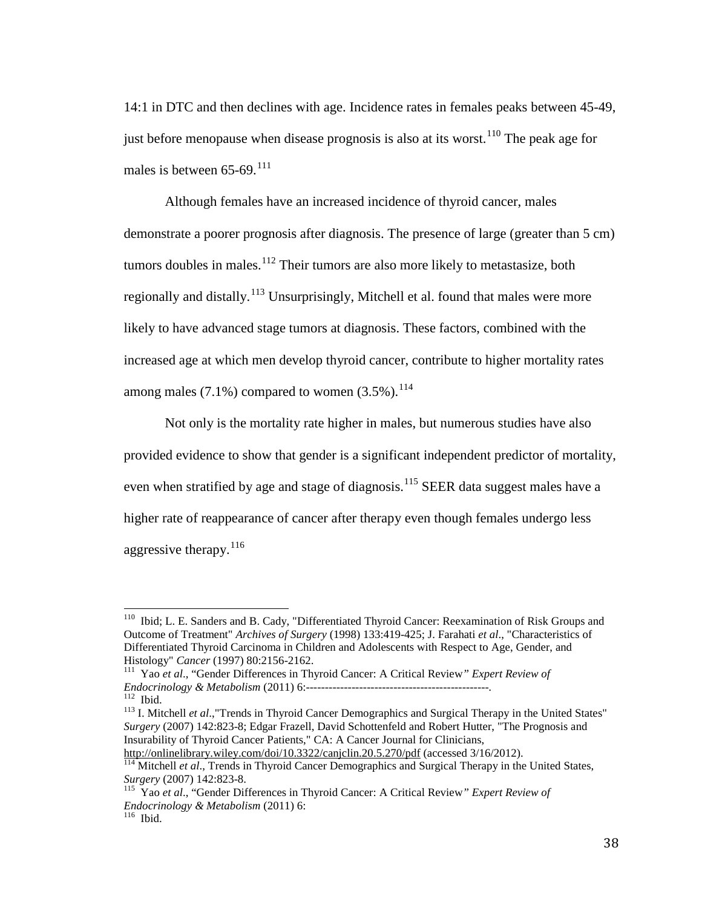14:1 in DTC and then declines with age. Incidence rates in females peaks between 45-49, just before menopause when disease prognosis is also at its worst.[110] The peak age for males is between 65-69.[111]

Although females have an increased incidence of thyroid cancer, males demonstrate a poorer prognosis after diagnosis. The presence of large (greater than 5 cm) tumors doubles in males.[112] Their tumors are also more likely to metastasize, both regionally and distally.[113] Unsurprisingly, Mitchell et al. found that males were more likely to have advanced stage tumors at diagnosis. These factors, combined with the increased age at which men develop thyroid cancer, contribute to higher mortality rates among males (7.1%) compared to women (3.5%).[114]

Not only is the mortality rate higher in males, but numerous studies have also provided evidence to show that gender is a significant independent predictor of mortality, even when stratified by age and stage of diagnosis.[115] SEER data suggest males have a higher rate of reappearance of cancer after therapy even though females undergo less aggressive therapy.[116]

---

[110] Ibid; L. E. Sanders and B. Cady, "Differentiated Thyroid Cancer: Reexamination of Risk Groups and Outcome of Treatment" *Archives of Surgery* (1998) 133:419-425; J. Farahati *et al*., "Characteristics of Differentiated Thyroid Carcinoma in Children and Adolescents with Respect to Age, Gender, and Histology" *Cancer* (1997) 80:2156-2162.

[111] Yao *et al*., "Gender Differences in Thyroid Cancer: A Critical Review*" Expert Review of Endocrinology & Metabolism* (2011) 6:------------------------------------------------.

[112] Ibid.

[113] I. Mitchell *et al*.,"Trends in Thyroid Cancer Demographics and Surgical Therapy in the United States" *Surgery* (2007) 142:823-8; Edgar Frazell, David Schottenfeld and Robert Hutter, "The Prognosis and Insurability of Thyroid Cancer Patients," CA: A Cancer Journal for Clinicians, http://onlinelibrary.wiley.com/doi/10.3322/canjclin.20.5.270/pdf (accessed 3/16/2012).

[114] Mitchell *et al*., Trends in Thyroid Cancer Demographics and Surgical Therapy in the United States, *Surgery* (2007) 142:823-8.

[115] Yao *et al*., "Gender Differences in Thyroid Cancer: A Critical Review*" Expert Review of Endocrinology & Metabolism* (2011) 6:

[116] Ibid.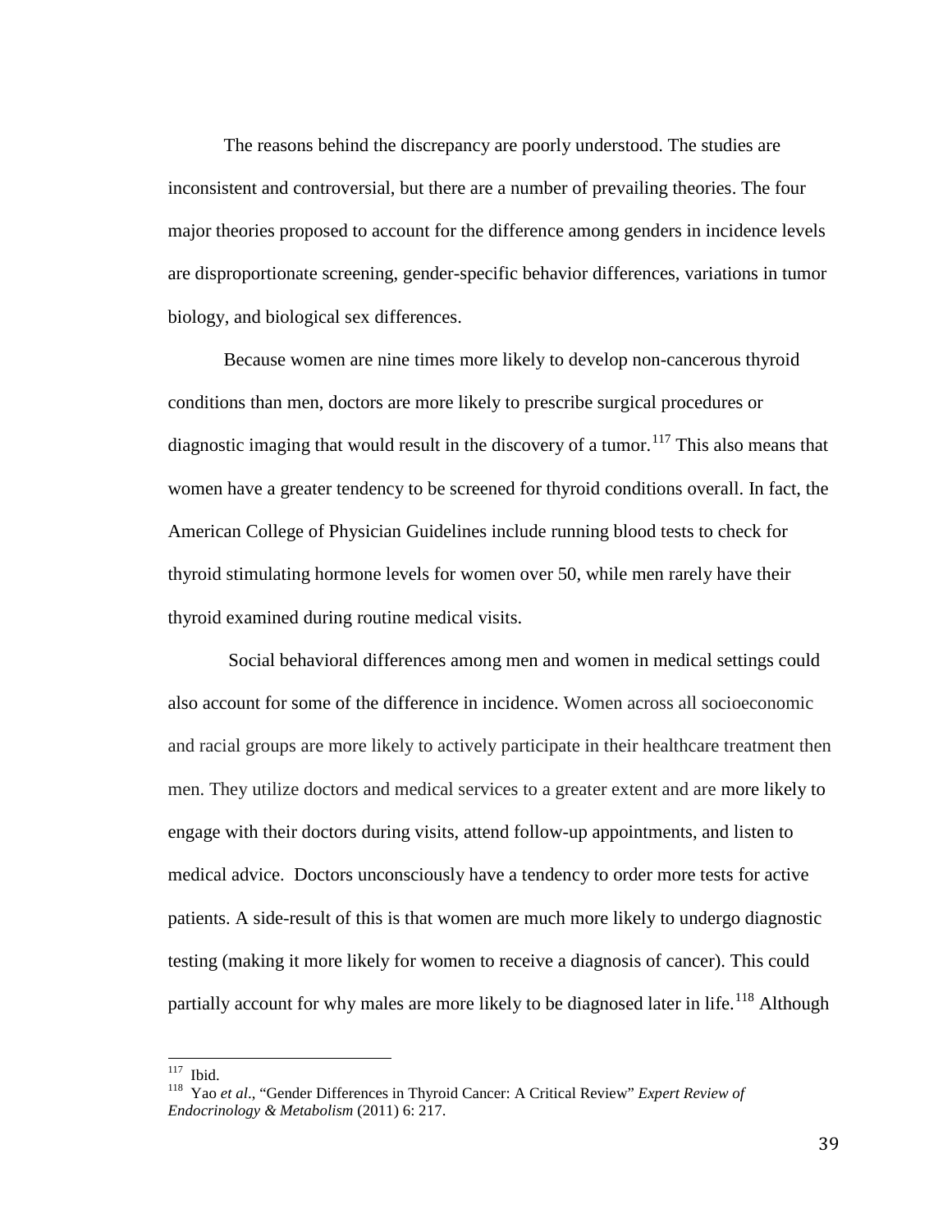The reasons behind the discrepancy are poorly understood. The studies are inconsistent and controversial, but there are a number of prevailing theories. The four major theories proposed to account for the difference among genders in incidence levels are disproportionate screening, gender-specific behavior differences, variations in tumor biology, and biological sex differences.

Because women are nine times more likely to develop non-cancerous thyroid conditions than men, doctors are more likely to prescribe surgical procedures or diagnostic imaging that would result in the discovery of a tumor.[117] This also means that women have a greater tendency to be screened for thyroid conditions overall. In fact, the American College of Physician Guidelines include running blood tests to check for thyroid stimulating hormone levels for women over 50, while men rarely have their thyroid examined during routine medical visits.

Social behavioral differences among men and women in medical settings could also account for some of the difference in incidence. Women across all socioeconomic and racial groups are more likely to actively participate in their healthcare treatment then men. They utilize doctors and medical services to a greater extent and are more likely to engage with their doctors during visits, attend follow-up appointments, and listen to medical advice. Doctors unconsciously have a tendency to order more tests for active patients. A side-result of this is that women are much more likely to undergo diagnostic testing (making it more likely for women to receive a diagnosis of cancer). This could partially account for why males are more likely to be diagnosed later in life.[118] Although

---

[117] Ibid.

[118] Yao *et al*., "Gender Differences in Thyroid Cancer: A Critical Review" *Expert Review of Endocrinology & Metabolism* (2011) 6: 217.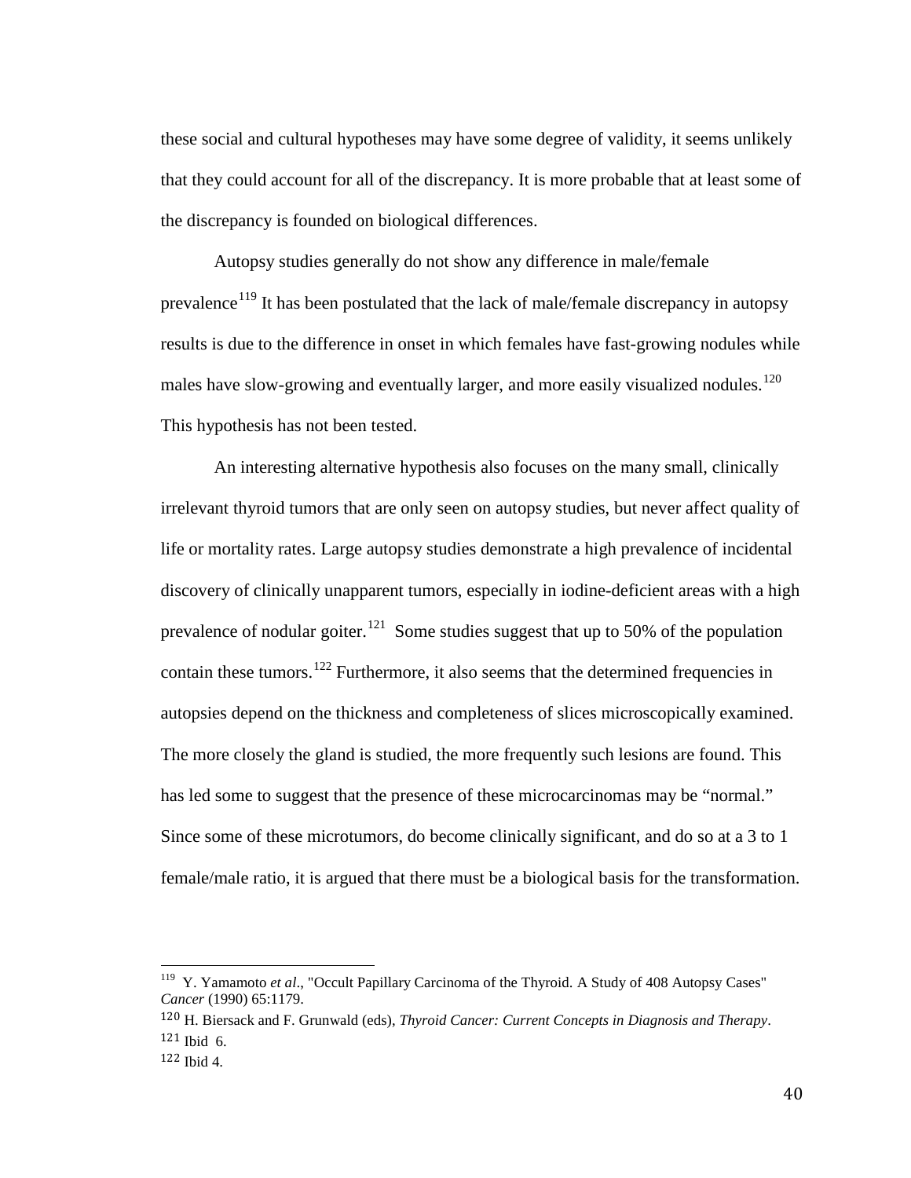these social and cultural hypotheses may have some degree of validity, it seems unlikely that they could account for all of the discrepancy. It is more probable that at least some of the discrepancy is founded on biological differences.

Autopsy studies generally do not show any difference in male/female prevalence[119] It has been postulated that the lack of male/female discrepancy in autopsy results is due to the difference in onset in which females have fast-growing nodules while males have slow-growing and eventually larger, and more easily visualized nodules.[120] This hypothesis has not been tested.

An interesting alternative hypothesis also focuses on the many small, clinically irrelevant thyroid tumors that are only seen on autopsy studies, but never affect quality of life or mortality rates. Large autopsy studies demonstrate a high prevalence of incidental discovery of clinically unapparent tumors, especially in iodine-deficient areas with a high prevalence of nodular goiter.[121] Some studies suggest that up to 50% of the population contain these tumors.[122] Furthermore, it also seems that the determined frequencies in autopsies depend on the thickness and completeness of slices microscopically examined. The more closely the gland is studied, the more frequently such lesions are found. This has led some to suggest that the presence of these microcarcinomas may be "normal." Since some of these microtumors, do become clinically significant, and do so at a 3 to 1 female/male ratio, it is argued that there must be a biological basis for the transformation.

---

[119] Y. Yamamoto *et al*., "Occult Papillary Carcinoma of the Thyroid. A Study of 408 Autopsy Cases" *Cancer* (1990) 65:1179.

[120] H. Biersack and F. Grunwald (eds), *Thyroid Cancer: Current Concepts in Diagnosis and Therapy*.

[121] Ibid 6.

[122] Ibid 4.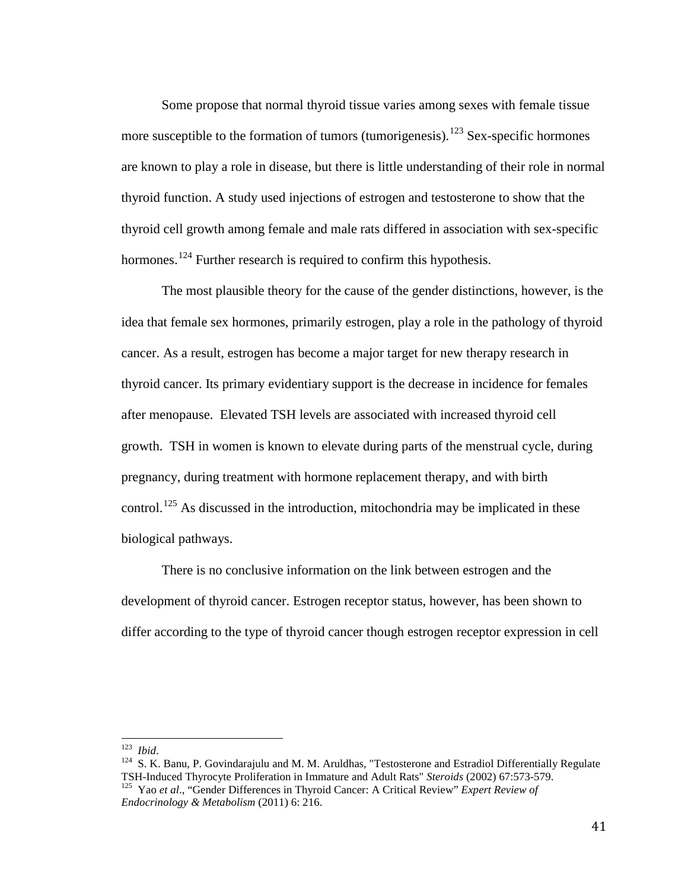Some propose that normal thyroid tissue varies among sexes with female tissue more susceptible to the formation of tumors (tumorigenesis).[123] Sex-specific hormones are known to play a role in disease, but there is little understanding of their role in normal thyroid function. A study used injections of estrogen and testosterone to show that the thyroid cell growth among female and male rats differed in association with sex-specific hormones.[124] Further research is required to confirm this hypothesis.

The most plausible theory for the cause of the gender distinctions, however, is the idea that female sex hormones, primarily estrogen, play a role in the pathology of thyroid cancer. As a result, estrogen has become a major target for new therapy research in thyroid cancer. Its primary evidentiary support is the decrease in incidence for females after menopause. Elevated TSH levels are associated with increased thyroid cell growth. TSH in women is known to elevate during parts of the menstrual cycle, during pregnancy, during treatment with hormone replacement therapy, and with birth control.[125] As discussed in the introduction, mitochondria may be implicated in these biological pathways.

There is no conclusive information on the link between estrogen and the development of thyroid cancer. Estrogen receptor status, however, has been shown to differ according to the type of thyroid cancer though estrogen receptor expression in cell

---

[123] *Ibid*.

[124] S. K. Banu, P. Govindarajulu and M. M. Aruldhas, "Testosterone and Estradiol Differentially Regulate TSH-Induced Thyrocyte Proliferation in Immature and Adult Rats" *Steroids* (2002) 67:573-579.

[125] Yao *et al*., "Gender Differences in Thyroid Cancer: A Critical Review" *Expert Review of Endocrinology & Metabolism* (2011) 6: 216.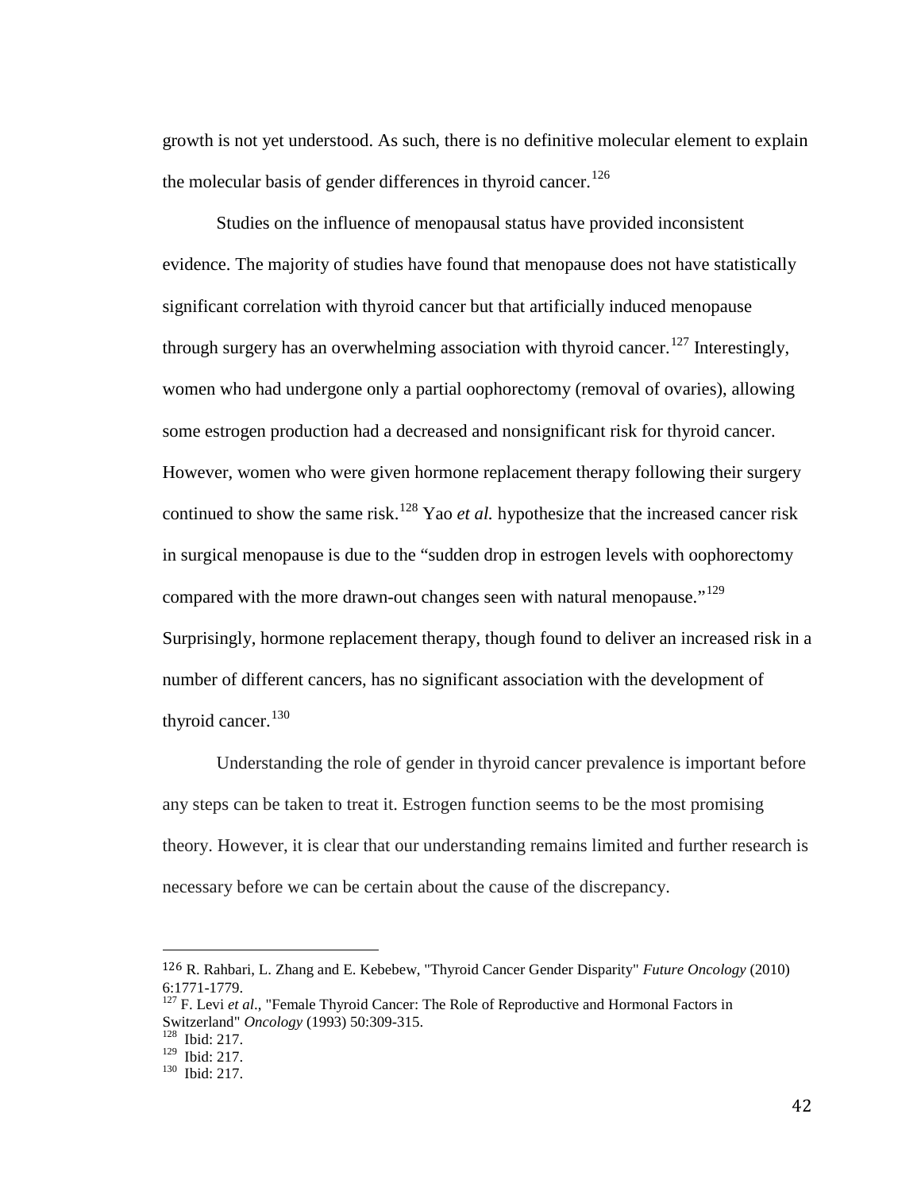growth is not yet understood. As such, there is no definitive molecular element to explain the molecular basis of gender differences in thyroid cancer.[126]

Studies on the influence of menopausal status have provided inconsistent evidence. The majority of studies have found that menopause does not have statistically significant correlation with thyroid cancer but that artificially induced menopause through surgery has an overwhelming association with thyroid cancer.[127] Interestingly, women who had undergone only a partial oophorectomy (removal of ovaries), allowing some estrogen production had a decreased and nonsignificant risk for thyroid cancer. However, women who were given hormone replacement therapy following their surgery continued to show the same risk.[128] Yao *et al.* hypothesize that the increased cancer risk in surgical menopause is due to the "sudden drop in estrogen levels with oophorectomy compared with the more drawn-out changes seen with natural menopause."[129] Surprisingly, hormone replacement therapy, though found to deliver an increased risk in a number of different cancers, has no significant association with the development of thyroid cancer.[130]

Understanding the role of gender in thyroid cancer prevalence is important before any steps can be taken to treat it. Estrogen function seems to be the most promising theory. However, it is clear that our understanding remains limited and further research is necessary before we can be certain about the cause of the discrepancy.

---

[126] R. Rahbari, L. Zhang and E. Kebebew, "Thyroid Cancer Gender Disparity" *Future Oncology* (2010) 6:1771-1779.

[127] F. Levi *et al*., "Female Thyroid Cancer: The Role of Reproductive and Hormonal Factors in Switzerland" *Oncology* (1993) 50:309-315.

[128] Ibid: 217.

[129] Ibid: 217.

[130] Ibid: 217.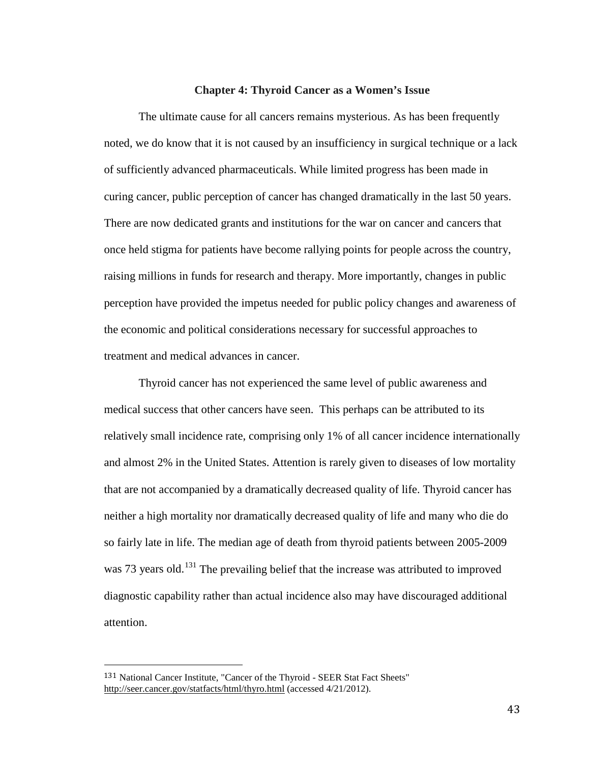# Chapter 4: Thyroid Cancer as a Women's Issue

The ultimate cause for all cancers remains mysterious. As has been frequently noted, we do know that it is not caused by an insufficiency in surgical technique or a lack of sufficiently advanced pharmaceuticals. While limited progress has been made in curing cancer, public perception of cancer has changed dramatically in the last 50 years. There are now dedicated grants and institutions for the war on cancer and cancers that once held stigma for patients have become rallying points for people across the country, raising millions in funds for research and therapy. More importantly, changes in public perception have provided the impetus needed for public policy changes and awareness of the economic and political considerations necessary for successful approaches to treatment and medical advances in cancer.

Thyroid cancer has not experienced the same level of public awareness and medical success that other cancers have seen. This perhaps can be attributed to its relatively small incidence rate, comprising only 1% of all cancer incidence internationally and almost 2% in the United States. Attention is rarely given to diseases of low mortality that are not accompanied by a dramatically decreased quality of life. Thyroid cancer has neither a high mortality nor dramatically decreased quality of life and many who die do so fairly late in life. The median age of death from thyroid patients between 2005-2009 was 73 years old.[131] The prevailing belief that the increase was attributed to improved diagnostic capability rather than actual incidence also may have discouraged additional attention.

---

[131] National Cancer Institute, "Cancer of the Thyroid - SEER Stat Fact Sheets" http://seer.cancer.gov/statfacts/html/thyro.html (accessed 4/21/2012).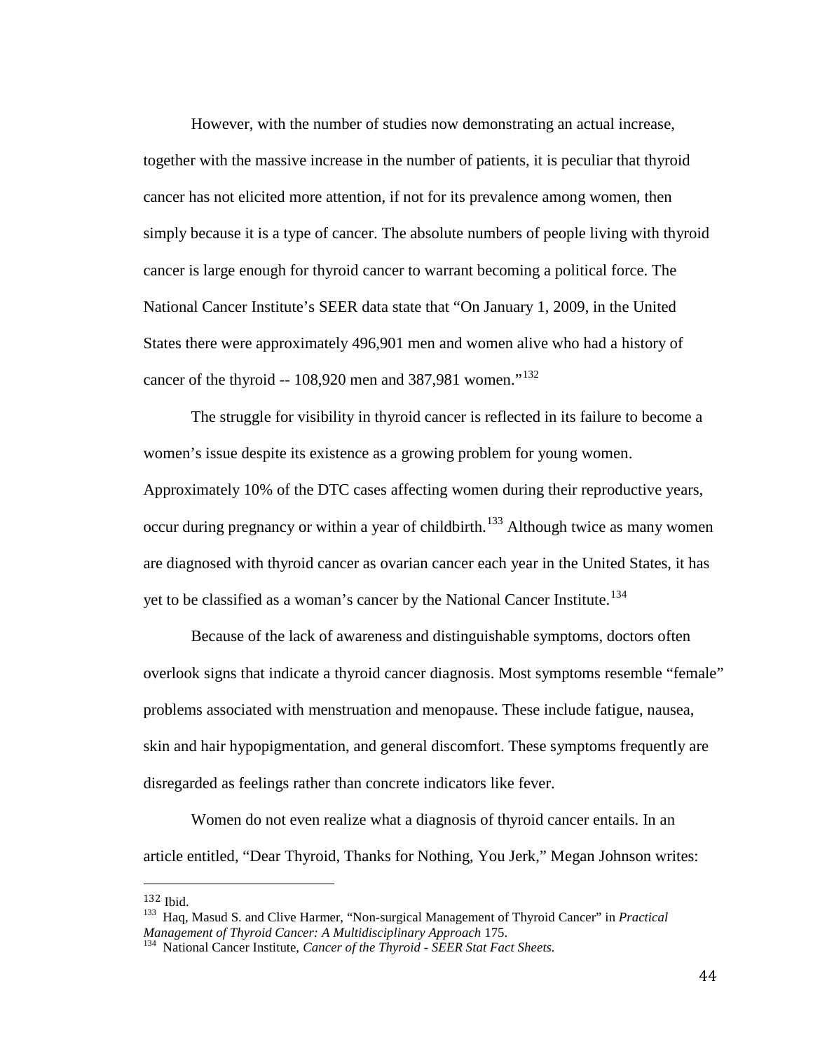However, with the number of studies now demonstrating an actual increase, together with the massive increase in the number of patients, it is peculiar that thyroid cancer has not elicited more attention, if not for its prevalence among women, then simply because it is a type of cancer. The absolute numbers of people living with thyroid cancer is large enough for thyroid cancer to warrant becoming a political force. The National Cancer Institute's SEER data state that "On January 1, 2009, in the United States there were approximately 496,901 men and women alive who had a history of cancer of the thyroid -- 108,920 men and 387,981 women."[132]

The struggle for visibility in thyroid cancer is reflected in its failure to become a women's issue despite its existence as a growing problem for young women. Approximately 10% of the DTC cases affecting women during their reproductive years, occur during pregnancy or within a year of childbirth.[133] Although twice as many women are diagnosed with thyroid cancer as ovarian cancer each year in the United States, it has yet to be classified as a woman's cancer by the National Cancer Institute.[134]

Because of the lack of awareness and distinguishable symptoms, doctors often overlook signs that indicate a thyroid cancer diagnosis. Most symptoms resemble "female" problems associated with menstruation and menopause. These include fatigue, nausea, skin and hair hypopigmentation, and general discomfort. These symptoms frequently are disregarded as feelings rather than concrete indicators like fever.

Women do not even realize what a diagnosis of thyroid cancer entails. In an article entitled, "Dear Thyroid, Thanks for Nothing, You Jerk," Megan Johnson writes:

---

132 Ibid.

133 Haq, Masud S. and Clive Harmer, "Non-surgical Management of Thyroid Cancer" in *Practical Management of Thyroid Cancer: A Multidisciplinary Approach* 175.

134 National Cancer Institute, *Cancer of the Thyroid - SEER Stat Fact Sheets.*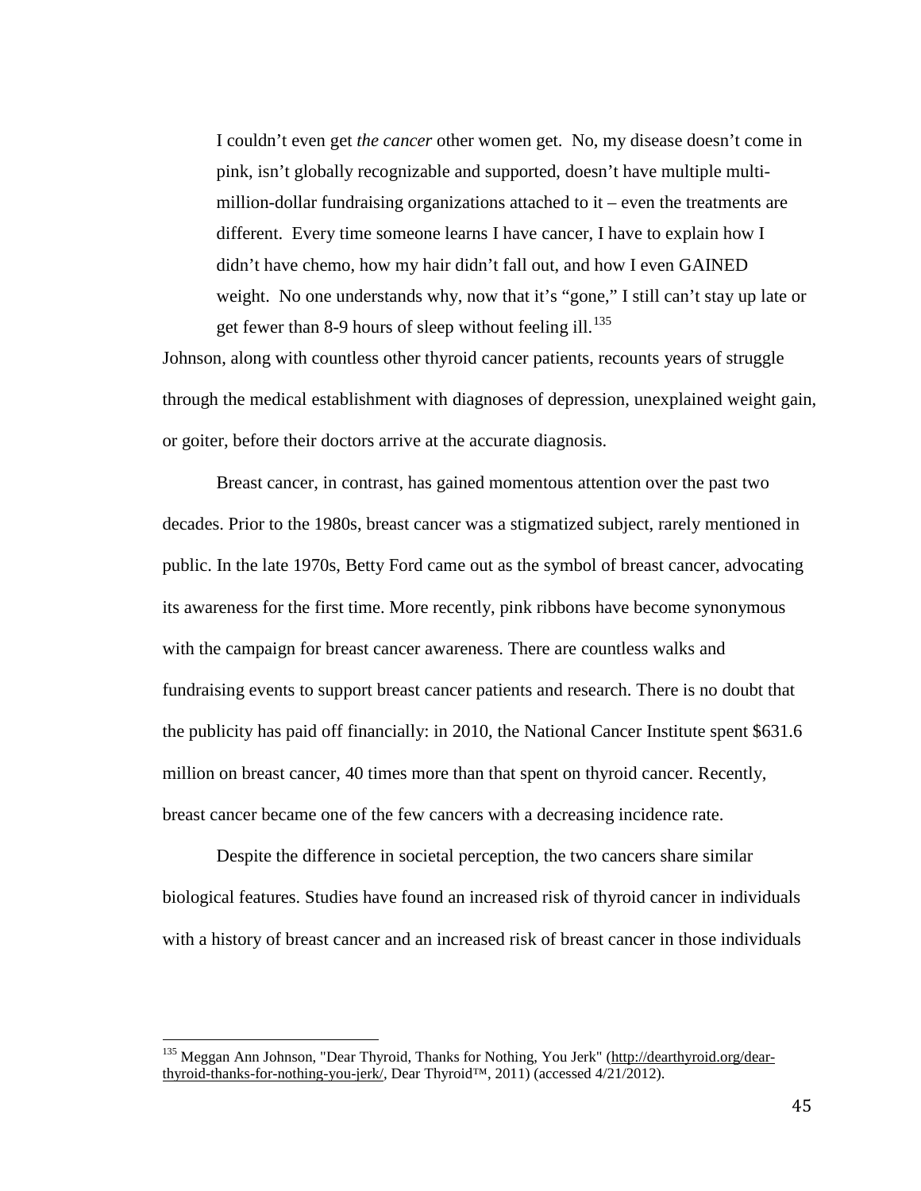> I couldn't even get *the cancer* other women get. No, my disease doesn't come in pink, isn't globally recognizable and supported, doesn't have multiple multi-million-dollar fundraising organizations attached to it – even the treatments are different. Every time someone learns I have cancer, I have to explain how I didn't have chemo, how my hair didn't fall out, and how I even GAINED weight. No one understands why, now that it's "gone," I still can't stay up late or get fewer than 8-9 hours of sleep without feeling ill.[135]

Johnson, along with countless other thyroid cancer patients, recounts years of struggle through the medical establishment with diagnoses of depression, unexplained weight gain, or goiter, before their doctors arrive at the accurate diagnosis.

Breast cancer, in contrast, has gained momentous attention over the past two decades. Prior to the 1980s, breast cancer was a stigmatized subject, rarely mentioned in public. In the late 1970s, Betty Ford came out as the symbol of breast cancer, advocating its awareness for the first time. More recently, pink ribbons have become synonymous with the campaign for breast cancer awareness. There are countless walks and fundraising events to support breast cancer patients and research. There is no doubt that the publicity has paid off financially: in 2010, the National Cancer Institute spent $631.6 million on breast cancer, 40 times more than that spent on thyroid cancer. Recently, breast cancer became one of the few cancers with a decreasing incidence rate.

Despite the difference in societal perception, the two cancers share similar biological features. Studies have found an increased risk of thyroid cancer in individuals with a history of breast cancer and an increased risk of breast cancer in those individuals

---

[135] Meggan Ann Johnson, "Dear Thyroid, Thanks for Nothing, You Jerk" (http://dearthyroid.org/dear-thyroid-thanks-for-nothing-you-jerk/, Dear Thyroid™, 2011) (accessed 4/21/2012).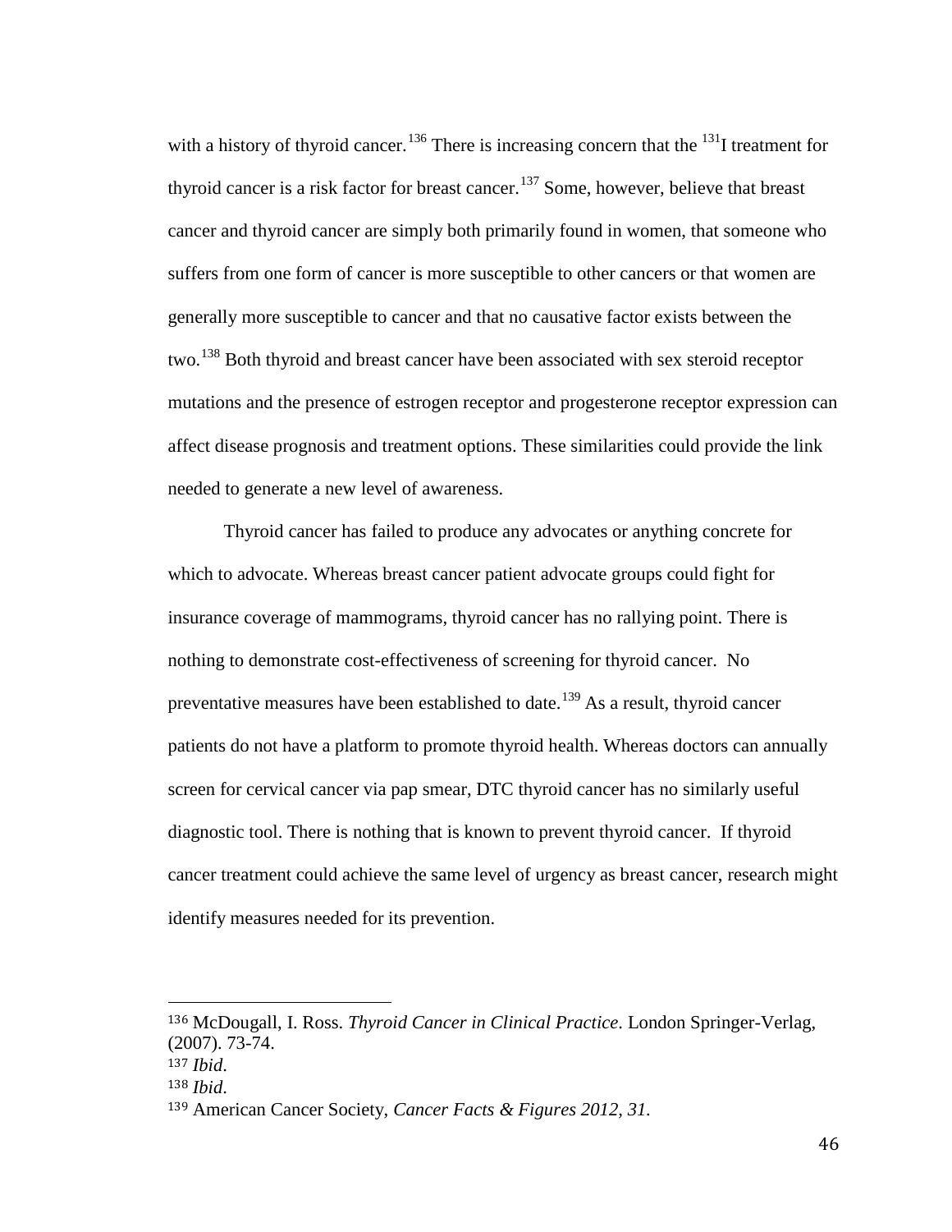with a history of thyroid cancer.[136] There is increasing concern that the $^{131}$I treatment for thyroid cancer is a risk factor for breast cancer.[137] Some, however, believe that breast cancer and thyroid cancer are simply both primarily found in women, that someone who suffers from one form of cancer is more susceptible to other cancers or that women are generally more susceptible to cancer and that no causative factor exists between the two.[138] Both thyroid and breast cancer have been associated with sex steroid receptor mutations and the presence of estrogen receptor and progesterone receptor expression can affect disease prognosis and treatment options. These similarities could provide the link needed to generate a new level of awareness.

Thyroid cancer has failed to produce any advocates or anything concrete for which to advocate. Whereas breast cancer patient advocate groups could fight for insurance coverage of mammograms, thyroid cancer has no rallying point. There is nothing to demonstrate cost-effectiveness of screening for thyroid cancer. No preventative measures have been established to date.[139] As a result, thyroid cancer patients do not have a platform to promote thyroid health. Whereas doctors can annually screen for cervical cancer via pap smear, DTC thyroid cancer has no similarly useful diagnostic tool. There is nothing that is known to prevent thyroid cancer. If thyroid cancer treatment could achieve the same level of urgency as breast cancer, research might identify measures needed for its prevention.

---

[136] McDougall, I. Ross. *Thyroid Cancer in Clinical Practice*. London Springer-Verlag, (2007). 73-74.

[137] *Ibid*.

[138] *Ibid*.

[139] American Cancer Society, *Cancer Facts & Figures 2012, 31.*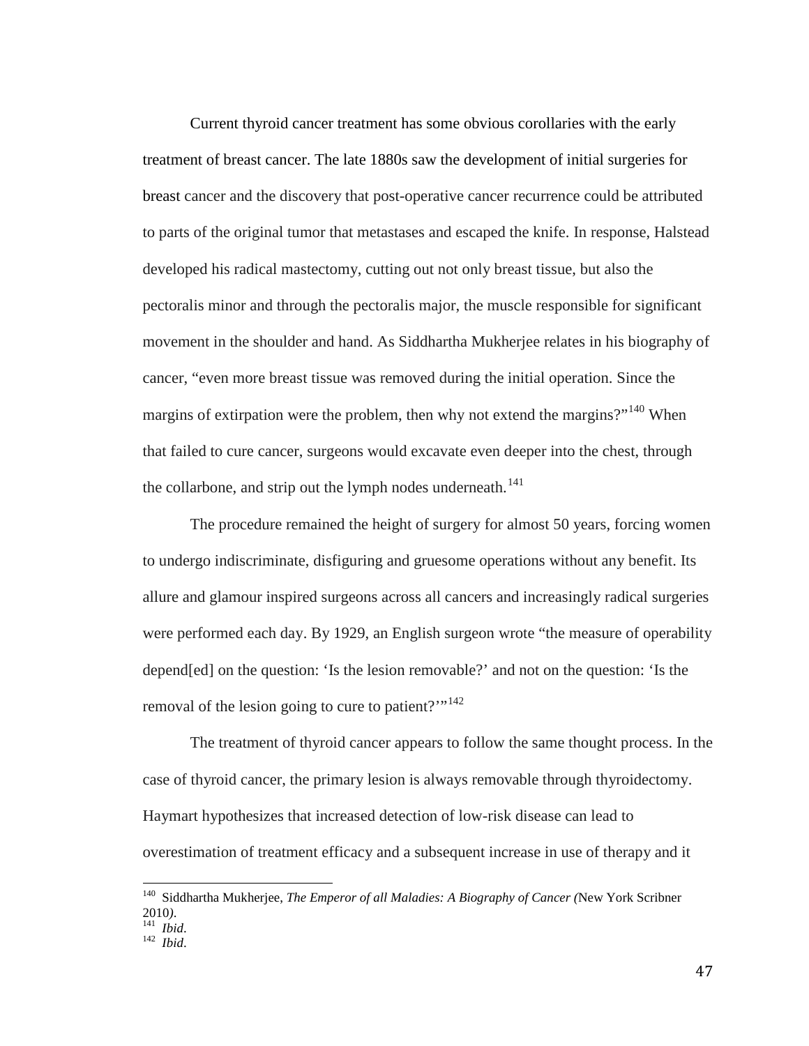Current thyroid cancer treatment has some obvious corollaries with the early treatment of breast cancer. The late 1880s saw the development of initial surgeries for breast cancer and the discovery that post-operative cancer recurrence could be attributed to parts of the original tumor that metastases and escaped the knife. In response, Halstead developed his radical mastectomy, cutting out not only breast tissue, but also the pectoralis minor and through the pectoralis major, the muscle responsible for significant movement in the shoulder and hand. As Siddhartha Mukherjee relates in his biography of cancer, "even more breast tissue was removed during the initial operation. Since the margins of extirpation were the problem, then why not extend the margins?"[140] When that failed to cure cancer, surgeons would excavate even deeper into the chest, through the collarbone, and strip out the lymph nodes underneath.[141]

The procedure remained the height of surgery for almost 50 years, forcing women to undergo indiscriminate, disfiguring and gruesome operations without any benefit. Its allure and glamour inspired surgeons across all cancers and increasingly radical surgeries were performed each day. By 1929, an English surgeon wrote "the measure of operability depend[ed] on the question: 'Is the lesion removable?' and not on the question: 'Is the removal of the lesion going to cure to patient?'"[142]

The treatment of thyroid cancer appears to follow the same thought process. In the case of thyroid cancer, the primary lesion is always removable through thyroidectomy. Haymart hypothesizes that increased detection of low-risk disease can lead to overestimation of treatment efficacy and a subsequent increase in use of therapy and it

---

[140] Siddhartha Mukherjee, *The Emperor of all Maladies: A Biography of Cancer (*New York Scribner 2010*)*.

[141] *Ibid*.

[142] *Ibid*.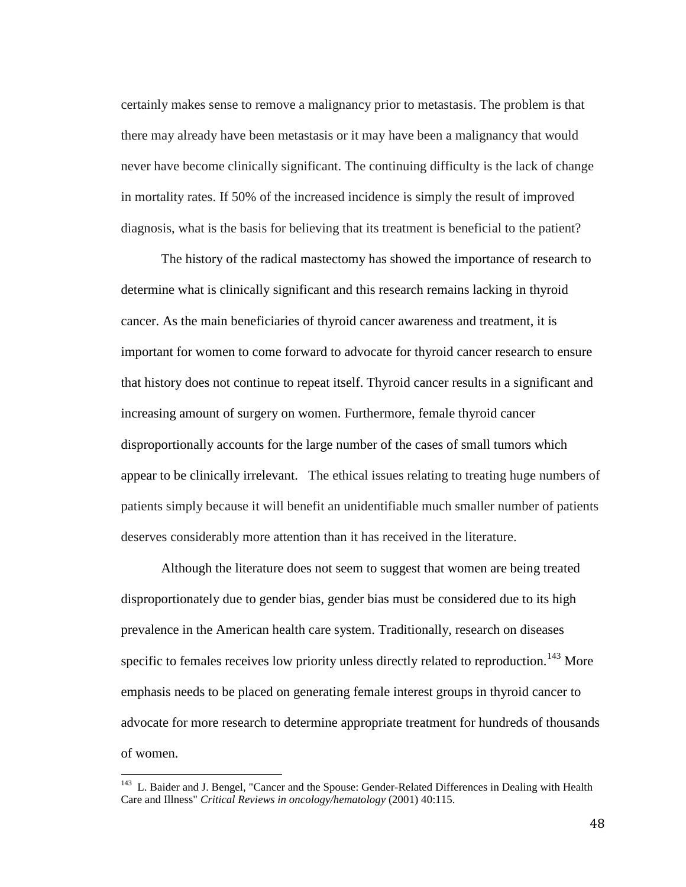certainly makes sense to remove a malignancy prior to metastasis. The problem is that there may already have been metastasis or it may have been a malignancy that would never have become clinically significant. The continuing difficulty is the lack of change in mortality rates. If 50% of the increased incidence is simply the result of improved diagnosis, what is the basis for believing that its treatment is beneficial to the patient?

The history of the radical mastectomy has showed the importance of research to determine what is clinically significant and this research remains lacking in thyroid cancer. As the main beneficiaries of thyroid cancer awareness and treatment, it is important for women to come forward to advocate for thyroid cancer research to ensure that history does not continue to repeat itself. Thyroid cancer results in a significant and increasing amount of surgery on women. Furthermore, female thyroid cancer disproportionally accounts for the large number of the cases of small tumors which appear to be clinically irrelevant. The ethical issues relating to treating huge numbers of patients simply because it will benefit an unidentifiable much smaller number of patients deserves considerably more attention than it has received in the literature.

Although the literature does not seem to suggest that women are being treated disproportionately due to gender bias, gender bias must be considered due to its high prevalence in the American health care system. Traditionally, research on diseases specific to females receives low priority unless directly related to reproduction.[143] More emphasis needs to be placed on generating female interest groups in thyroid cancer to advocate for more research to determine appropriate treatment for hundreds of thousands of women.

---

[143] L. Baider and J. Bengel, "Cancer and the Spouse: Gender-Related Differences in Dealing with Health Care and Illness" *Critical Reviews in oncology/hematology* (2001) 40:115.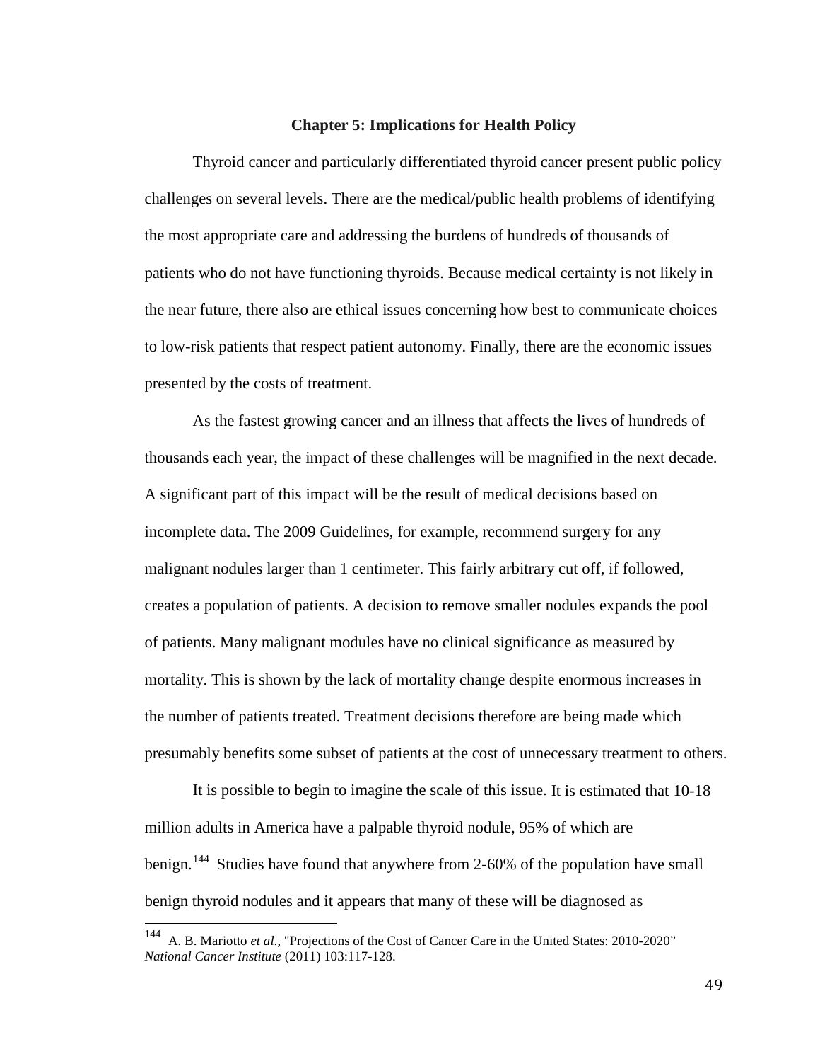## Chapter 5: Implications for Health Policy

Thyroid cancer and particularly differentiated thyroid cancer present public policy challenges on several levels. There are the medical/public health problems of identifying the most appropriate care and addressing the burdens of hundreds of thousands of patients who do not have functioning thyroids. Because medical certainty is not likely in the near future, there also are ethical issues concerning how best to communicate choices to low-risk patients that respect patient autonomy. Finally, there are the economic issues presented by the costs of treatment.

As the fastest growing cancer and an illness that affects the lives of hundreds of thousands each year, the impact of these challenges will be magnified in the next decade. A significant part of this impact will be the result of medical decisions based on incomplete data. The 2009 Guidelines, for example, recommend surgery for any malignant nodules larger than 1 centimeter. This fairly arbitrary cut off, if followed, creates a population of patients. A decision to remove smaller nodules expands the pool of patients. Many malignant modules have no clinical significance as measured by mortality. This is shown by the lack of mortality change despite enormous increases in the number of patients treated. Treatment decisions therefore are being made which presumably benefits some subset of patients at the cost of unnecessary treatment to others.

It is possible to begin to imagine the scale of this issue. It is estimated that 10-18 million adults in America have a palpable thyroid nodule, 95% of which are benign.[144] Studies have found that anywhere from 2-60% of the population have small benign thyroid nodules and it appears that many of these will be diagnosed as

---

[144] A. B. Mariotto *et al*., "Projections of the Cost of Cancer Care in the United States: 2010-2020" *National Cancer Institute* (2011) 103:117-128.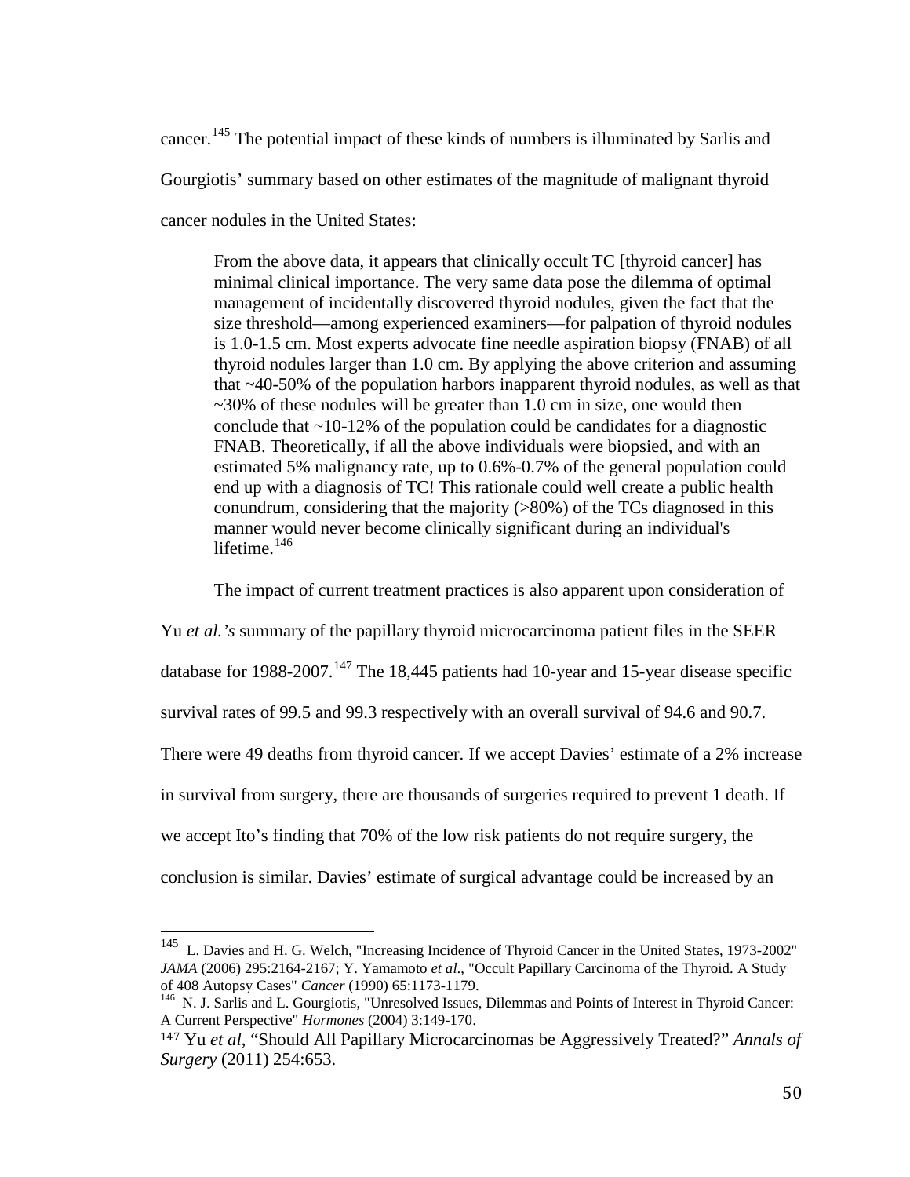cancer.[145] The potential impact of these kinds of numbers is illuminated by Sarlis and Gourgiotis' summary based on other estimates of the magnitude of malignant thyroid cancer nodules in the United States:

> From the above data, it appears that clinically occult TC [thyroid cancer] has minimal clinical importance. The very same data pose the dilemma of optimal management of incidentally discovered thyroid nodules, given the fact that the size threshold—among experienced examiners—for palpation of thyroid nodules is 1.0-1.5 cm. Most experts advocate fine needle aspiration biopsy (FNAB) of all thyroid nodules larger than 1.0 cm. By applying the above criterion and assuming that ~40-50% of the population harbors inapparent thyroid nodules, as well as that ~30% of these nodules will be greater than 1.0 cm in size, one would then conclude that ~10-12% of the population could be candidates for a diagnostic FNAB. Theoretically, if all the above individuals were biopsied, and with an estimated 5% malignancy rate, up to 0.6%-0.7% of the general population could end up with a diagnosis of TC! This rationale could well create a public health conundrum, considering that the majority (>80%) of the TCs diagnosed in this manner would never become clinically significant during an individual's lifetime.[146]

The impact of current treatment practices is also apparent upon consideration of Yu *et al.'s* summary of the papillary thyroid microcarcinoma patient files in the SEER database for 1988-2007.[147] The 18,445 patients had 10-year and 15-year disease specific survival rates of 99.5 and 99.3 respectively with an overall survival of 94.6 and 90.7. There were 49 deaths from thyroid cancer. If we accept Davies' estimate of a 2% increase in survival from surgery, there are thousands of surgeries required to prevent 1 death. If we accept Ito's finding that 70% of the low risk patients do not require surgery, the conclusion is similar. Davies' estimate of surgical advantage could be increased by an

---

[145] L. Davies and H. G. Welch, "Increasing Incidence of Thyroid Cancer in the United States, 1973-2002" *JAMA* (2006) 295:2164-2167; Y. Yamamoto *et al*., "Occult Papillary Carcinoma of the Thyroid. A Study of 408 Autopsy Cases" *Cancer* (1990) 65:1173-1179.

[146] N. J. Sarlis and L. Gourgiotis, "Unresolved Issues, Dilemmas and Points of Interest in Thyroid Cancer: A Current Perspective" *Hormones* (2004) 3:149-170.

[147] Yu *et al*, "Should All Papillary Microcarcinomas be Aggressively Treated?" *Annals of Surgery* (2011) 254:653.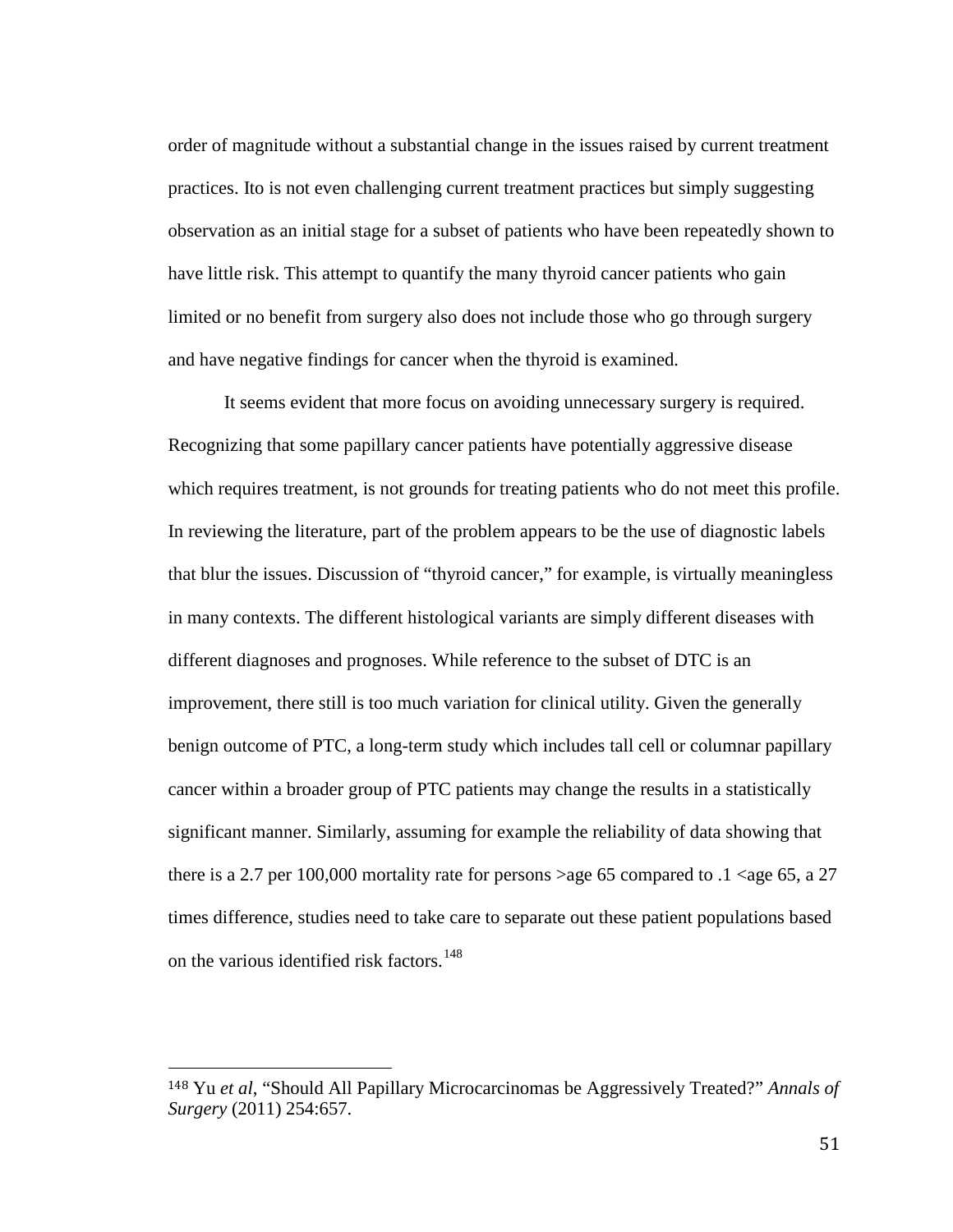order of magnitude without a substantial change in the issues raised by current treatment practices. Ito is not even challenging current treatment practices but simply suggesting observation as an initial stage for a subset of patients who have been repeatedly shown to have little risk. This attempt to quantify the many thyroid cancer patients who gain limited or no benefit from surgery also does not include those who go through surgery and have negative findings for cancer when the thyroid is examined.

It seems evident that more focus on avoiding unnecessary surgery is required. Recognizing that some papillary cancer patients have potentially aggressive disease which requires treatment, is not grounds for treating patients who do not meet this profile. In reviewing the literature, part of the problem appears to be the use of diagnostic labels that blur the issues. Discussion of "thyroid cancer," for example, is virtually meaningless in many contexts. The different histological variants are simply different diseases with different diagnoses and prognoses. While reference to the subset of DTC is an improvement, there still is too much variation for clinical utility. Given the generally benign outcome of PTC, a long-term study which includes tall cell or columnar papillary cancer within a broader group of PTC patients may change the results in a statistically significant manner. Similarly, assuming for example the reliability of data showing that there is a 2.7 per 100,000 mortality rate for persons >age 65 compared to .1 <age 65, a 27 times difference, studies need to take care to separate out these patient populations based on the various identified risk factors.[148]

---

[148] Yu *et al*, "Should All Papillary Microcarcinomas be Aggressively Treated?" *Annals of Surgery* (2011) 254:657.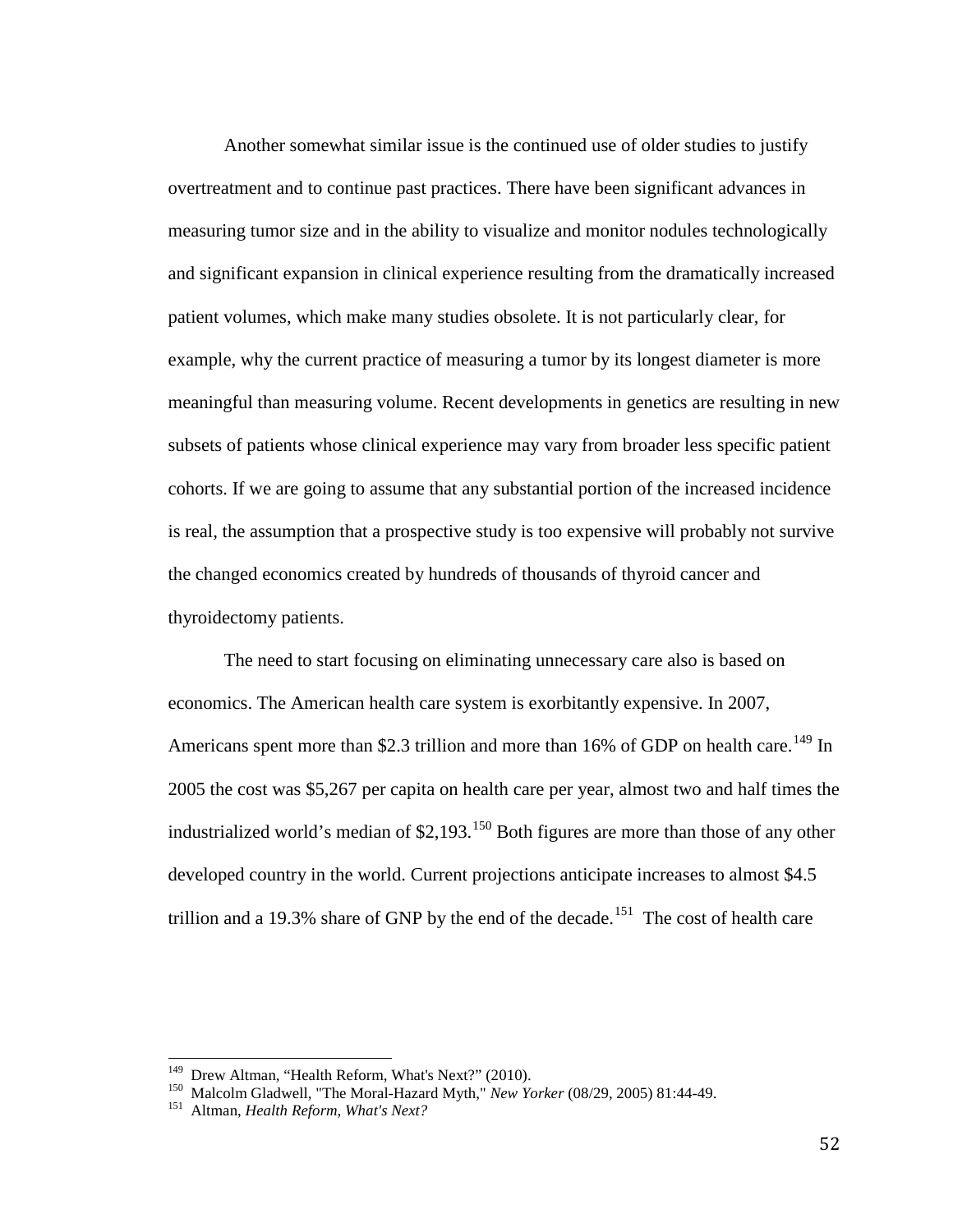Another somewhat similar issue is the continued use of older studies to justify overtreatment and to continue past practices. There have been significant advances in measuring tumor size and in the ability to visualize and monitor nodules technologically and significant expansion in clinical experience resulting from the dramatically increased patient volumes, which make many studies obsolete. It is not particularly clear, for example, why the current practice of measuring a tumor by its longest diameter is more meaningful than measuring volume. Recent developments in genetics are resulting in new subsets of patients whose clinical experience may vary from broader less specific patient cohorts. If we are going to assume that any substantial portion of the increased incidence is real, the assumption that a prospective study is too expensive will probably not survive the changed economics created by hundreds of thousands of thyroid cancer and thyroidectomy patients.

The need to start focusing on eliminating unnecessary care also is based on economics. The American health care system is exorbitantly expensive. In 2007, Americans spent more than $2.3 trillion and more than 16% of GDP on health care.[149] In 2005 the cost was $5,267 per capita on health care per year, almost two and half times the industrialized world's median of $2,193.[150] Both figures are more than those of any other developed country in the world. Current projections anticipate increases to almost $4.5 trillion and a 19.3% share of GNP by the end of the decade.[151] The cost of health care

---

[149] Drew Altman, "Health Reform, What's Next?" (2010).

[150] Malcolm Gladwell, "The Moral-Hazard Myth," *New Yorker* (08/29, 2005) 81:44-49.

[151] Altman, *Health Reform, What's Next?*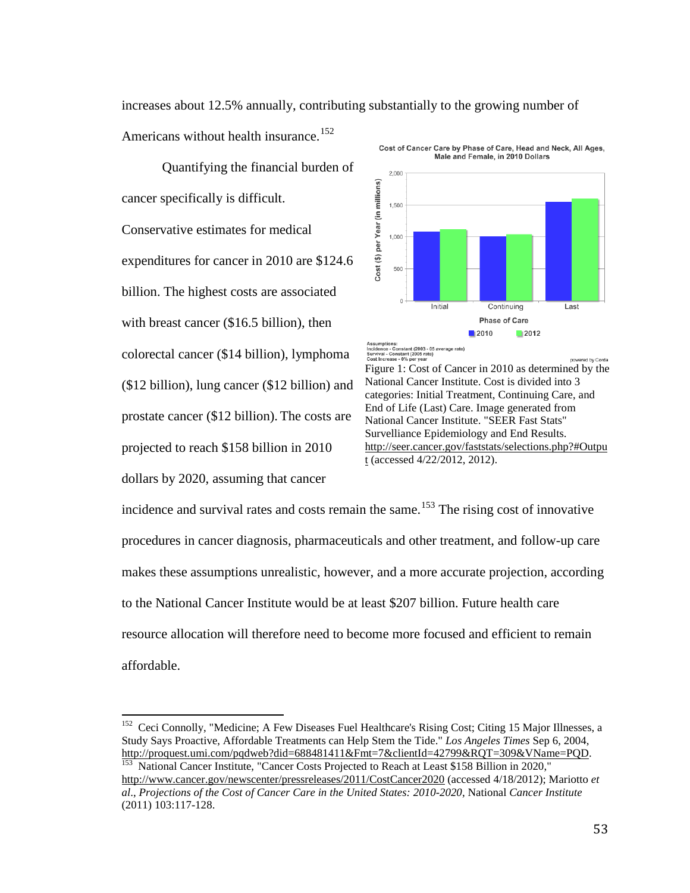increases about 12.5% annually, contributing substantially to the growing number of Americans without health insurance.[152]

Quantifying the financial burden of cancer specifically is difficult. Conservative estimates for medical expenditures for cancer in 2010 are $124.6 billion. The highest costs are associated with breast cancer ($16.5 billion), then colorectal cancer ($14 billion), lymphoma ($12 billion), lung cancer ($12 billion) and prostate cancer ($12 billion). The costs are projected to reach $158 billion in 2010 dollars by 2020, assuming that cancer incidence and survival rates and costs remain the same.[153] The rising cost of innovative procedures in cancer diagnosis, pharmaceuticals and other treatment, and follow-up care makes these assumptions unrealistic, however, and a more accurate projection, according to the National Cancer Institute would be at least $207 billion. Future health care resource allocation will therefore need to become more focused and efficient to remain affordable.

Figure 1: Cost of Cancer in 2010 as determined by the National Cancer Institute. Cost is divided into 3 categories: Initial Treatment, Continuing Care, and End of Life (Last) Care. Image generated from National Cancer Institute. "SEER Fast Stats" Survelliance Epidemiology and End Results. http://seer.cancer.gov/faststats/selections.php?#Output (accessed 4/22/2012, 2012).

---

[152] Ceci Connolly, "Medicine; A Few Diseases Fuel Healthcare's Rising Cost; Citing 15 Major Illnesses, a Study Says Proactive, Affordable Treatments can Help Stem the Tide." *Los Angeles Times* Sep 6, 2004, http://proquest.umi.com/pqdweb?did=688481411&Fmt=7&clientId=42799&RQT=309&VName=PQD.

[153] National Cancer Institute, "Cancer Costs Projected to Reach at Least $158 Billion in 2020," http://www.cancer.gov/newscenter/pressreleases/2011/CostCancer2020 (accessed 4/18/2012); Mariotto *et al*., *Projections of the Cost of Cancer Care in the United States: 2010-2020*, National *Cancer Institute* (2011) 103:117-128.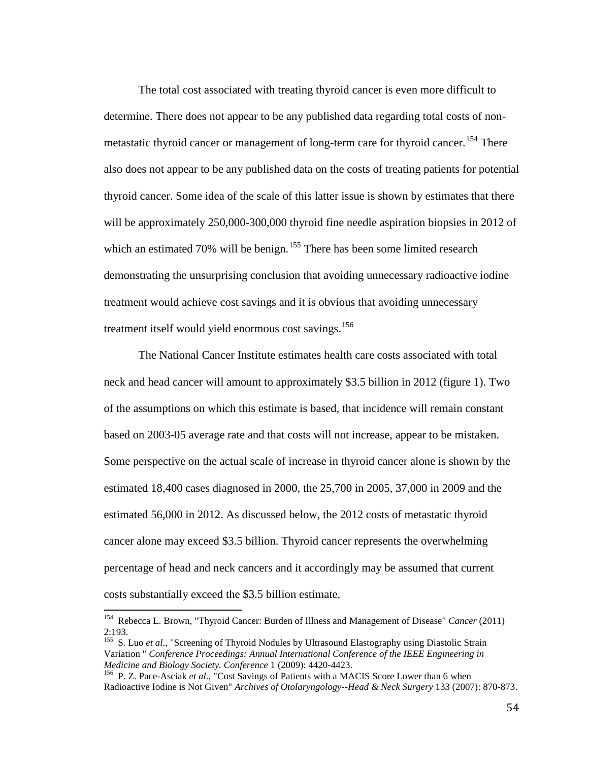The total cost associated with treating thyroid cancer is even more difficult to determine. There does not appear to be any published data regarding total costs of non-metastatic thyroid cancer or management of long-term care for thyroid cancer.[154] There also does not appear to be any published data on the costs of treating patients for potential thyroid cancer. Some idea of the scale of this latter issue is shown by estimates that there will be approximately 250,000-300,000 thyroid fine needle aspiration biopsies in 2012 of which an estimated 70% will be benign.[155] There has been some limited research demonstrating the unsurprising conclusion that avoiding unnecessary radioactive iodine treatment would achieve cost savings and it is obvious that avoiding unnecessary treatment itself would yield enormous cost savings.[156]

The National Cancer Institute estimates health care costs associated with total neck and head cancer will amount to approximately $3.5 billion in 2012 (figure 1). Two of the assumptions on which this estimate is based, that incidence will remain constant based on 2003-05 average rate and that costs will not increase, appear to be mistaken. Some perspective on the actual scale of increase in thyroid cancer alone is shown by the estimated 18,400 cases diagnosed in 2000, the 25,700 in 2005, 37,000 in 2009 and the estimated 56,000 in 2012. As discussed below, the 2012 costs of metastatic thyroid cancer alone may exceed $3.5 billion. Thyroid cancer represents the overwhelming percentage of head and neck cancers and it accordingly may be assumed that current costs substantially exceed the $3.5 billion estimate.

---

[154] Rebecca L. Brown, "Thyroid Cancer: Burden of Illness and Management of Disease" *Cancer* (2011) 2:193.

[155] S. Luo *et al*., "Screening of Thyroid Nodules by Ultrasound Elastography using Diastolic Strain Variation " *Conference Proceedings: Annual International Conference of the IEEE Engineering in Medicine and Biology Society. Conference* 1 (2009): 4420-4423.

[156] P. Z. Pace-Asciak *et al*., "Cost Savings of Patients with a MACIS Score Lower than 6 when Radioactive Iodine is Not Given" *Archives of Otolaryngology--Head & Neck Surgery* 133 (2007): 870-873.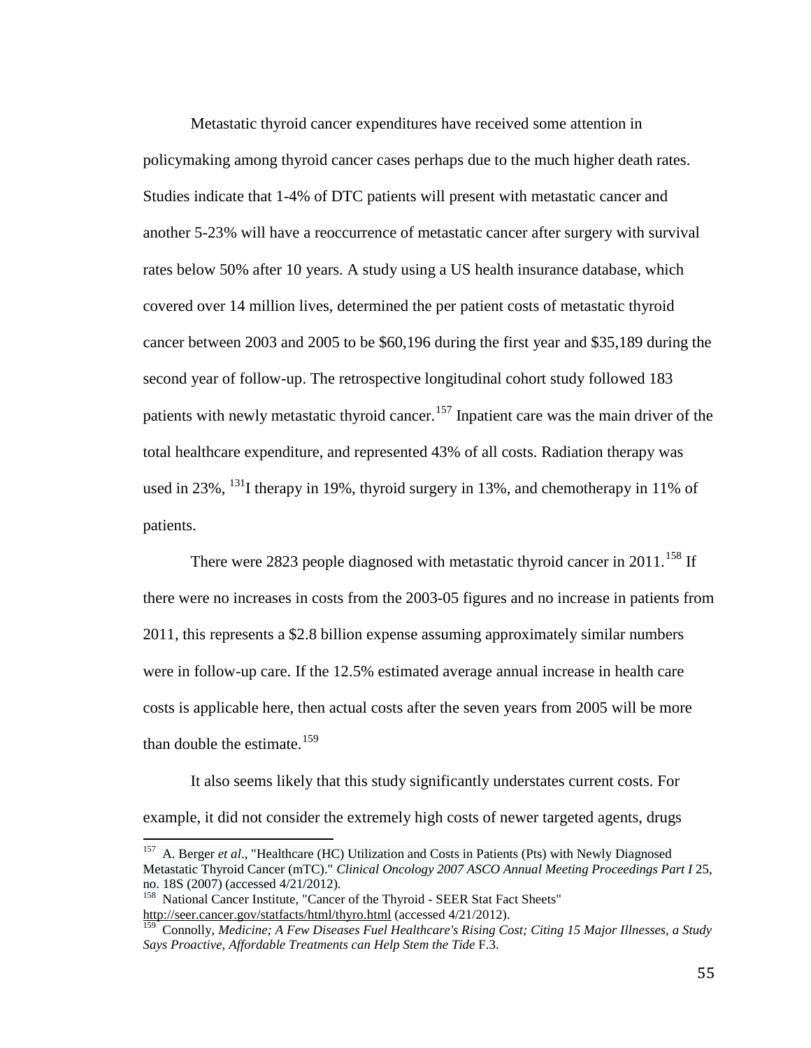Metastatic thyroid cancer expenditures have received some attention in policymaking among thyroid cancer cases perhaps due to the much higher death rates. Studies indicate that 1-4% of DTC patients will present with metastatic cancer and another 5-23% will have a reoccurrence of metastatic cancer after surgery with survival rates below 50% after 10 years. A study using a US health insurance database, which covered over 14 million lives, determined the per patient costs of metastatic thyroid cancer between 2003 and 2005 to be $60,196 during the first year and $35,189 during the second year of follow-up. The retrospective longitudinal cohort study followed 183 patients with newly metastatic thyroid cancer.[157] Inpatient care was the main driver of the total healthcare expenditure, and represented 43% of all costs. Radiation therapy was used in 23%, $^{131}$I therapy in 19%, thyroid surgery in 13%, and chemotherapy in 11% of patients.

There were 2823 people diagnosed with metastatic thyroid cancer in 2011.[158] If there were no increases in costs from the 2003-05 figures and no increase in patients from 2011, this represents a $2.8 billion expense assuming approximately similar numbers were in follow-up care. If the 12.5% estimated average annual increase in health care costs is applicable here, then actual costs after the seven years from 2005 will be more than double the estimate.[159]

It also seems likely that this study significantly understates current costs. For example, it did not consider the extremely high costs of newer targeted agents, drugs

---

[157] A. Berger *et al*., "Healthcare (HC) Utilization and Costs in Patients (Pts) with Newly Diagnosed Metastatic Thyroid Cancer (mTC)." *Clinical Oncology 2007 ASCO Annual Meeting Proceedings Part I* 25, no. 18S (2007) (accessed 4/21/2012).

[158] National Cancer Institute, "Cancer of the Thyroid - SEER Stat Fact Sheets" http://seer.cancer.gov/statfacts/html/thyro.html (accessed 4/21/2012).

[159] Connolly, *Medicine; A Few Diseases Fuel Healthcare's Rising Cost; Citing 15 Major Illnesses, a Study Says Proactive, Affordable Treatments can Help Stem the Tide* F.3.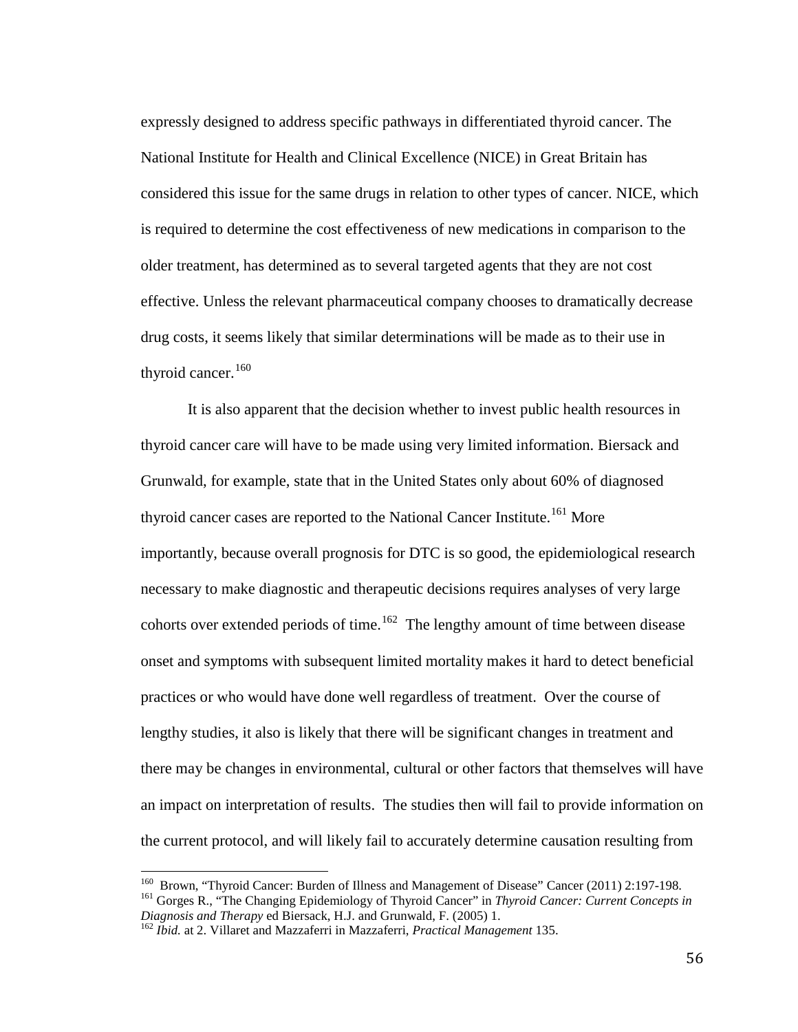expressly designed to address specific pathways in differentiated thyroid cancer. The National Institute for Health and Clinical Excellence (NICE) in Great Britain has considered this issue for the same drugs in relation to other types of cancer. NICE, which is required to determine the cost effectiveness of new medications in comparison to the older treatment, has determined as to several targeted agents that they are not cost effective. Unless the relevant pharmaceutical company chooses to dramatically decrease drug costs, it seems likely that similar determinations will be made as to their use in thyroid cancer.[160]

It is also apparent that the decision whether to invest public health resources in thyroid cancer care will have to be made using very limited information. Biersack and Grunwald, for example, state that in the United States only about 60% of diagnosed thyroid cancer cases are reported to the National Cancer Institute.[161] More importantly, because overall prognosis for DTC is so good, the epidemiological research necessary to make diagnostic and therapeutic decisions requires analyses of very large cohorts over extended periods of time.[162] The lengthy amount of time between disease onset and symptoms with subsequent limited mortality makes it hard to detect beneficial practices or who would have done well regardless of treatment. Over the course of lengthy studies, it also is likely that there will be significant changes in treatment and there may be changes in environmental, cultural or other factors that themselves will have an impact on interpretation of results. The studies then will fail to provide information on the current protocol, and will likely fail to accurately determine causation resulting from

---

[160] Brown, "Thyroid Cancer: Burden of Illness and Management of Disease" Cancer (2011) 2:197-198.

[161] Gorges R., "The Changing Epidemiology of Thyroid Cancer" in *Thyroid Cancer: Current Concepts in Diagnosis and Therapy* ed Biersack, H.J. and Grunwald, F. (2005) 1.

[162] *Ibid.* at 2. Villaret and Mazzaferri in Mazzaferri, *Practical Management* 135.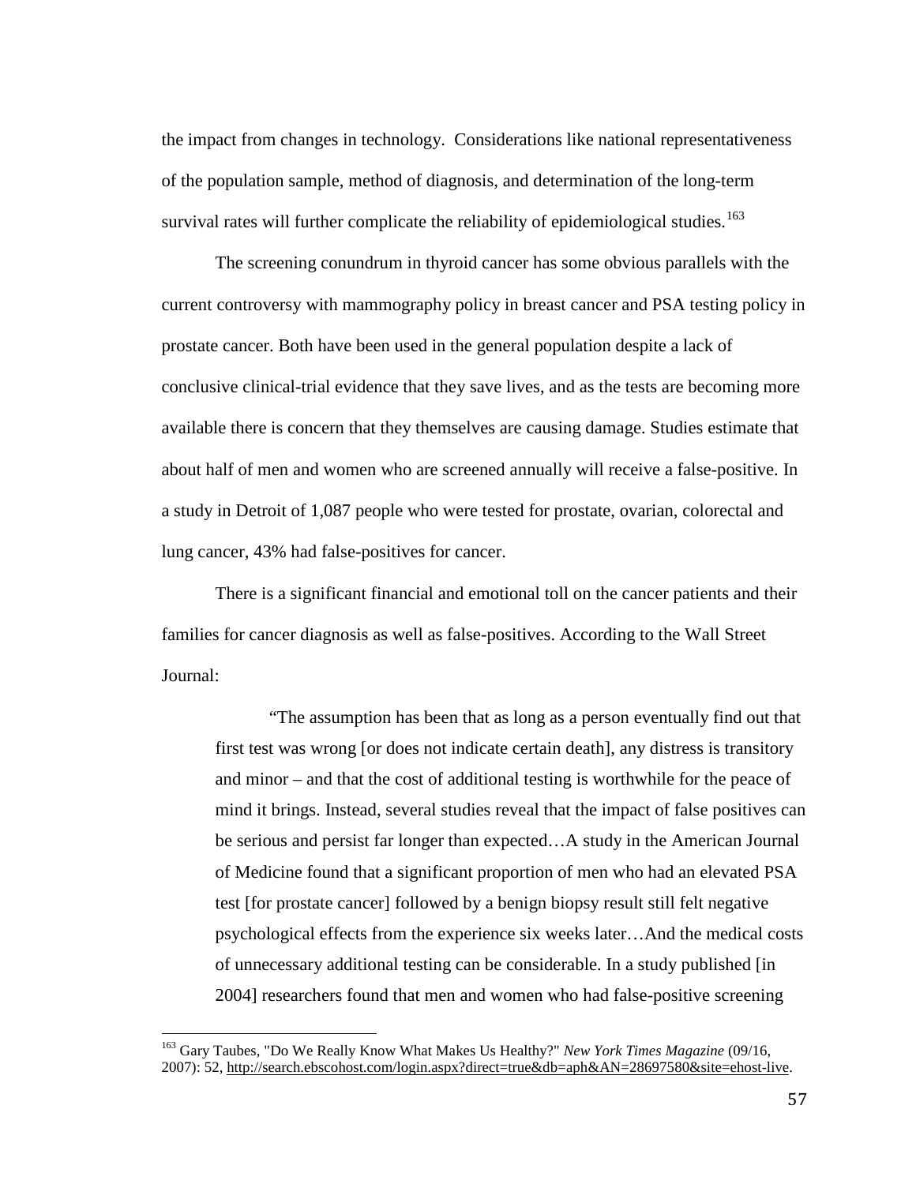the impact from changes in technology. Considerations like national representativeness of the population sample, method of diagnosis, and determination of the long-term survival rates will further complicate the reliability of epidemiological studies.[163]

The screening conundrum in thyroid cancer has some obvious parallels with the current controversy with mammography policy in breast cancer and PSA testing policy in prostate cancer. Both have been used in the general population despite a lack of conclusive clinical-trial evidence that they save lives, and as the tests are becoming more available there is concern that they themselves are causing damage. Studies estimate that about half of men and women who are screened annually will receive a false-positive. In a study in Detroit of 1,087 people who were tested for prostate, ovarian, colorectal and lung cancer, 43% had false-positives for cancer.

There is a significant financial and emotional toll on the cancer patients and their families for cancer diagnosis as well as false-positives. According to the Wall Street Journal:

> "The assumption has been that as long as a person eventually find out that first test was wrong [or does not indicate certain death], any distress is transitory and minor – and that the cost of additional testing is worthwhile for the peace of mind it brings. Instead, several studies reveal that the impact of false positives can be serious and persist far longer than expected…A study in the American Journal of Medicine found that a significant proportion of men who had an elevated PSA test [for prostate cancer] followed by a benign biopsy result still felt negative psychological effects from the experience six weeks later…And the medical costs of unnecessary additional testing can be considerable. In a study published [in 2004] researchers found that men and women who had false-positive screening

---

[163] Gary Taubes, "Do We Really Know What Makes Us Healthy?" *New York Times Magazine* (09/16, 2007): 52, http://search.ebscohost.com/login.aspx?direct=true&db=aph&AN=28697580&site=ehost-live.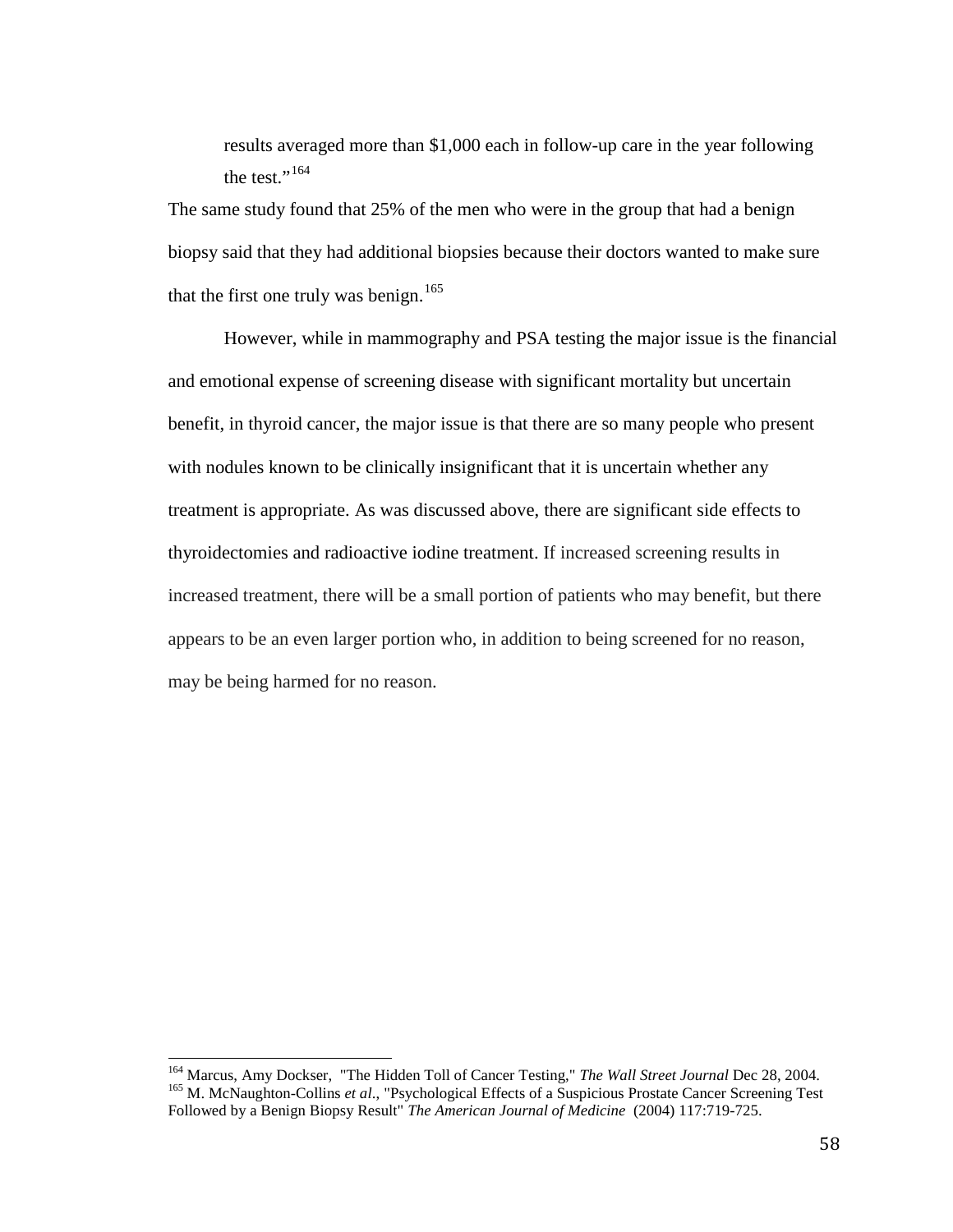> results averaged more than $1,000 each in follow-up care in the year following the test."[164]

The same study found that 25% of the men who were in the group that had a benign biopsy said that they had additional biopsies because their doctors wanted to make sure that the first one truly was benign.[165]

However, while in mammography and PSA testing the major issue is the financial and emotional expense of screening disease with significant mortality but uncertain benefit, in thyroid cancer, the major issue is that there are so many people who present with nodules known to be clinically insignificant that it is uncertain whether any treatment is appropriate. As was discussed above, there are significant side effects to thyroidectomies and radioactive iodine treatment. If increased screening results in increased treatment, there will be a small portion of patients who may benefit, but there appears to be an even larger portion who, in addition to being screened for no reason, may be being harmed for no reason.

---

[164] Marcus, Amy Dockser, "The Hidden Toll of Cancer Testing," *The Wall Street Journal* Dec 28, 2004.

[165] M. McNaughton-Collins *et al*., "Psychological Effects of a Suspicious Prostate Cancer Screening Test Followed by a Benign Biopsy Result" *The American Journal of Medicine* (2004) 117:719-725.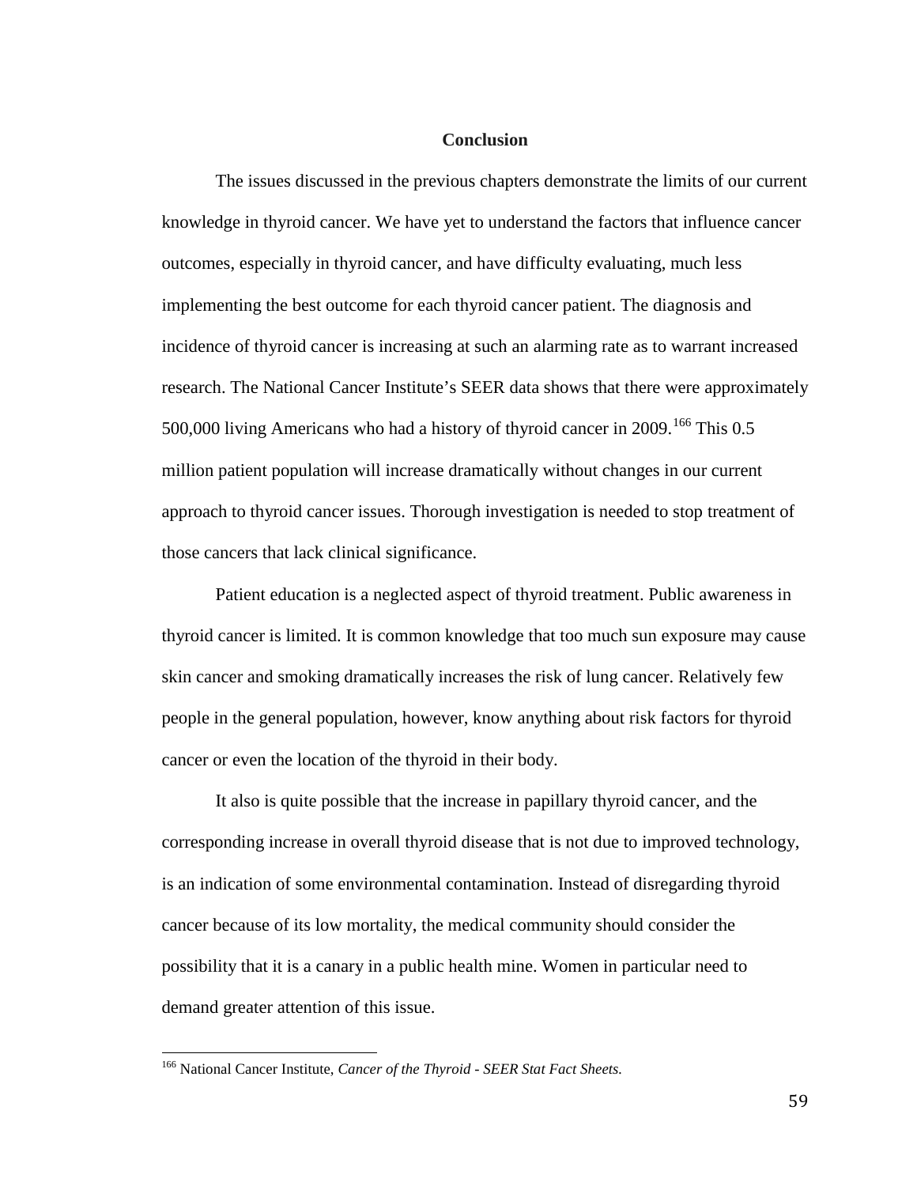# Conclusion

The issues discussed in the previous chapters demonstrate the limits of our current knowledge in thyroid cancer. We have yet to understand the factors that influence cancer outcomes, especially in thyroid cancer, and have difficulty evaluating, much less implementing the best outcome for each thyroid cancer patient. The diagnosis and incidence of thyroid cancer is increasing at such an alarming rate as to warrant increased research. The National Cancer Institute's SEER data shows that there were approximately 500,000 living Americans who had a history of thyroid cancer in 2009.[166] This 0.5 million patient population will increase dramatically without changes in our current approach to thyroid cancer issues. Thorough investigation is needed to stop treatment of those cancers that lack clinical significance.

Patient education is a neglected aspect of thyroid treatment. Public awareness in thyroid cancer is limited. It is common knowledge that too much sun exposure may cause skin cancer and smoking dramatically increases the risk of lung cancer. Relatively few people in the general population, however, know anything about risk factors for thyroid cancer or even the location of the thyroid in their body.

It also is quite possible that the increase in papillary thyroid cancer, and the corresponding increase in overall thyroid disease that is not due to improved technology, is an indication of some environmental contamination. Instead of disregarding thyroid cancer because of its low mortality, the medical community should consider the possibility that it is a canary in a public health mine. Women in particular need to demand greater attention of this issue.

---

[166] National Cancer Institute, *Cancer of the Thyroid - SEER Stat Fact Sheets.*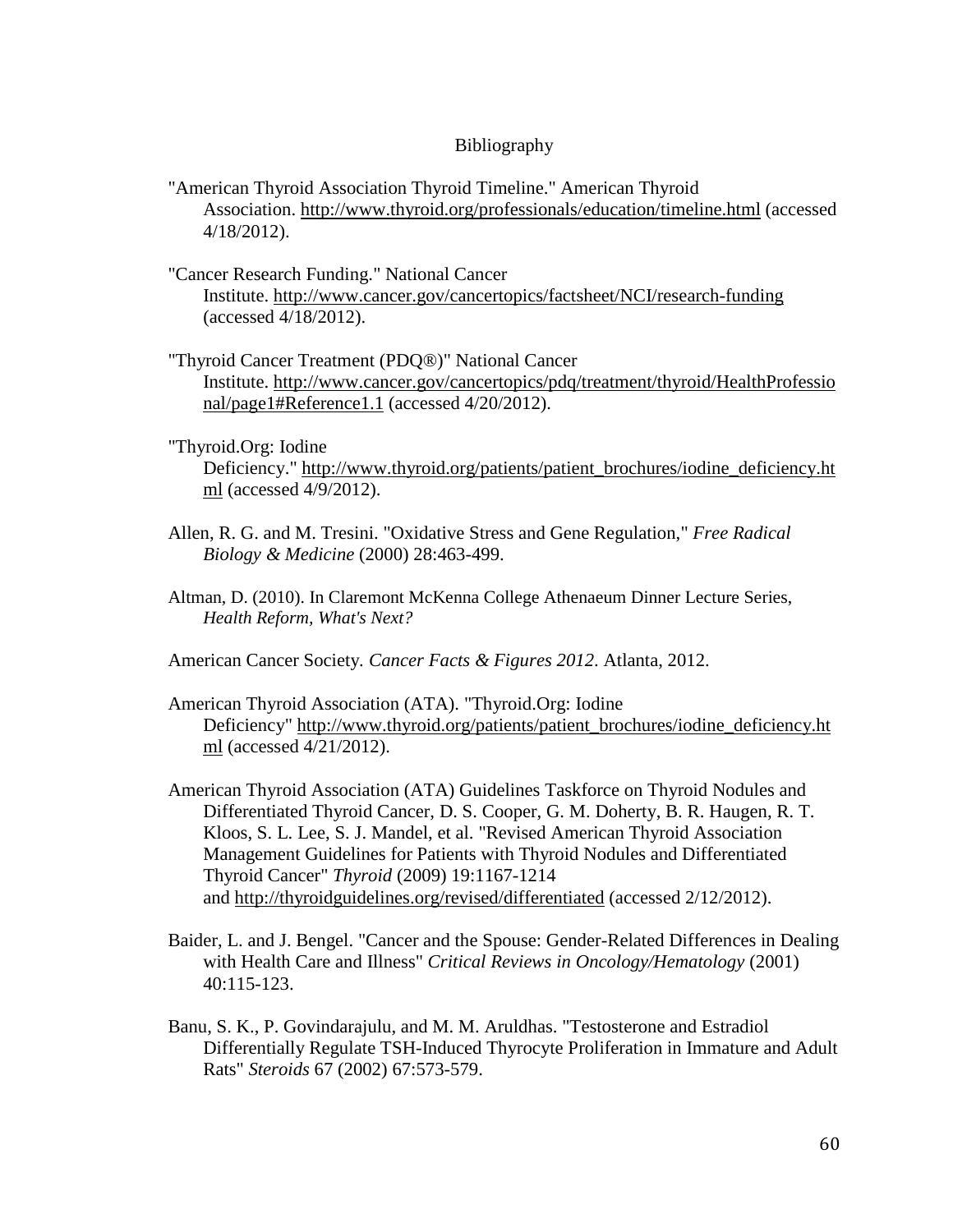# Bibliography

"American Thyroid Association Thyroid Timeline." American Thyroid Association. http://www.thyroid.org/professionals/education/timeline.html (accessed 4/18/2012).

"Cancer Research Funding." National Cancer Institute. http://www.cancer.gov/cancertopics/factsheet/NCI/research-funding (accessed 4/18/2012).

"Thyroid Cancer Treatment (PDQ®)" National Cancer Institute. http://www.cancer.gov/cancertopics/pdq/treatment/thyroid/HealthProfessional/page1#Reference1.1 (accessed 4/20/2012).

"Thyroid.Org: Iodine Deficiency." http://www.thyroid.org/patients/patient_brochures/iodine_deficiency.html (accessed 4/9/2012).

Allen, R. G. and M. Tresini. "Oxidative Stress and Gene Regulation," *Free Radical Biology & Medicine* (2000) 28:463-499.

Altman, D. (2010). In Claremont McKenna College Athenaeum Dinner Lecture Series, *Health Reform, What's Next?*

American Cancer Society. *Cancer Facts & Figures 2012*. Atlanta, 2012.

American Thyroid Association (ATA). "Thyroid.Org: Iodine Deficiency" http://www.thyroid.org/patients/patient_brochures/iodine_deficiency.html (accessed 4/21/2012).

American Thyroid Association (ATA) Guidelines Taskforce on Thyroid Nodules and Differentiated Thyroid Cancer, D. S. Cooper, G. M. Doherty, B. R. Haugen, R. T. Kloos, S. L. Lee, S. J. Mandel, et al. "Revised American Thyroid Association Management Guidelines for Patients with Thyroid Nodules and Differentiated Thyroid Cancer" *Thyroid* (2009) 19:1167-1214 and http://thyroidguidelines.org/revised/differentiated (accessed 2/12/2012).

Baider, L. and J. Bengel. "Cancer and the Spouse: Gender-Related Differences in Dealing with Health Care and Illness" *Critical Reviews in Oncology/Hematology* (2001) 40:115-123.

Banu, S. K., P. Govindarajulu, and M. M. Aruldhas. "Testosterone and Estradiol Differentially Regulate TSH-Induced Thyrocyte Proliferation in Immature and Adult Rats" *Steroids* 67 (2002) 67:573-579.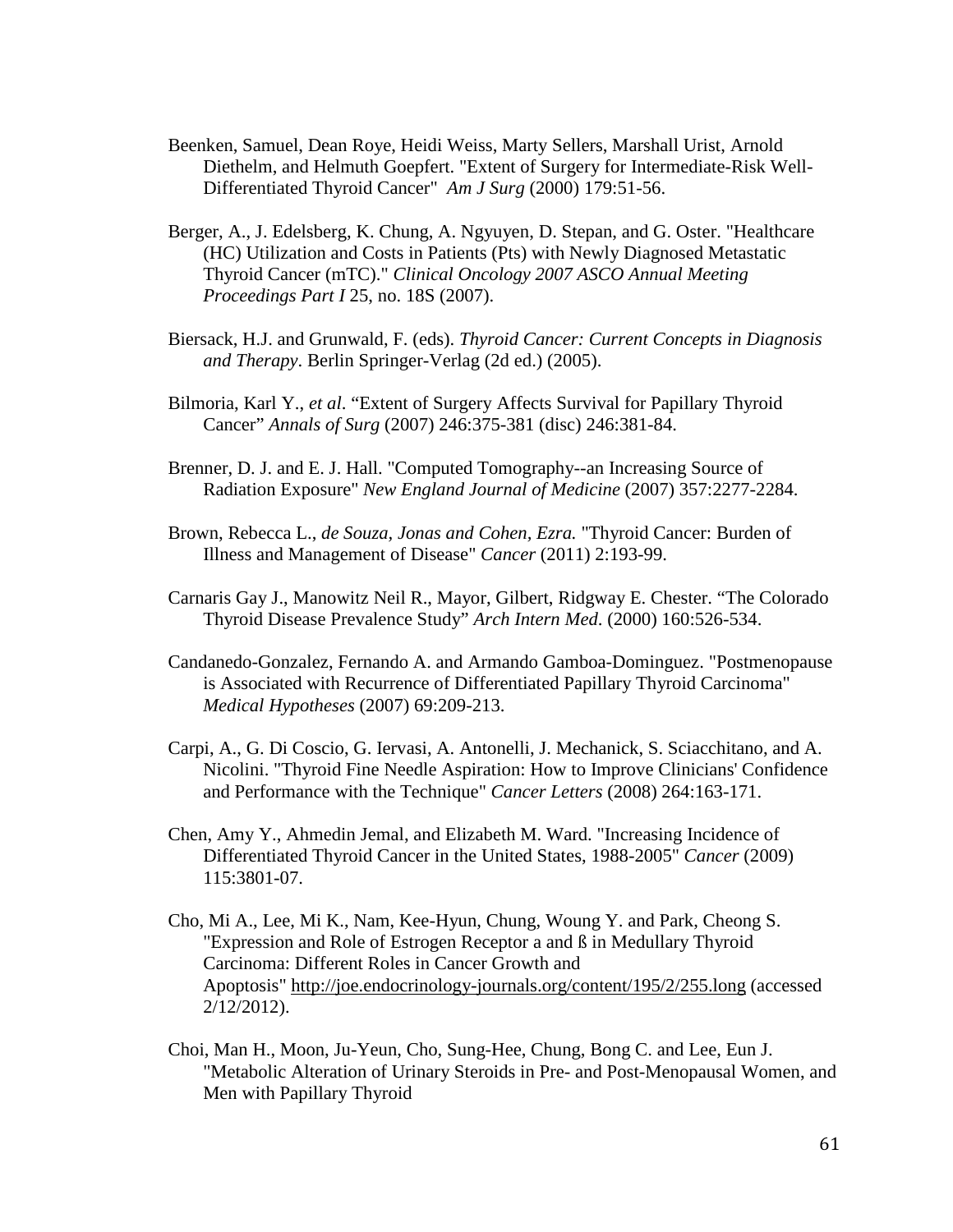Beenken, Samuel, Dean Roye, Heidi Weiss, Marty Sellers, Marshall Urist, Arnold Diethelm, and Helmuth Goepfert. "Extent of Surgery for Intermediate-Risk Well-Differentiated Thyroid Cancer" *Am J Surg* (2000) 179:51-56.

Berger, A., J. Edelsberg, K. Chung, A. Ngyuyen, D. Stepan, and G. Oster. "Healthcare (HC) Utilization and Costs in Patients (Pts) with Newly Diagnosed Metastatic Thyroid Cancer (mTC)." *Clinical Oncology 2007 ASCO Annual Meeting Proceedings Part I* 25, no. 18S (2007).

Biersack, H.J. and Grunwald, F. (eds). *Thyroid Cancer: Current Concepts in Diagnosis and Therapy*. Berlin Springer-Verlag (2d ed.) (2005).

Bilmoria, Karl Y., *et al*. "Extent of Surgery Affects Survival for Papillary Thyroid Cancer" *Annals of Surg* (2007) 246:375-381 (disc) 246:381-84.

Brenner, D. J. and E. J. Hall. "Computed Tomography--an Increasing Source of Radiation Exposure" *New England Journal of Medicine* (2007) 357:2277-2284.

Brown, Rebecca L., *de Souza, Jonas and Cohen, Ezra.* "Thyroid Cancer: Burden of Illness and Management of Disease" *Cancer* (2011) 2:193-99.

Carnaris Gay J., Manowitz Neil R., Mayor, Gilbert, Ridgway E. Chester. "The Colorado Thyroid Disease Prevalence Study" *Arch Intern Med*. (2000) 160:526-534.

Candanedo-Gonzalez, Fernando A. and Armando Gamboa-Dominguez. "Postmenopause is Associated with Recurrence of Differentiated Papillary Thyroid Carcinoma" *Medical Hypotheses* (2007) 69:209-213.

Carpi, A., G. Di Coscio, G. Iervasi, A. Antonelli, J. Mechanick, S. Sciacchitano, and A. Nicolini. "Thyroid Fine Needle Aspiration: How to Improve Clinicians' Confidence and Performance with the Technique" *Cancer Letters* (2008) 264:163-171.

Chen, Amy Y., Ahmedin Jemal, and Elizabeth M. Ward. "Increasing Incidence of Differentiated Thyroid Cancer in the United States, 1988-2005" *Cancer* (2009) 115:3801-07.

Cho, Mi A., Lee, Mi K., Nam, Kee-Hyun, Chung, Woung Y. and Park, Cheong S. "Expression and Role of Estrogen Receptor a and ß in Medullary Thyroid Carcinoma: Different Roles in Cancer Growth and Apoptosis" http://joe.endocrinology-journals.org/content/195/2/255.long (accessed 2/12/2012).

Choi, Man H., Moon, Ju-Yeun, Cho, Sung-Hee, Chung, Bong C. and Lee, Eun J. "Metabolic Alteration of Urinary Steroids in Pre- and Post-Menopausal Women, and Men with Papillary Thyroid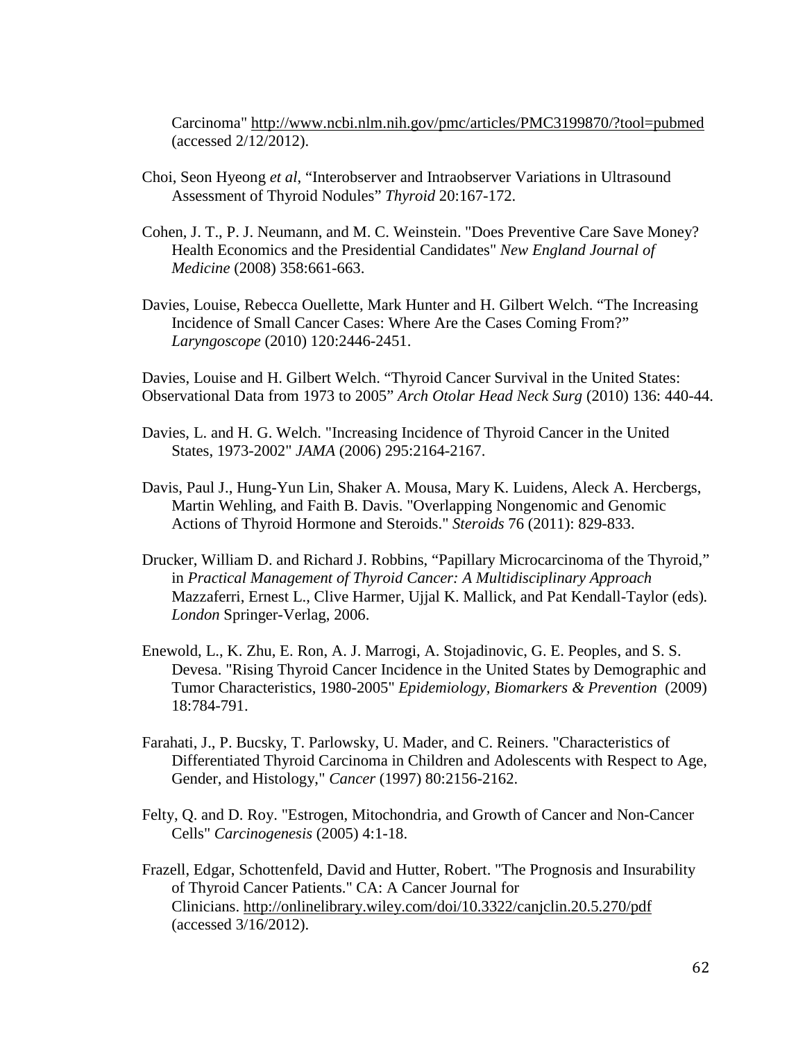Carcinoma" http://www.ncbi.nlm.nih.gov/pmc/articles/PMC3199870/?tool=pubmed (accessed 2/12/2012).

Choi, Seon Hyeong *et al*, "Interobserver and Intraobserver Variations in Ultrasound Assessment of Thyroid Nodules" *Thyroid* 20:167-172.

Cohen, J. T., P. J. Neumann, and M. C. Weinstein. "Does Preventive Care Save Money? Health Economics and the Presidential Candidates" *New England Journal of Medicine* (2008) 358:661-663.

Davies, Louise, Rebecca Ouellette, Mark Hunter and H. Gilbert Welch. "The Increasing Incidence of Small Cancer Cases: Where Are the Cases Coming From?" *Laryngoscope* (2010) 120:2446-2451.

Davies, Louise and H. Gilbert Welch. "Thyroid Cancer Survival in the United States: Observational Data from 1973 to 2005" *Arch Otolar Head Neck Surg* (2010) 136: 440-44.

Davies, L. and H. G. Welch. "Increasing Incidence of Thyroid Cancer in the United States, 1973-2002" *JAMA* (2006) 295:2164-2167.

Davis, Paul J., Hung-Yun Lin, Shaker A. Mousa, Mary K. Luidens, Aleck A. Hercbergs, Martin Wehling, and Faith B. Davis. "Overlapping Nongenomic and Genomic Actions of Thyroid Hormone and Steroids." *Steroids* 76 (2011): 829-833.

Drucker, William D. and Richard J. Robbins, "Papillary Microcarcinoma of the Thyroid," in *Practical Management of Thyroid Cancer: A Multidisciplinary Approach* Mazzaferri, Ernest L., Clive Harmer, Ujjal K. Mallick, and Pat Kendall-Taylor (eds). *London* Springer-Verlag, 2006.

Enewold, L., K. Zhu, E. Ron, A. J. Marrogi, A. Stojadinovic, G. E. Peoples, and S. S. Devesa. "Rising Thyroid Cancer Incidence in the United States by Demographic and Tumor Characteristics, 1980-2005" *Epidemiology, Biomarkers & Prevention* (2009) 18:784-791.

Farahati, J., P. Bucsky, T. Parlowsky, U. Mader, and C. Reiners. "Characteristics of Differentiated Thyroid Carcinoma in Children and Adolescents with Respect to Age, Gender, and Histology," *Cancer* (1997) 80:2156-2162.

Felty, Q. and D. Roy. "Estrogen, Mitochondria, and Growth of Cancer and Non-Cancer Cells" *Carcinogenesis* (2005) 4:1-18.

Frazell, Edgar, Schottenfeld, David and Hutter, Robert. "The Prognosis and Insurability of Thyroid Cancer Patients." CA: A Cancer Journal for Clinicians. http://onlinelibrary.wiley.com/doi/10.3322/canjclin.20.5.270/pdf (accessed 3/16/2012).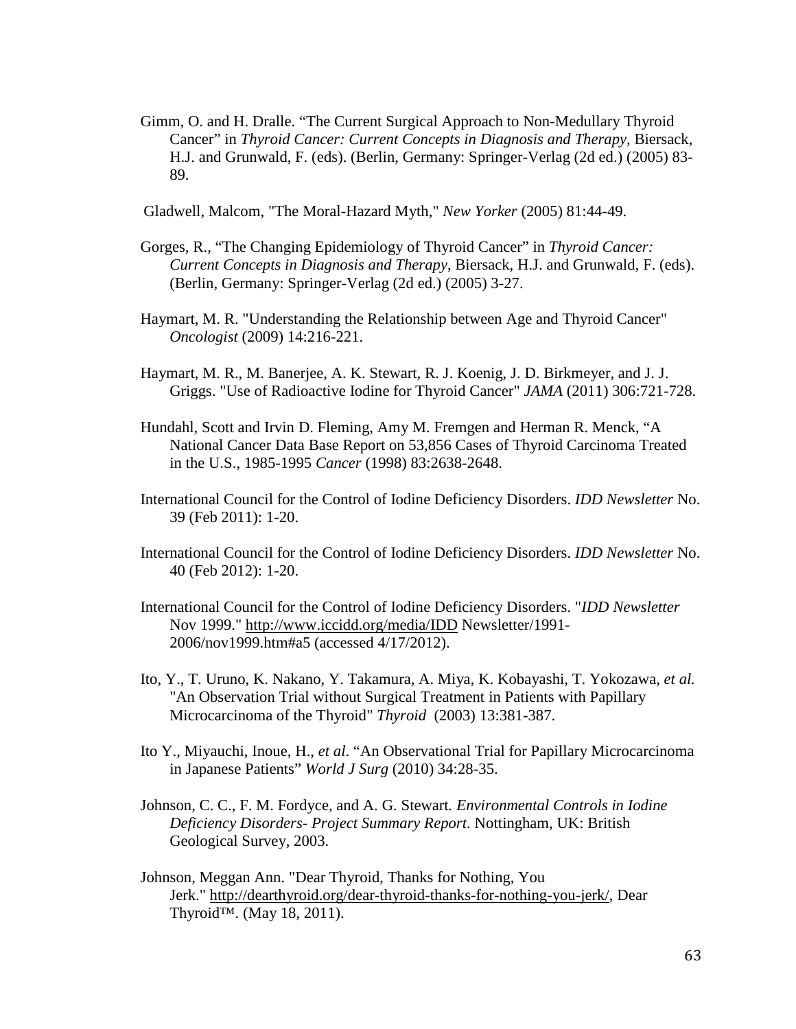Gimm, O. and H. Dralle. "The Current Surgical Approach to Non-Medullary Thyroid Cancer" in *Thyroid Cancer: Current Concepts in Diagnosis and Therapy*, Biersack, H.J. and Grunwald, F. (eds). (Berlin, Germany: Springer-Verlag (2d ed.) (2005) 83-89.

Gladwell, Malcom, "The Moral-Hazard Myth," *New Yorker* (2005) 81:44-49.

Gorges, R., "The Changing Epidemiology of Thyroid Cancer" in *Thyroid Cancer: Current Concepts in Diagnosis and Therapy*, Biersack, H.J. and Grunwald, F. (eds). (Berlin, Germany: Springer-Verlag (2d ed.) (2005) 3-27.

Haymart, M. R. "Understanding the Relationship between Age and Thyroid Cancer" *Oncologist* (2009) 14:216-221.

Haymart, M. R., M. Banerjee, A. K. Stewart, R. J. Koenig, J. D. Birkmeyer, and J. J. Griggs. "Use of Radioactive Iodine for Thyroid Cancer" *JAMA* (2011) 306:721-728.

Hundahl, Scott and Irvin D. Fleming, Amy M. Fremgen and Herman R. Menck, "A National Cancer Data Base Report on 53,856 Cases of Thyroid Carcinoma Treated in the U.S., 1985-1995 *Cancer* (1998) 83:2638-2648.

International Council for the Control of Iodine Deficiency Disorders. *IDD Newsletter* No. 39 (Feb 2011): 1-20.

International Council for the Control of Iodine Deficiency Disorders. *IDD Newsletter* No. 40 (Feb 2012): 1-20.

International Council for the Control of Iodine Deficiency Disorders. "*IDD Newsletter* Nov 1999." http://www.iccidd.org/media/IDD Newsletter/1991-2006/nov1999.htm#a5 (accessed 4/17/2012).

Ito, Y., T. Uruno, K. Nakano, Y. Takamura, A. Miya, K. Kobayashi, T. Yokozawa, *et al.* "An Observation Trial without Surgical Treatment in Patients with Papillary Microcarcinoma of the Thyroid" *Thyroid* (2003) 13:381-387.

Ito Y., Miyauchi, Inoue, H., *et al*. "An Observational Trial for Papillary Microcarcinoma in Japanese Patients" *World J Surg* (2010) 34:28-35.

Johnson, C. C., F. M. Fordyce, and A. G. Stewart. *Environmental Controls in Iodine Deficiency Disorders- Project Summary Report*. Nottingham, UK: British Geological Survey, 2003.

Johnson, Meggan Ann. "Dear Thyroid, Thanks for Nothing, You Jerk." http://dearthyroid.org/dear-thyroid-thanks-for-nothing-you-jerk/, Dear Thyroid™. (May 18, 2011).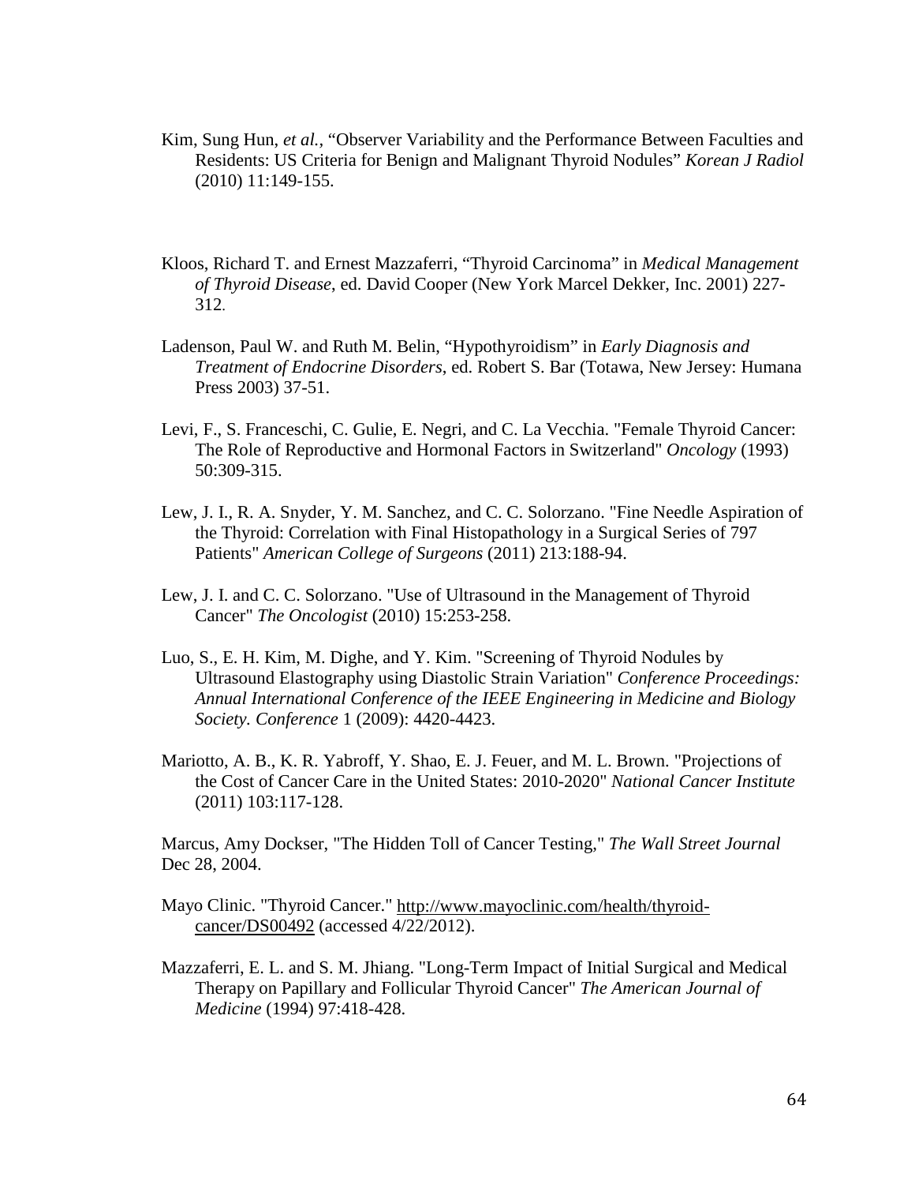Kim, Sung Hun, *et al.*, "Observer Variability and the Performance Between Faculties and Residents: US Criteria for Benign and Malignant Thyroid Nodules" *Korean J Radiol* (2010) 11:149-155.

Kloos, Richard T. and Ernest Mazzaferri, "Thyroid Carcinoma" in *Medical Management of Thyroid Disease*, ed. David Cooper (New York Marcel Dekker, Inc. 2001) 227-312.

Ladenson, Paul W. and Ruth M. Belin, "Hypothyroidism" in *Early Diagnosis and Treatment of Endocrine Disorders*, ed. Robert S. Bar (Totawa, New Jersey: Humana Press 2003) 37-51.

Levi, F., S. Franceschi, C. Gulie, E. Negri, and C. La Vecchia. "Female Thyroid Cancer: The Role of Reproductive and Hormonal Factors in Switzerland" *Oncology* (1993) 50:309-315.

Lew, J. I., R. A. Snyder, Y. M. Sanchez, and C. C. Solorzano. "Fine Needle Aspiration of the Thyroid: Correlation with Final Histopathology in a Surgical Series of 797 Patients" *American College of Surgeons* (2011) 213:188-94.

Lew, J. I. and C. C. Solorzano. "Use of Ultrasound in the Management of Thyroid Cancer" *The Oncologist* (2010) 15:253-258.

Luo, S., E. H. Kim, M. Dighe, and Y. Kim. "Screening of Thyroid Nodules by Ultrasound Elastography using Diastolic Strain Variation" *Conference Proceedings: Annual International Conference of the IEEE Engineering in Medicine and Biology Society. Conference* 1 (2009): 4420-4423.

Mariotto, A. B., K. R. Yabroff, Y. Shao, E. J. Feuer, and M. L. Brown. "Projections of the Cost of Cancer Care in the United States: 2010-2020" *National Cancer Institute* (2011) 103:117-128.

Marcus, Amy Dockser, "The Hidden Toll of Cancer Testing," *The Wall Street Journal* Dec 28, 2004.

Mayo Clinic. "Thyroid Cancer." http://www.mayoclinic.com/health/thyroid-cancer/DS00492 (accessed 4/22/2012).

Mazzaferri, E. L. and S. M. Jhiang. "Long-Term Impact of Initial Surgical and Medical Therapy on Papillary and Follicular Thyroid Cancer" *The American Journal of Medicine* (1994) 97:418-428.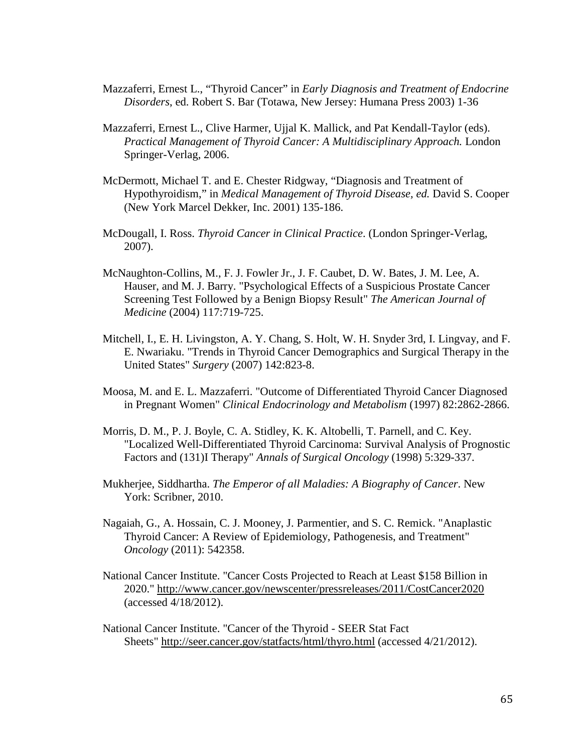Mazzaferri, Ernest L., “Thyroid Cancer” in *Early Diagnosis and Treatment of Endocrine Disorders*, ed. Robert S. Bar (Totawa, New Jersey: Humana Press 2003) 1-36

Mazzaferri, Ernest L., Clive Harmer, Ujjal K. Mallick, and Pat Kendall-Taylor (eds). *Practical Management of Thyroid Cancer: A Multidisciplinary Approach.* London Springer-Verlag, 2006.

McDermott, Michael T. and E. Chester Ridgway, “Diagnosis and Treatment of Hypothyroidism,” in *Medical Management of Thyroid Disease, ed.* David S. Cooper (New York Marcel Dekker, Inc. 2001) 135-186.

McDougall, I. Ross. *Thyroid Cancer in Clinical Practice*. (London Springer-Verlag, 2007).

McNaughton-Collins, M., F. J. Fowler Jr., J. F. Caubet, D. W. Bates, J. M. Lee, A. Hauser, and M. J. Barry. "Psychological Effects of a Suspicious Prostate Cancer Screening Test Followed by a Benign Biopsy Result" *The American Journal of Medicine* (2004) 117:719-725.

Mitchell, I., E. H. Livingston, A. Y. Chang, S. Holt, W. H. Snyder 3rd, I. Lingvay, and F. E. Nwariaku. "Trends in Thyroid Cancer Demographics and Surgical Therapy in the United States" *Surgery* (2007) 142:823-8.

Moosa, M. and E. L. Mazzaferri. "Outcome of Differentiated Thyroid Cancer Diagnosed in Pregnant Women" *Clinical Endocrinology and Metabolism* (1997) 82:2862-2866.

Morris, D. M., P. J. Boyle, C. A. Stidley, K. K. Altobelli, T. Parnell, and C. Key. "Localized Well-Differentiated Thyroid Carcinoma: Survival Analysis of Prognostic Factors and (131)I Therapy" *Annals of Surgical Oncology* (1998) 5:329-337.

Mukherjee, Siddhartha. *The Emperor of all Maladies: A Biography of Cancer*. New York: Scribner, 2010.

Nagaiah, G., A. Hossain, C. J. Mooney, J. Parmentier, and S. C. Remick. "Anaplastic Thyroid Cancer: A Review of Epidemiology, Pathogenesis, and Treatment" *Oncology* (2011): 542358.

National Cancer Institute. "Cancer Costs Projected to Reach at Least $158 Billion in 2020." http://www.cancer.gov/newscenter/pressreleases/2011/CostCancer2020 (accessed 4/18/2012).

National Cancer Institute. "Cancer of the Thyroid - SEER Stat Fact Sheets" http://seer.cancer.gov/statfacts/html/thyro.html (accessed 4/21/2012).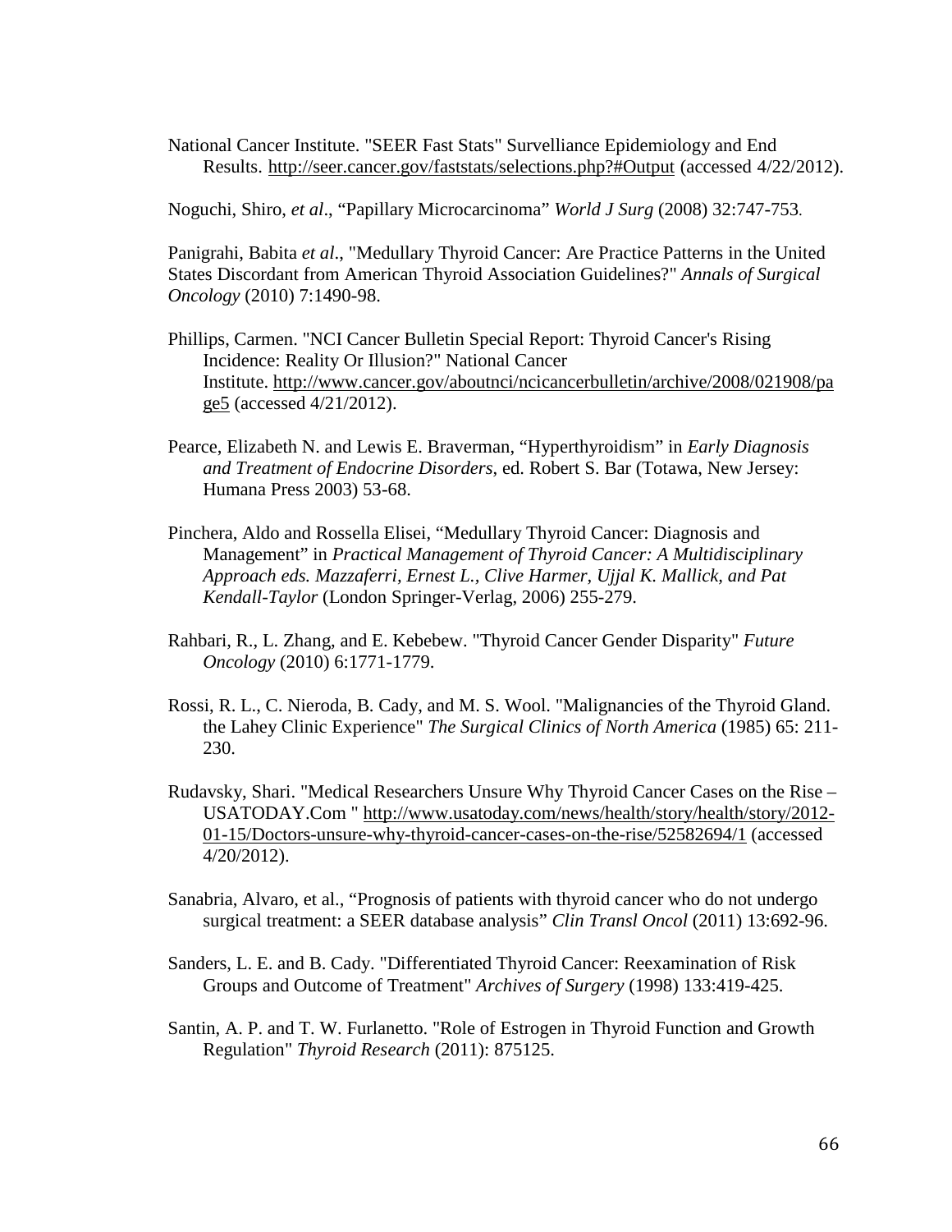National Cancer Institute. "SEER Fast Stats" Survelliance Epidemiology and End Results. http://seer.cancer.gov/faststats/selections.php?#Output (accessed 4/22/2012).

Noguchi, Shiro, *et al*., "Papillary Microcarcinoma" *World J Surg* (2008) 32:747-753.

Panigrahi, Babita *et al*., "Medullary Thyroid Cancer: Are Practice Patterns in the United States Discordant from American Thyroid Association Guidelines?" *Annals of Surgical Oncology* (2010) 7:1490-98.

Phillips, Carmen. "NCI Cancer Bulletin Special Report: Thyroid Cancer's Rising Incidence: Reality Or Illusion?" National Cancer Institute. http://www.cancer.gov/aboutnci/ncicancerbulletin/archive/2008/021908/page5 (accessed 4/21/2012).

Pearce, Elizabeth N. and Lewis E. Braverman, "Hyperthyroidism" in *Early Diagnosis and Treatment of Endocrine Disorders*, ed. Robert S. Bar (Totawa, New Jersey: Humana Press 2003) 53-68.

Pinchera, Aldo and Rossella Elisei, "Medullary Thyroid Cancer: Diagnosis and Management" in *Practical Management of Thyroid Cancer: A Multidisciplinary Approach eds. Mazzaferri, Ernest L., Clive Harmer, Ujjal K. Mallick, and Pat Kendall-Taylor* (London Springer-Verlag, 2006) 255-279.

Rahbari, R., L. Zhang, and E. Kebebew. "Thyroid Cancer Gender Disparity" *Future Oncology* (2010) 6:1771-1779.

Rossi, R. L., C. Nieroda, B. Cady, and M. S. Wool. "Malignancies of the Thyroid Gland. the Lahey Clinic Experience" *The Surgical Clinics of North America* (1985) 65: 211-230.

Rudavsky, Shari. "Medical Researchers Unsure Why Thyroid Cancer Cases on the Rise – USATODAY.Com " http://www.usatoday.com/news/health/story/health/story/2012-01-15/Doctors-unsure-why-thyroid-cancer-cases-on-the-rise/52582694/1 (accessed 4/20/2012).

Sanabria, Alvaro, et al., "Prognosis of patients with thyroid cancer who do not undergo surgical treatment: a SEER database analysis" *Clin Transl Oncol* (2011) 13:692-96.

Sanders, L. E. and B. Cady. "Differentiated Thyroid Cancer: Reexamination of Risk Groups and Outcome of Treatment" *Archives of Surgery* (1998) 133:419-425.

Santin, A. P. and T. W. Furlanetto. "Role of Estrogen in Thyroid Function and Growth Regulation" *Thyroid Research* (2011): 875125.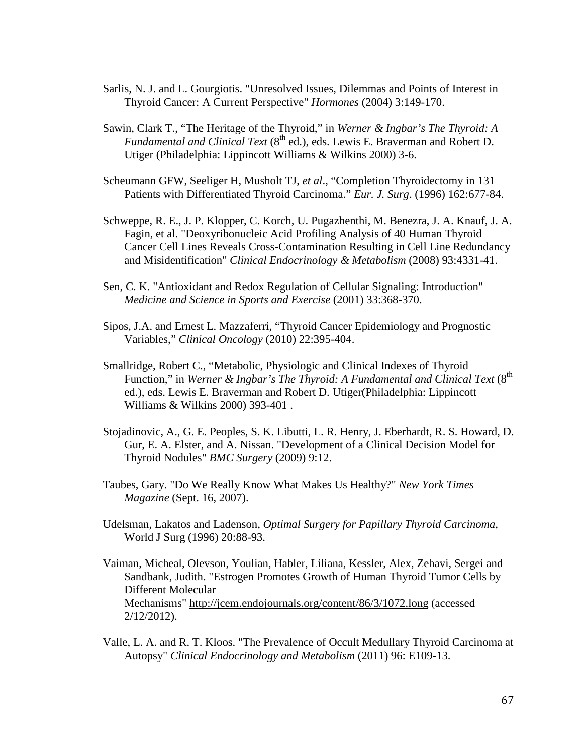Sarlis, N. J. and L. Gourgiotis. "Unresolved Issues, Dilemmas and Points of Interest in Thyroid Cancer: A Current Perspective" *Hormones* (2004) 3:149-170.

Sawin, Clark T., "The Heritage of the Thyroid," in *Werner & Ingbar's The Thyroid: A Fundamental and Clinical Text* (8th ed.), eds. Lewis E. Braverman and Robert D. Utiger (Philadelphia: Lippincott Williams & Wilkins 2000) 3-6.

Scheumann GFW, Seeliger H, Musholt TJ, *et al*., "Completion Thyroidectomy in 131 Patients with Differentiated Thyroid Carcinoma." *Eur. J. Surg*. (1996) 162:677-84.

Schweppe, R. E., J. P. Klopper, C. Korch, U. Pugazhenthi, M. Benezra, J. A. Knauf, J. A. Fagin, et al. "Deoxyribonucleic Acid Profiling Analysis of 40 Human Thyroid Cancer Cell Lines Reveals Cross-Contamination Resulting in Cell Line Redundancy and Misidentification" *Clinical Endocrinology & Metabolism* (2008) 93:4331-41.

Sen, C. K. "Antioxidant and Redox Regulation of Cellular Signaling: Introduction" *Medicine and Science in Sports and Exercise* (2001) 33:368-370.

Sipos, J.A. and Ernest L. Mazzaferri, "Thyroid Cancer Epidemiology and Prognostic Variables," *Clinical Oncology* (2010) 22:395-404.

Smallridge, Robert C., "Metabolic, Physiologic and Clinical Indexes of Thyroid Function," in *Werner & Ingbar's The Thyroid: A Fundamental and Clinical Text* (8th ed.), eds. Lewis E. Braverman and Robert D. Utiger(Philadelphia: Lippincott Williams & Wilkins 2000) 393-401 .

Stojadinovic, A., G. E. Peoples, S. K. Libutti, L. R. Henry, J. Eberhardt, R. S. Howard, D. Gur, E. A. Elster, and A. Nissan. "Development of a Clinical Decision Model for Thyroid Nodules" *BMC Surgery* (2009) 9:12.

Taubes, Gary. "Do We Really Know What Makes Us Healthy?" *New York Times Magazine* (Sept. 16, 2007).

Udelsman, Lakatos and Ladenson, *Optimal Surgery for Papillary Thyroid Carcinoma,* World J Surg (1996) 20:88-93.

Vaiman, Micheal, Olevson, Youlian, Habler, Liliana, Kessler, Alex, Zehavi, Sergei and Sandbank, Judith. "Estrogen Promotes Growth of Human Thyroid Tumor Cells by Different Molecular Mechanisms" http://jcem.endojournals.org/content/86/3/1072.long (accessed 2/12/2012).

Valle, L. A. and R. T. Kloos. "The Prevalence of Occult Medullary Thyroid Carcinoma at Autopsy" *Clinical Endocrinology and Metabolism* (2011) 96: E109-13.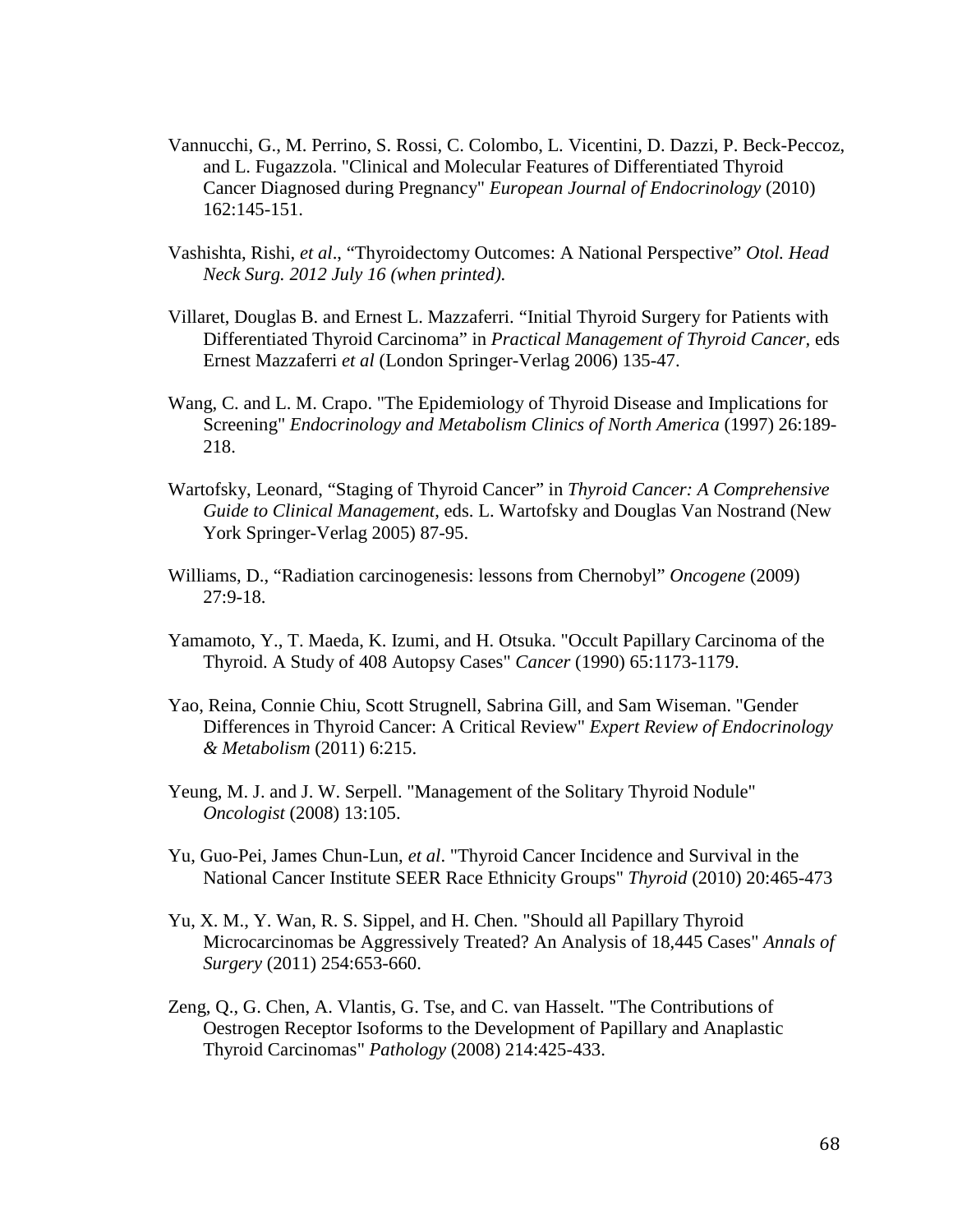Vannucchi, G., M. Perrino, S. Rossi, C. Colombo, L. Vicentini, D. Dazzi, P. Beck-Peccoz, and L. Fugazzola. "Clinical and Molecular Features of Differentiated Thyroid Cancer Diagnosed during Pregnancy" *European Journal of Endocrinology* (2010) 162:145-151.

Vashishta, Rishi, *et al*., "Thyroidectomy Outcomes: A National Perspective" *Otol. Head Neck Surg. 2012 July 16 (when printed).*

Villaret, Douglas B. and Ernest L. Mazzaferri. "Initial Thyroid Surgery for Patients with Differentiated Thyroid Carcinoma" in *Practical Management of Thyroid Cancer,* eds Ernest Mazzaferri *et al* (London Springer-Verlag 2006) 135-47.

Wang, C. and L. M. Crapo. "The Epidemiology of Thyroid Disease and Implications for Screening" *Endocrinology and Metabolism Clinics of North America* (1997) 26:189-218.

Wartofsky, Leonard, "Staging of Thyroid Cancer" in *Thyroid Cancer: A Comprehensive Guide to Clinical Management*, eds. L. Wartofsky and Douglas Van Nostrand (New York Springer-Verlag 2005) 87-95.

Williams, D., "Radiation carcinogenesis: lessons from Chernobyl" *Oncogene* (2009) 27:9-18.

Yamamoto, Y., T. Maeda, K. Izumi, and H. Otsuka. "Occult Papillary Carcinoma of the Thyroid. A Study of 408 Autopsy Cases" *Cancer* (1990) 65:1173-1179.

Yao, Reina, Connie Chiu, Scott Strugnell, Sabrina Gill, and Sam Wiseman. "Gender Differences in Thyroid Cancer: A Critical Review" *Expert Review of Endocrinology & Metabolism* (2011) 6:215.

Yeung, M. J. and J. W. Serpell. "Management of the Solitary Thyroid Nodule" *Oncologist* (2008) 13:105.

Yu, Guo-Pei, James Chun-Lun, *et al*. "Thyroid Cancer Incidence and Survival in the National Cancer Institute SEER Race Ethnicity Groups" *Thyroid* (2010) 20:465-473

Yu, X. M., Y. Wan, R. S. Sippel, and H. Chen. "Should all Papillary Thyroid Microcarcinomas be Aggressively Treated? An Analysis of 18,445 Cases" *Annals of Surgery* (2011) 254:653-660.

Zeng, Q., G. Chen, A. Vlantis, G. Tse, and C. van Hasselt. "The Contributions of Oestrogen Receptor Isoforms to the Development of Papillary and Anaplastic Thyroid Carcinomas" *Pathology* (2008) 214:425-433.